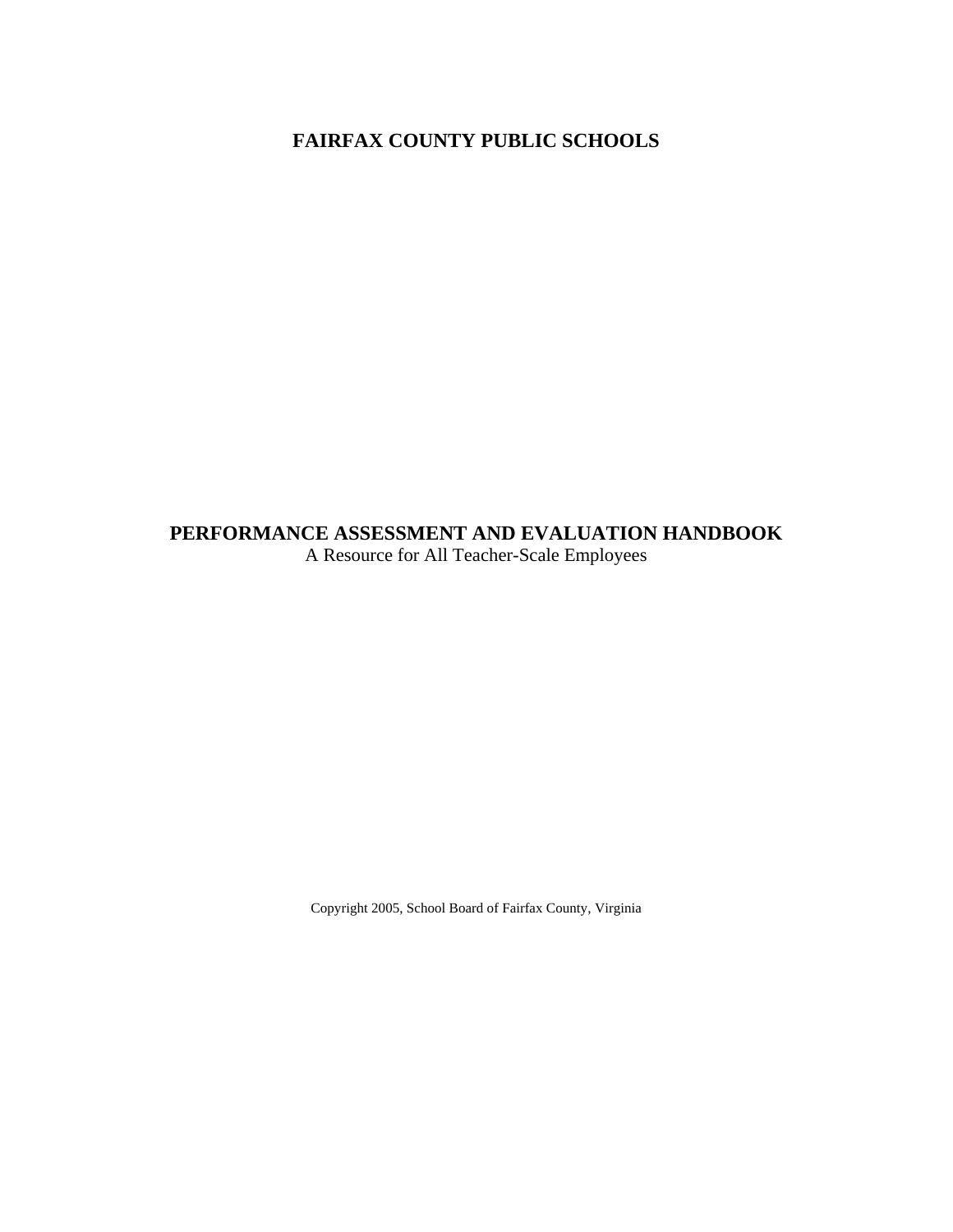# FAIRFAX COUNTY PUBLIC SCHOOLS

# PERFORMANCE ASSESSMENT AND EVALUATION HANDBOOK

A Resource for All Teacher-Scale Employees

Copyright 2005, School Board of Fairfax County, Virginia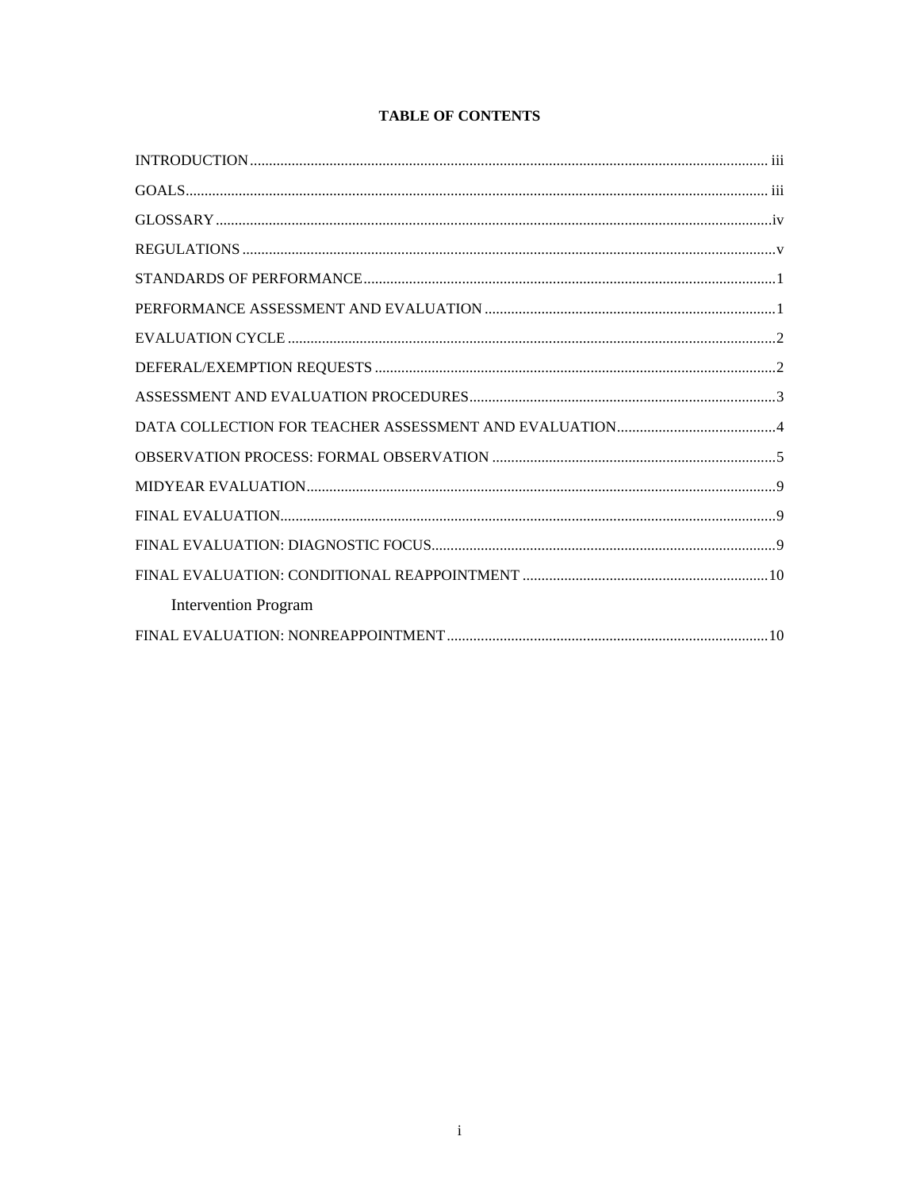**TABLE OF CONTENTS**

INTRODUCTION ........ iii

GOALS ........ iii

GLOSSARY ........ iv

REGULATIONS ........ v

STANDARDS OF PERFORMANCE ........ 1

PERFORMANCE ASSESSMENT AND EVALUATION ........ 1

EVALUATION CYCLE ........ 2

DEFERAL/EXEMPTION REQUESTS ........ 2

ASSESSMENT AND EVALUATION PROCEDURES ........ 3

DATA COLLECTION FOR TEACHER ASSESSMENT AND EVALUATION ........ 4

OBSERVATION PROCESS: FORMAL OBSERVATION ........ 5

MIDYEAR EVALUATION ........ 9

FINAL EVALUATION ........ 9

FINAL EVALUATION: DIAGNOSTIC FOCUS ........ 9

FINAL EVALUATION: CONDITIONAL REAPPOINTMENT ........ 10

Intervention Program

FINAL EVALUATION: NONREAPPOINTMENT ........ 10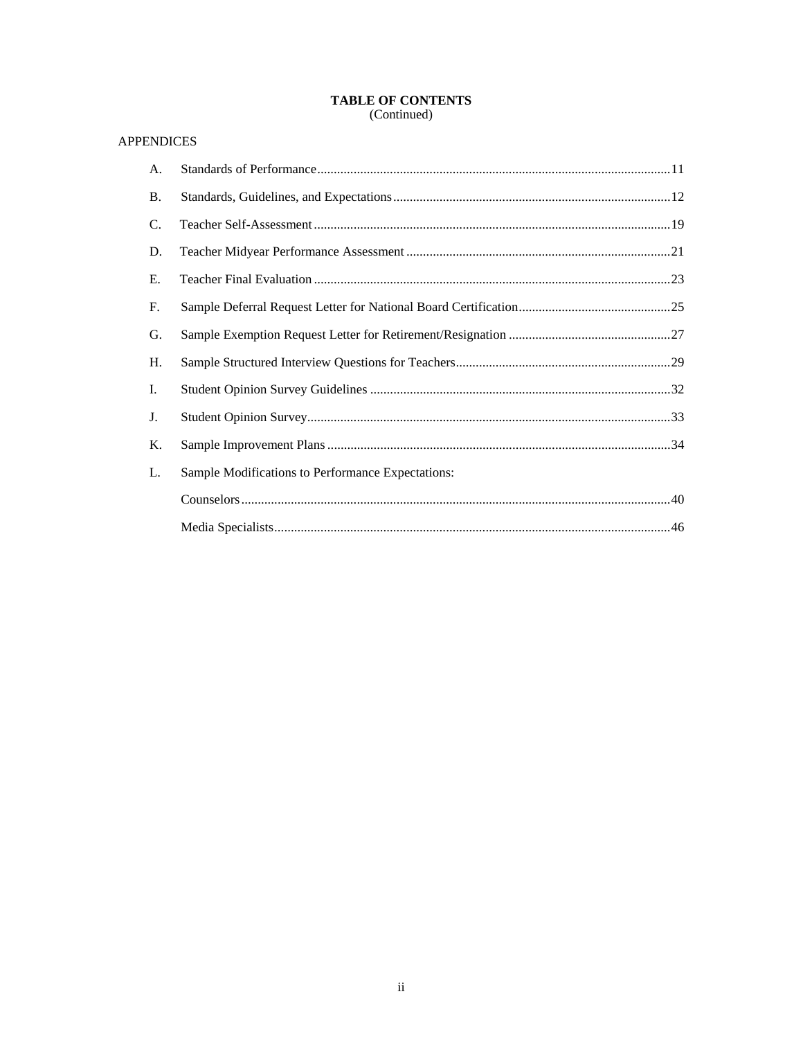# TABLE OF CONTENTS
(Continued)

APPENDICES

| | | |
|---|---|---|
| A. | Standards of Performance | 11 |
| B. | Standards, Guidelines, and Expectations | 12 |
| C. | Teacher Self-Assessment | 19 |
| D. | Teacher Midyear Performance Assessment | 21 |
| E. | Teacher Final Evaluation | 23 |
| F. | Sample Deferral Request Letter for National Board Certification | 25 |
| G. | Sample Exemption Request Letter for Retirement/Resignation | 27 |
| H. | Sample Structured Interview Questions for Teachers | 29 |
| I. | Student Opinion Survey Guidelines | 32 |
| J. | Student Opinion Survey | 33 |
| K. | Sample Improvement Plans | 34 |
| L. | Sample Modifications to Performance Expectations: | |
| | Counselors | 40 |
| | Media Specialists | 46 |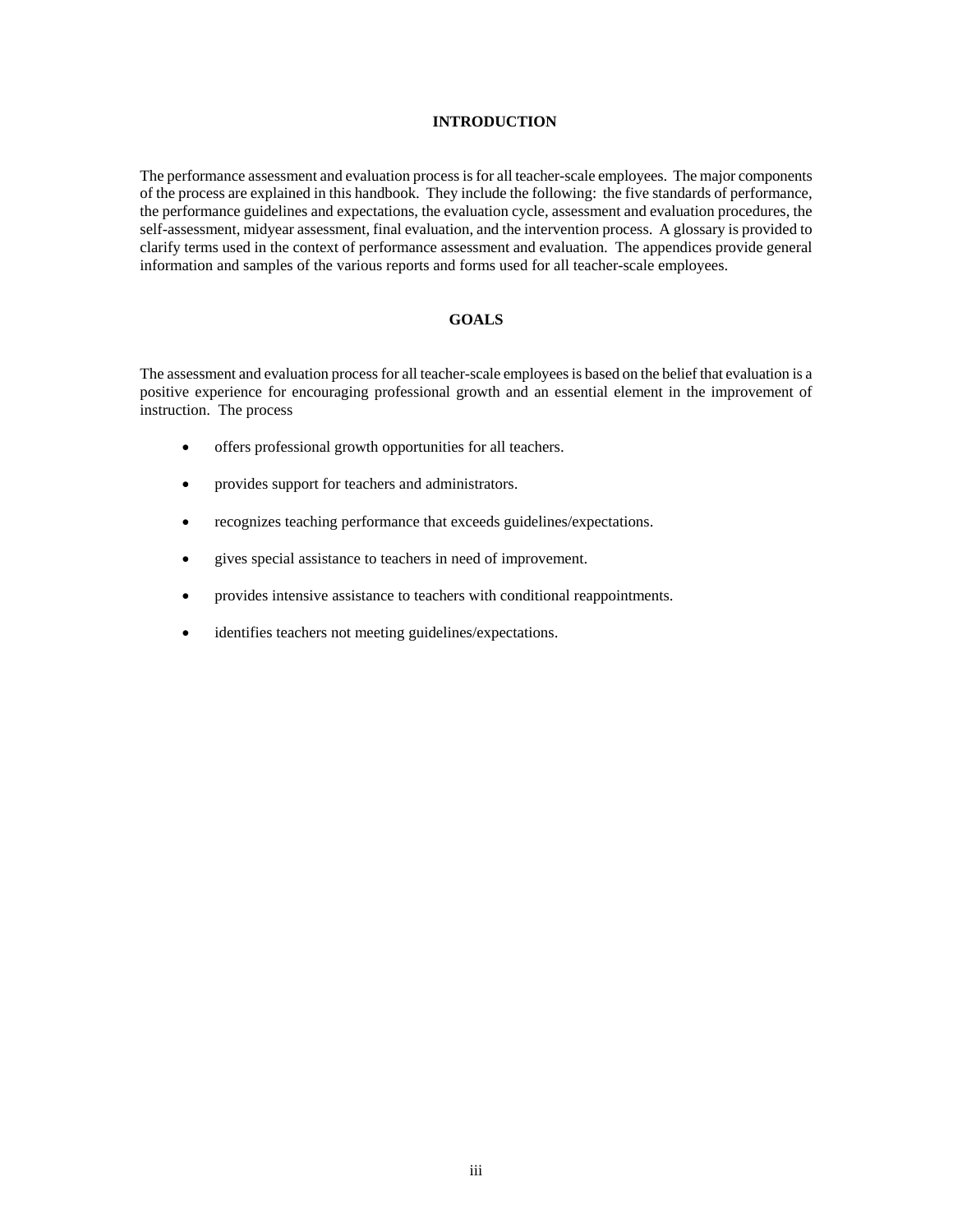## INTRODUCTION

The performance assessment and evaluation process is for all teacher-scale employees. The major components of the process are explained in this handbook. They include the following: the five standards of performance, the performance guidelines and expectations, the evaluation cycle, assessment and evaluation procedures, the self-assessment, midyear assessment, final evaluation, and the intervention process. A glossary is provided to clarify terms used in the context of performance assessment and evaluation. The appendices provide general information and samples of the various reports and forms used for all teacher-scale employees.

## GOALS

The assessment and evaluation process for all teacher-scale employees is based on the belief that evaluation is a positive experience for encouraging professional growth and an essential element in the improvement of instruction. The process

- offers professional growth opportunities for all teachers.
- provides support for teachers and administrators.
- recognizes teaching performance that exceeds guidelines/expectations.
- gives special assistance to teachers in need of improvement.
- provides intensive assistance to teachers with conditional reappointments.
- identifies teachers not meeting guidelines/expectations.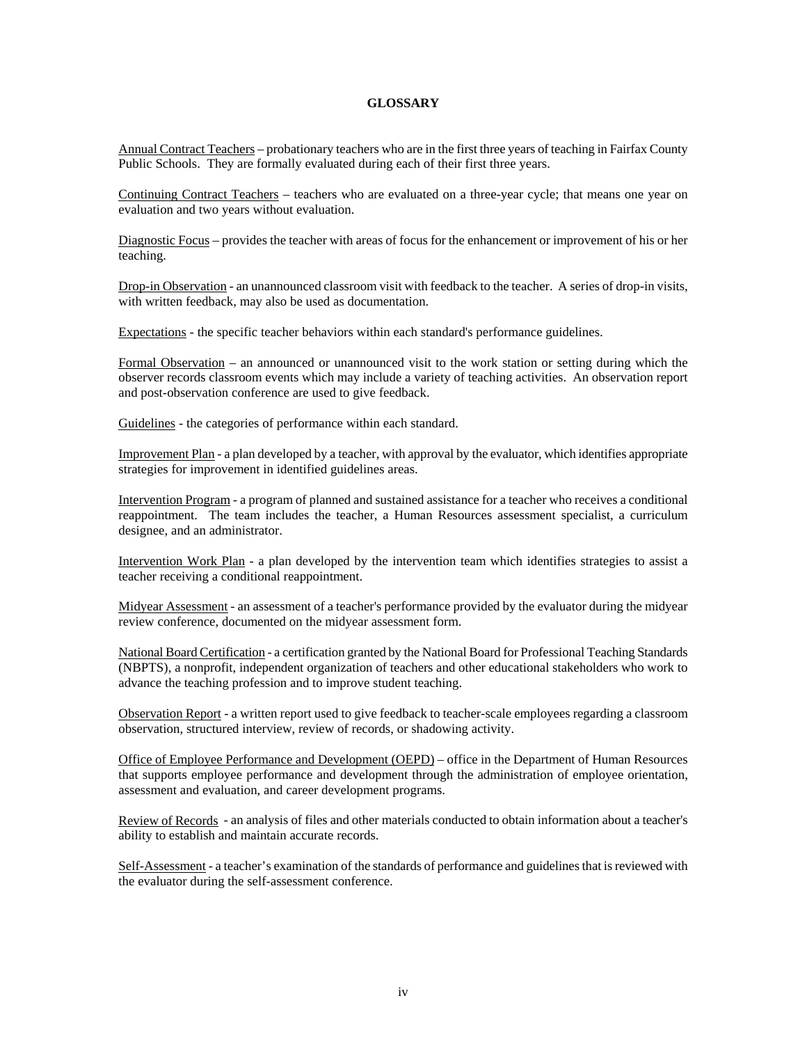## GLOSSARY

Annual Contract Teachers – probationary teachers who are in the first three years of teaching in Fairfax County Public Schools. They are formally evaluated during each of their first three years.

Continuing Contract Teachers – teachers who are evaluated on a three-year cycle; that means one year on evaluation and two years without evaluation.

Diagnostic Focus – provides the teacher with areas of focus for the enhancement or improvement of his or her teaching.

Drop-in Observation - an unannounced classroom visit with feedback to the teacher. A series of drop-in visits, with written feedback, may also be used as documentation.

Expectations - the specific teacher behaviors within each standard's performance guidelines.

Formal Observation – an announced or unannounced visit to the work station or setting during which the observer records classroom events which may include a variety of teaching activities. An observation report and post-observation conference are used to give feedback.

Guidelines - the categories of performance within each standard.

Improvement Plan - a plan developed by a teacher, with approval by the evaluator, which identifies appropriate strategies for improvement in identified guidelines areas.

Intervention Program - a program of planned and sustained assistance for a teacher who receives a conditional reappointment. The team includes the teacher, a Human Resources assessment specialist, a curriculum designee, and an administrator.

Intervention Work Plan - a plan developed by the intervention team which identifies strategies to assist a teacher receiving a conditional reappointment.

Midyear Assessment - an assessment of a teacher's performance provided by the evaluator during the midyear review conference, documented on the midyear assessment form.

National Board Certification - a certification granted by the National Board for Professional Teaching Standards (NBPTS), a nonprofit, independent organization of teachers and other educational stakeholders who work to advance the teaching profession and to improve student teaching.

Observation Report - a written report used to give feedback to teacher-scale employees regarding a classroom observation, structured interview, review of records, or shadowing activity.

Office of Employee Performance and Development (OEPD) – office in the Department of Human Resources that supports employee performance and development through the administration of employee orientation, assessment and evaluation, and career development programs.

Review of Records - an analysis of files and other materials conducted to obtain information about a teacher's ability to establish and maintain accurate records.

Self-Assessment - a teacher's examination of the standards of performance and guidelines that is reviewed with the evaluator during the self-assessment conference.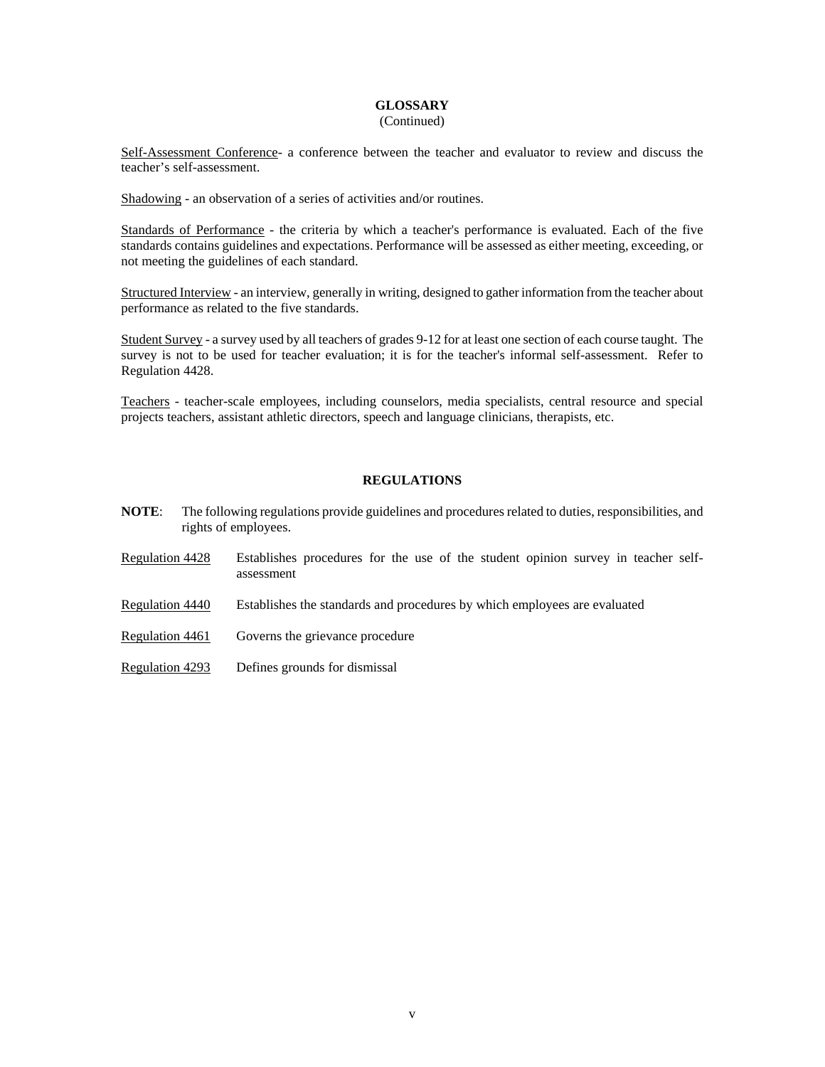## GLOSSARY

(Continued)

Self-Assessment Conference- a conference between the teacher and evaluator to review and discuss the teacher's self-assessment.

Shadowing - an observation of a series of activities and/or routines.

Standards of Performance - the criteria by which a teacher's performance is evaluated. Each of the five standards contains guidelines and expectations. Performance will be assessed as either meeting, exceeding, or not meeting the guidelines of each standard.

Structured Interview - an interview, generally in writing, designed to gather information from the teacher about performance as related to the five standards.

Student Survey - a survey used by all teachers of grades 9-12 for at least one section of each course taught. The survey is not to be used for teacher evaluation; it is for the teacher's informal self-assessment. Refer to Regulation 4428.

Teachers - teacher-scale employees, including counselors, media specialists, central resource and special projects teachers, assistant athletic directors, speech and language clinicians, therapists, etc.

## REGULATIONS

**NOTE**: The following regulations provide guidelines and procedures related to duties, responsibilities, and rights of employees.

| | |
|---|---|
| Regulation 4428 | Establishes procedures for the use of the student opinion survey in teacher self-assessment |
| Regulation 4440 | Establishes the standards and procedures by which employees are evaluated |
| Regulation 4461 | Governs the grievance procedure |
| Regulation 4293 | Defines grounds for dismissal |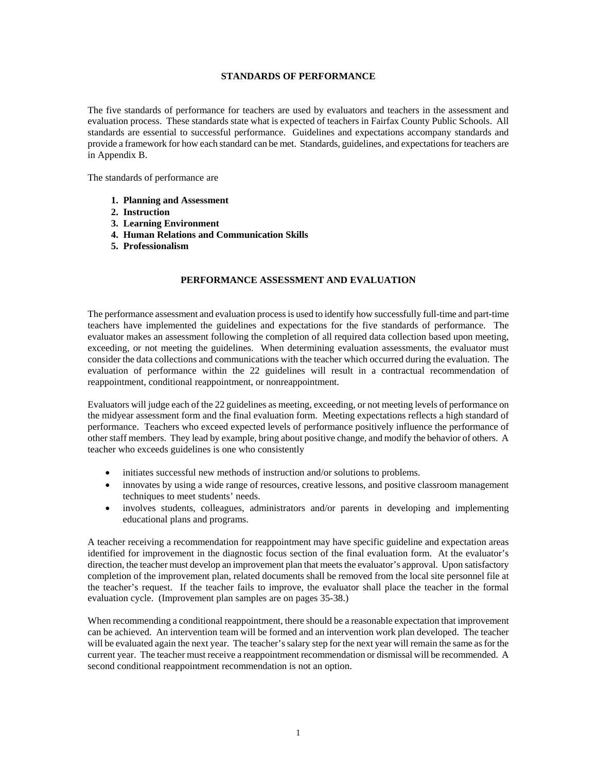## STANDARDS OF PERFORMANCE

The five standards of performance for teachers are used by evaluators and teachers in the assessment and evaluation process. These standards state what is expected of teachers in Fairfax County Public Schools. All standards are essential to successful performance. Guidelines and expectations accompany standards and provide a framework for how each standard can be met. Standards, guidelines, and expectations for teachers are in Appendix B.

The standards of performance are

1. **Planning and Assessment**
2. **Instruction**
3. **Learning Environment**
4. **Human Relations and Communication Skills**
5. **Professionalism**

## PERFORMANCE ASSESSMENT AND EVALUATION

The performance assessment and evaluation process is used to identify how successfully full-time and part-time teachers have implemented the guidelines and expectations for the five standards of performance. The evaluator makes an assessment following the completion of all required data collection based upon meeting, exceeding, or not meeting the guidelines. When determining evaluation assessments, the evaluator must consider the data collections and communications with the teacher which occurred during the evaluation. The evaluation of performance within the 22 guidelines will result in a contractual recommendation of reappointment, conditional reappointment, or nonreappointment.

Evaluators will judge each of the 22 guidelines as meeting, exceeding, or not meeting levels of performance on the midyear assessment form and the final evaluation form. Meeting expectations reflects a high standard of performance. Teachers who exceed expected levels of performance positively influence the performance of other staff members. They lead by example, bring about positive change, and modify the behavior of others. A teacher who exceeds guidelines is one who consistently

- initiates successful new methods of instruction and/or solutions to problems.
- innovates by using a wide range of resources, creative lessons, and positive classroom management techniques to meet students' needs.
- involves students, colleagues, administrators and/or parents in developing and implementing educational plans and programs.

A teacher receiving a recommendation for reappointment may have specific guideline and expectation areas identified for improvement in the diagnostic focus section of the final evaluation form. At the evaluator's direction, the teacher must develop an improvement plan that meets the evaluator's approval. Upon satisfactory completion of the improvement plan, related documents shall be removed from the local site personnel file at the teacher's request. If the teacher fails to improve, the evaluator shall place the teacher in the formal evaluation cycle. (Improvement plan samples are on pages 35-38.)

When recommending a conditional reappointment, there should be a reasonable expectation that improvement can be achieved. An intervention team will be formed and an intervention work plan developed. The teacher will be evaluated again the next year. The teacher's salary step for the next year will remain the same as for the current year. The teacher must receive a reappointment recommendation or dismissal will be recommended. A second conditional reappointment recommendation is not an option.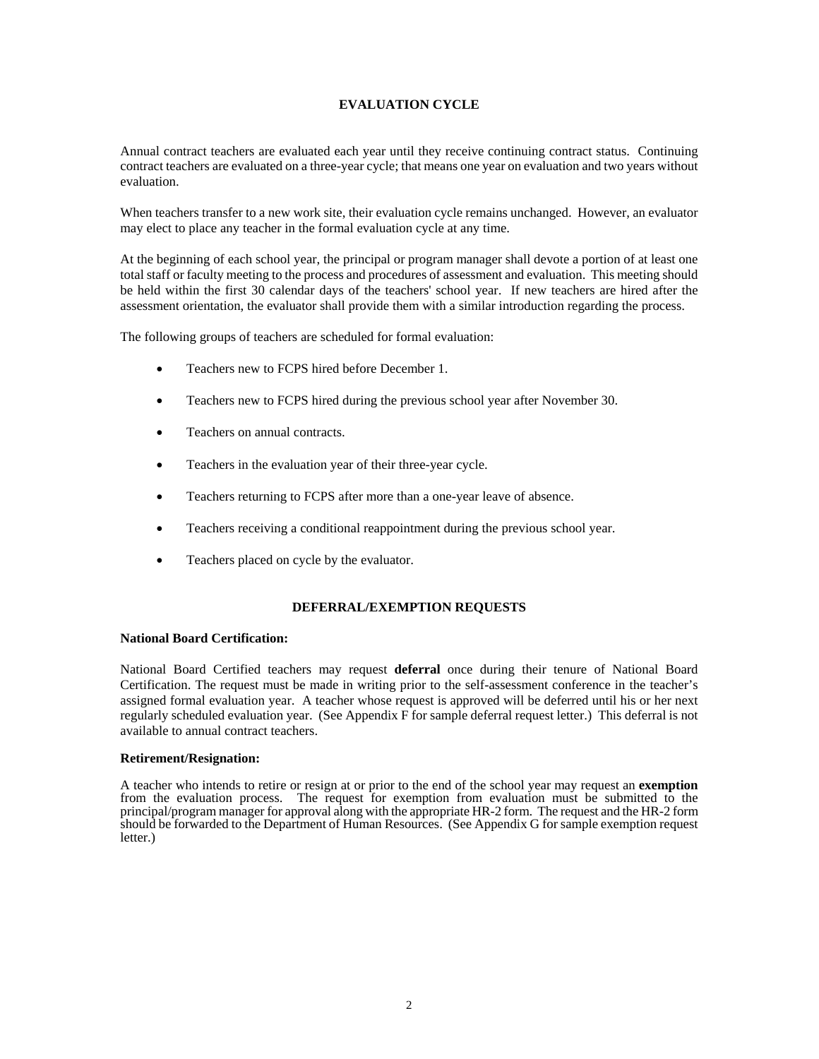## EVALUATION CYCLE

Annual contract teachers are evaluated each year until they receive continuing contract status. Continuing contract teachers are evaluated on a three-year cycle; that means one year on evaluation and two years without evaluation.

When teachers transfer to a new work site, their evaluation cycle remains unchanged. However, an evaluator may elect to place any teacher in the formal evaluation cycle at any time.

At the beginning of each school year, the principal or program manager shall devote a portion of at least one total staff or faculty meeting to the process and procedures of assessment and evaluation. This meeting should be held within the first 30 calendar days of the teachers' school year. If new teachers are hired after the assessment orientation, the evaluator shall provide them with a similar introduction regarding the process.

The following groups of teachers are scheduled for formal evaluation:

- Teachers new to FCPS hired before December 1.
- Teachers new to FCPS hired during the previous school year after November 30.
- Teachers on annual contracts.
- Teachers in the evaluation year of their three-year cycle.
- Teachers returning to FCPS after more than a one-year leave of absence.
- Teachers receiving a conditional reappointment during the previous school year.
- Teachers placed on cycle by the evaluator.

## DEFERRAL/EXEMPTION REQUESTS

**National Board Certification:**

National Board Certified teachers may request **deferral** once during their tenure of National Board Certification. The request must be made in writing prior to the self-assessment conference in the teacher's assigned formal evaluation year. A teacher whose request is approved will be deferred until his or her next regularly scheduled evaluation year. (See Appendix F for sample deferral request letter.) This deferral is not available to annual contract teachers.

**Retirement/Resignation:**

A teacher who intends to retire or resign at or prior to the end of the school year may request an **exemption** from the evaluation process. The request for exemption from evaluation must be submitted to the principal/program manager for approval along with the appropriate HR-2 form. The request and the HR-2 form should be forwarded to the Department of Human Resources. (See Appendix G for sample exemption request letter.)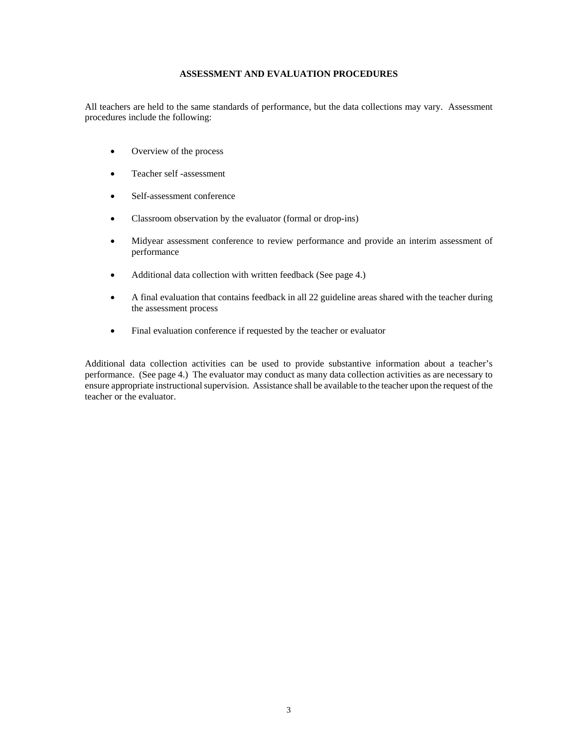## ASSESSMENT AND EVALUATION PROCEDURES

All teachers are held to the same standards of performance, but the data collections may vary. Assessment procedures include the following:

- Overview of the process
- Teacher self -assessment
- Self-assessment conference
- Classroom observation by the evaluator (formal or drop-ins)
- Midyear assessment conference to review performance and provide an interim assessment of performance
- Additional data collection with written feedback (See page 4.)
- A final evaluation that contains feedback in all 22 guideline areas shared with the teacher during the assessment process
- Final evaluation conference if requested by the teacher or evaluator

Additional data collection activities can be used to provide substantive information about a teacher's performance. (See page 4.) The evaluator may conduct as many data collection activities as are necessary to ensure appropriate instructional supervision. Assistance shall be available to the teacher upon the request of the teacher or the evaluator.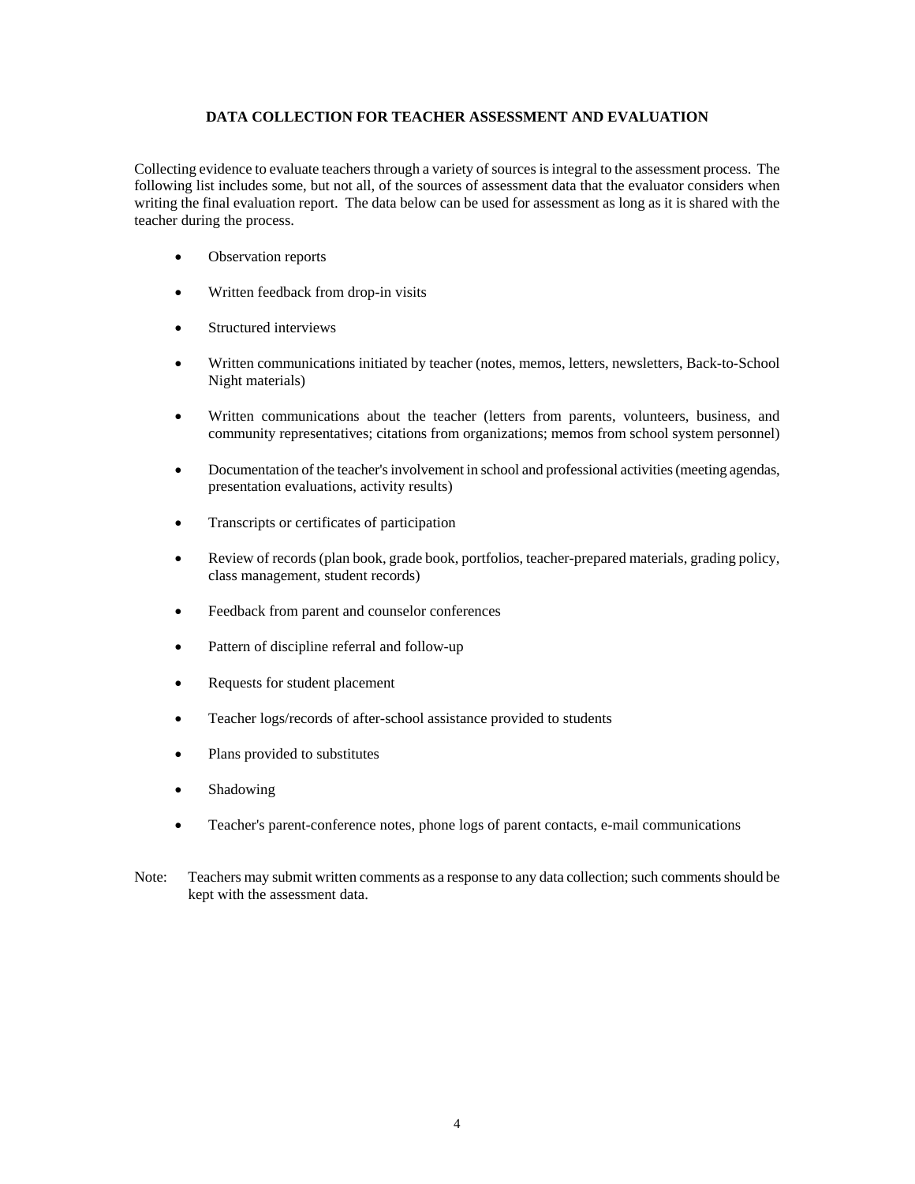## DATA COLLECTION FOR TEACHER ASSESSMENT AND EVALUATION

Collecting evidence to evaluate teachers through a variety of sources is integral to the assessment process. The following list includes some, but not all, of the sources of assessment data that the evaluator considers when writing the final evaluation report. The data below can be used for assessment as long as it is shared with the teacher during the process.

- Observation reports
- Written feedback from drop-in visits
- Structured interviews
- Written communications initiated by teacher (notes, memos, letters, newsletters, Back-to-School Night materials)
- Written communications about the teacher (letters from parents, volunteers, business, and community representatives; citations from organizations; memos from school system personnel)
- Documentation of the teacher's involvement in school and professional activities (meeting agendas, presentation evaluations, activity results)
- Transcripts or certificates of participation
- Review of records (plan book, grade book, portfolios, teacher-prepared materials, grading policy, class management, student records)
- Feedback from parent and counselor conferences
- Pattern of discipline referral and follow-up
- Requests for student placement
- Teacher logs/records of after-school assistance provided to students
- Plans provided to substitutes
- Shadowing
- Teacher's parent-conference notes, phone logs of parent contacts, e-mail communications

Note: Teachers may submit written comments as a response to any data collection; such comments should be kept with the assessment data.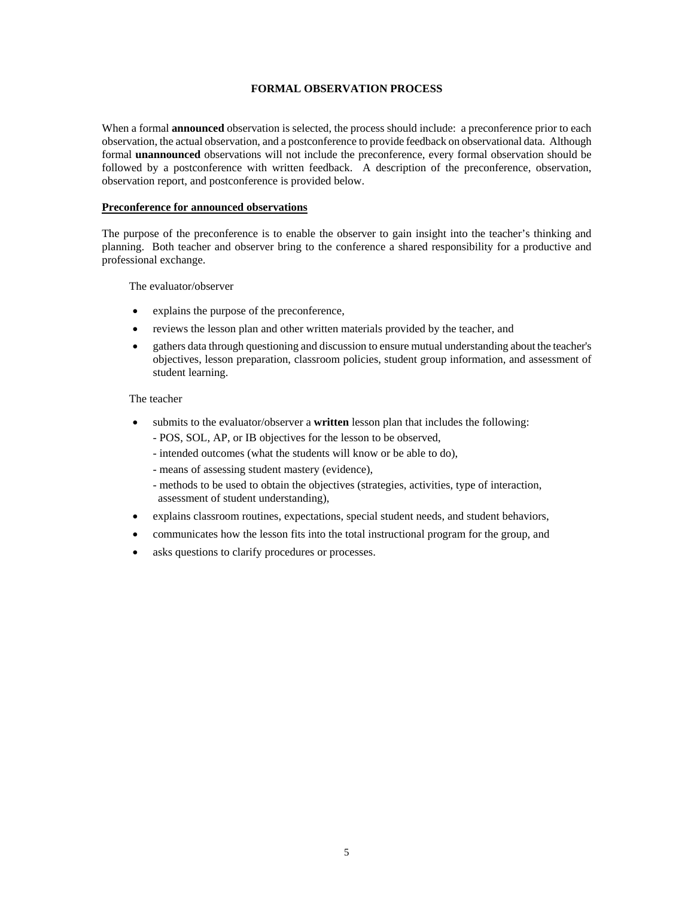## FORMAL OBSERVATION PROCESS

When a formal **announced** observation is selected, the process should include: a preconference prior to each observation, the actual observation, and a postconference to provide feedback on observational data. Although formal **unannounced** observations will not include the preconference, every formal observation should be followed by a postconference with written feedback. A description of the preconference, observation, observation report, and postconference is provided below.

### Preconference for announced observations

The purpose of the preconference is to enable the observer to gain insight into the teacher's thinking and planning. Both teacher and observer bring to the conference a shared responsibility for a productive and professional exchange.

The evaluator/observer

- explains the purpose of the preconference,
- reviews the lesson plan and other written materials provided by the teacher, and
- gathers data through questioning and discussion to ensure mutual understanding about the teacher's objectives, lesson preparation, classroom policies, student group information, and assessment of student learning.

The teacher

- submits to the evaluator/observer a **written** lesson plan that includes the following:
  - POS, SOL, AP, or IB objectives for the lesson to be observed,
  - intended outcomes (what the students will know or be able to do),
  - means of assessing student mastery (evidence),
  - methods to be used to obtain the objectives (strategies, activities, type of interaction, assessment of student understanding),
- explains classroom routines, expectations, special student needs, and student behaviors,
- communicates how the lesson fits into the total instructional program for the group, and
- asks questions to clarify procedures or processes.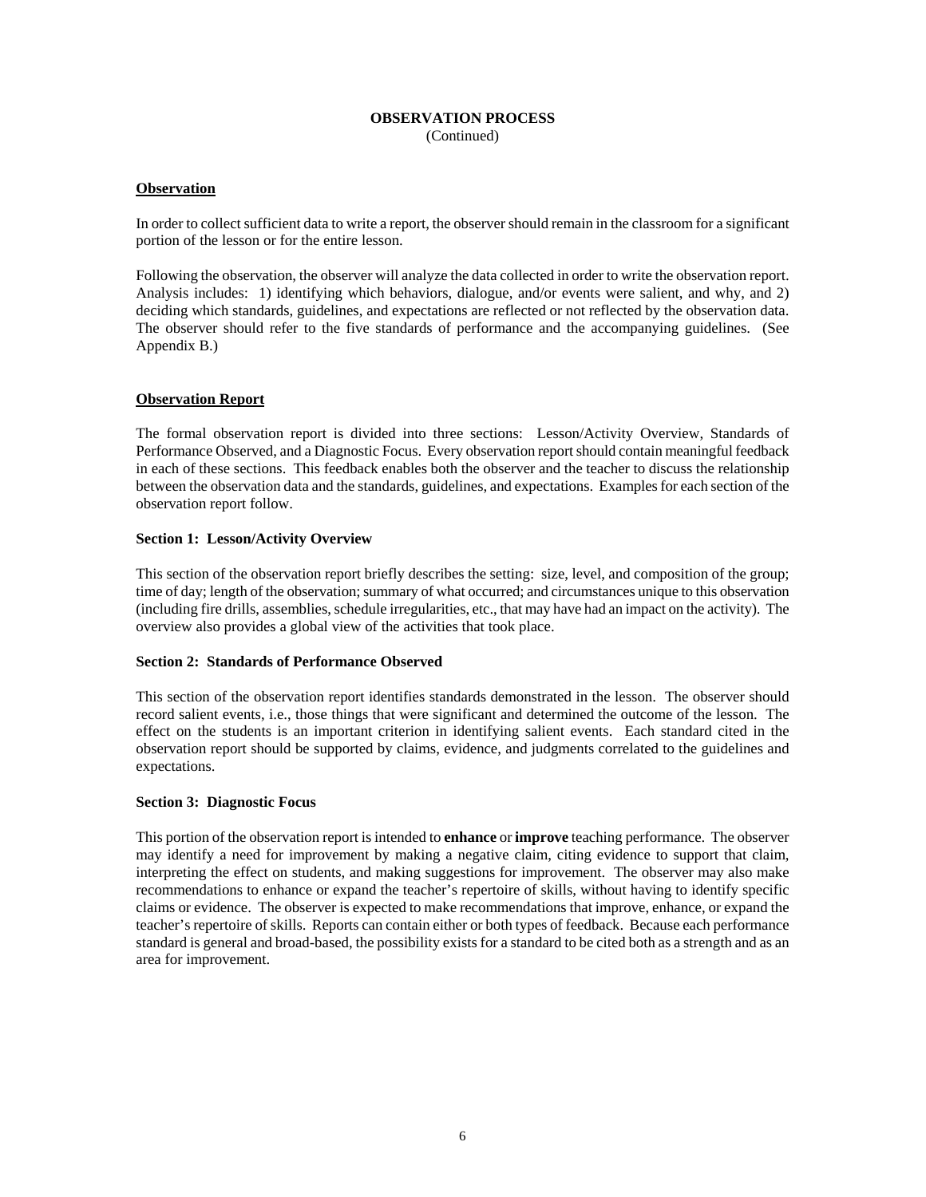# OBSERVATION PROCESS
(Continued)

## Observation

In order to collect sufficient data to write a report, the observer should remain in the classroom for a significant portion of the lesson or for the entire lesson.

Following the observation, the observer will analyze the data collected in order to write the observation report. Analysis includes: 1) identifying which behaviors, dialogue, and/or events were salient, and why, and 2) deciding which standards, guidelines, and expectations are reflected or not reflected by the observation data. The observer should refer to the five standards of performance and the accompanying guidelines. (See Appendix B.)

## Observation Report

The formal observation report is divided into three sections: Lesson/Activity Overview, Standards of Performance Observed, and a Diagnostic Focus. Every observation report should contain meaningful feedback in each of these sections. This feedback enables both the observer and the teacher to discuss the relationship between the observation data and the standards, guidelines, and expectations. Examples for each section of the observation report follow.

### Section 1: Lesson/Activity Overview

This section of the observation report briefly describes the setting: size, level, and composition of the group; time of day; length of the observation; summary of what occurred; and circumstances unique to this observation (including fire drills, assemblies, schedule irregularities, etc., that may have had an impact on the activity). The overview also provides a global view of the activities that took place.

### Section 2: Standards of Performance Observed

This section of the observation report identifies standards demonstrated in the lesson. The observer should record salient events, i.e., those things that were significant and determined the outcome of the lesson. The effect on the students is an important criterion in identifying salient events. Each standard cited in the observation report should be supported by claims, evidence, and judgments correlated to the guidelines and expectations.

### Section 3: Diagnostic Focus

This portion of the observation report is intended to **enhance** or **improve** teaching performance. The observer may identify a need for improvement by making a negative claim, citing evidence to support that claim, interpreting the effect on students, and making suggestions for improvement. The observer may also make recommendations to enhance or expand the teacher's repertoire of skills, without having to identify specific claims or evidence. The observer is expected to make recommendations that improve, enhance, or expand the teacher's repertoire of skills. Reports can contain either or both types of feedback. Because each performance standard is general and broad-based, the possibility exists for a standard to be cited both as a strength and as an area for improvement.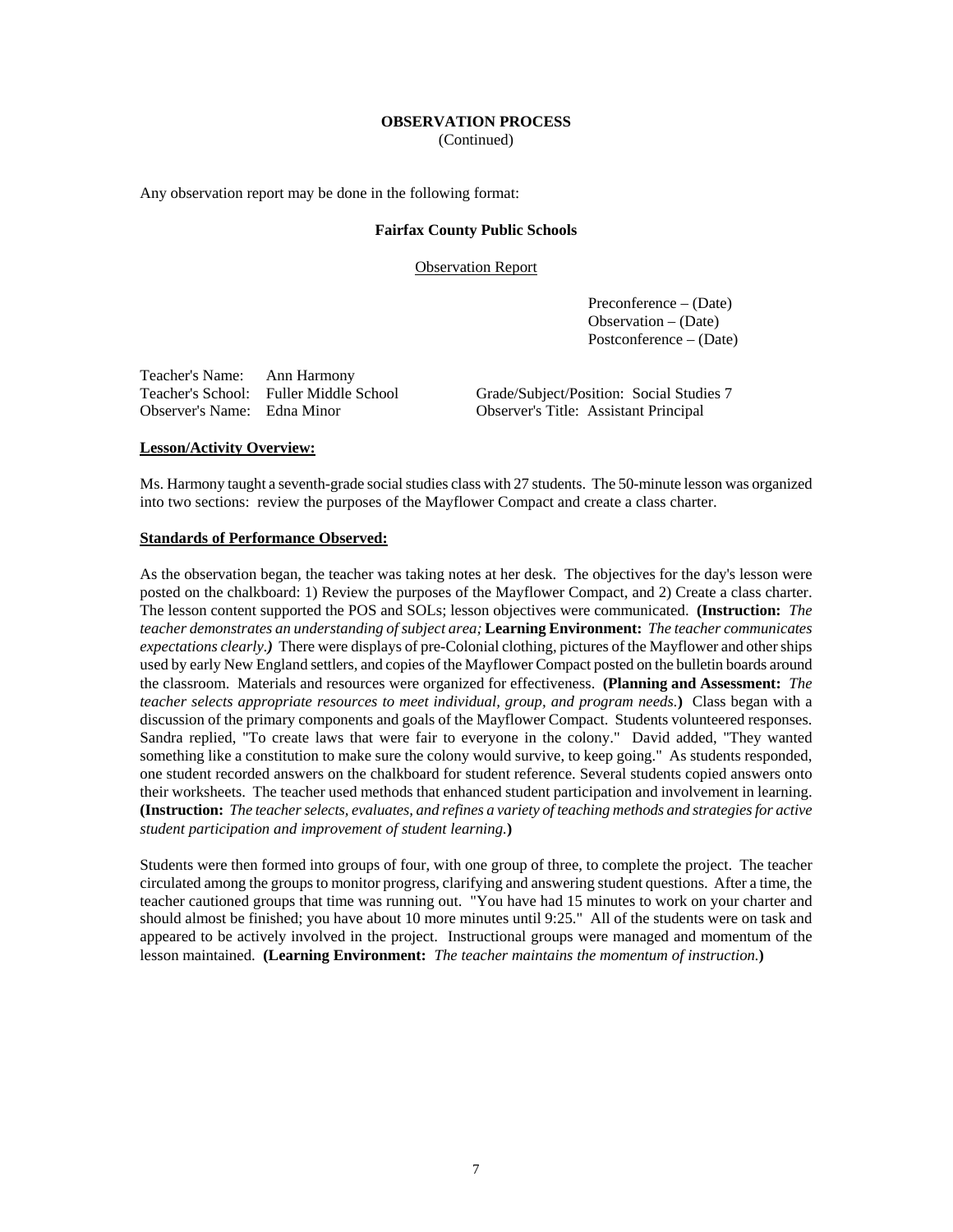**OBSERVATION PROCESS**
(Continued)

Any observation report may be done in the following format:

**Fairfax County Public Schools**

Observation Report

Preconference – (Date)
Observation – (Date)
Postconference – (Date)

Teacher's Name: Ann Harmony
Teacher's School: Fuller Middle School
Observer's Name: Edna Minor

Grade/Subject/Position: Social Studies 7
Observer's Title: Assistant Principal

**Lesson/Activity Overview:**

Ms. Harmony taught a seventh-grade social studies class with 27 students. The 50-minute lesson was organized into two sections: review the purposes of the Mayflower Compact and create a class charter.

**Standards of Performance Observed:**

As the observation began, the teacher was taking notes at her desk. The objectives for the day's lesson were posted on the chalkboard: 1) Review the purposes of the Mayflower Compact, and 2) Create a class charter. The lesson content supported the POS and SOLs; lesson objectives were communicated. **(Instruction:** *The teacher demonstrates an understanding of subject area;* **Learning Environment:** *The teacher communicates expectations clearly.)* There were displays of pre-Colonial clothing, pictures of the Mayflower and other ships used by early New England settlers, and copies of the Mayflower Compact posted on the bulletin boards around the classroom. Materials and resources were organized for effectiveness. **(Planning and Assessment:** *The teacher selects appropriate resources to meet individual, group, and program needs.***)** Class began with a discussion of the primary components and goals of the Mayflower Compact. Students volunteered responses. Sandra replied, "To create laws that were fair to everyone in the colony." David added, "They wanted something like a constitution to make sure the colony would survive, to keep going." As students responded, one student recorded answers on the chalkboard for student reference. Several students copied answers onto their worksheets. The teacher used methods that enhanced student participation and involvement in learning. **(Instruction:** *The teacher selects, evaluates, and refines a variety of teaching methods and strategies for active student participation and improvement of student learning.***)**

Students were then formed into groups of four, with one group of three, to complete the project. The teacher circulated among the groups to monitor progress, clarifying and answering student questions. After a time, the teacher cautioned groups that time was running out. "You have had 15 minutes to work on your charter and should almost be finished; you have about 10 more minutes until 9:25." All of the students were on task and appeared to be actively involved in the project. Instructional groups were managed and momentum of the lesson maintained. **(Learning Environment:** *The teacher maintains the momentum of instruction.***)**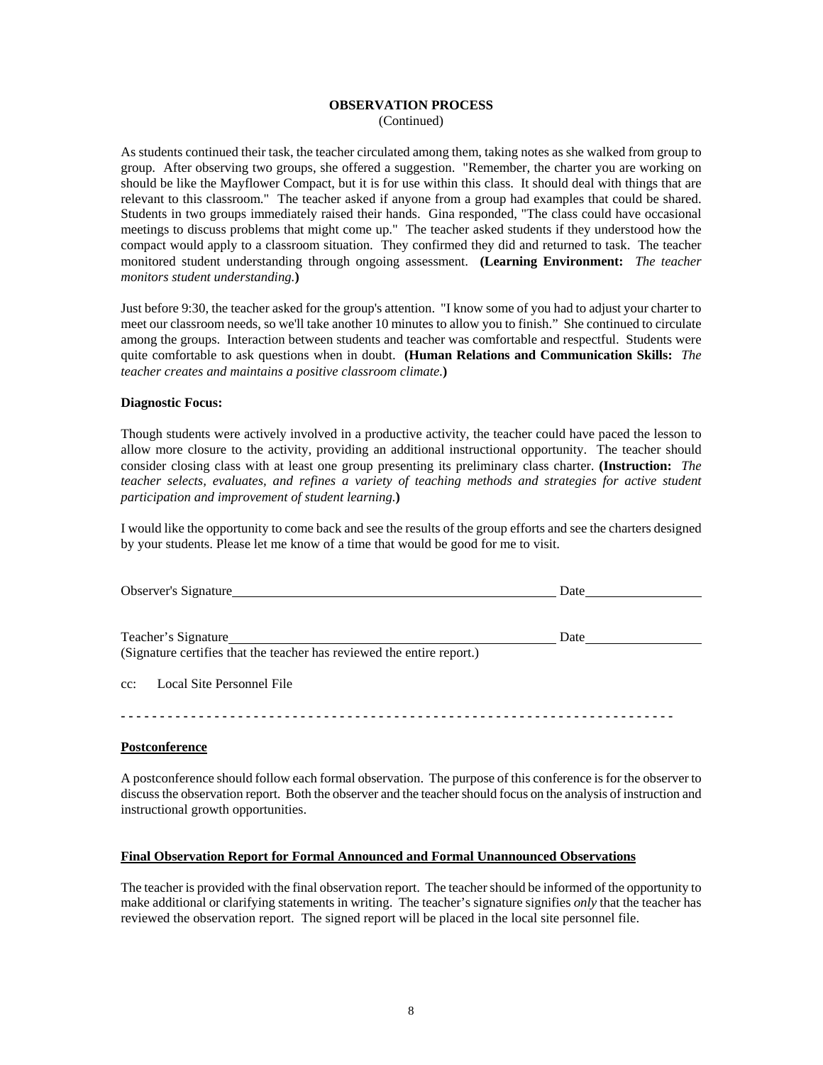## OBSERVATION PROCESS

(Continued)

As students continued their task, the teacher circulated among them, taking notes as she walked from group to group. After observing two groups, she offered a suggestion. "Remember, the charter you are working on should be like the Mayflower Compact, but it is for use within this class. It should deal with things that are relevant to this classroom." The teacher asked if anyone from a group had examples that could be shared. Students in two groups immediately raised their hands. Gina responded, "The class could have occasional meetings to discuss problems that might come up." The teacher asked students if they understood how the compact would apply to a classroom situation. They confirmed they did and returned to task. The teacher monitored student understanding through ongoing assessment. **(Learning Environment:** *The teacher monitors student understanding.***)**

Just before 9:30, the teacher asked for the group's attention. "I know some of you had to adjust your charter to meet our classroom needs, so we'll take another 10 minutes to allow you to finish." She continued to circulate among the groups. Interaction between students and teacher was comfortable and respectful. Students were quite comfortable to ask questions when in doubt. **(Human Relations and Communication Skills:** *The teacher creates and maintains a positive classroom climate.***)**

**Diagnostic Focus:**

Though students were actively involved in a productive activity, the teacher could have paced the lesson to allow more closure to the activity, providing an additional instructional opportunity. The teacher should consider closing class with at least one group presenting its preliminary class charter. **(Instruction:** *The teacher selects, evaluates, and refines a variety of teaching methods and strategies for active student participation and improvement of student learning.***)**

I would like the opportunity to come back and see the results of the group efforts and see the charters designed by your students. Please let me know of a time that would be good for me to visit.

Observer's Signature\_\_\_\_\_\_\_\_\_\_\_\_\_\_\_\_\_\_\_\_\_\_\_\_\_\_\_\_\_\_\_\_\_\_\_\_\_\_\_\_ Date\_\_\_\_\_\_\_\_\_\_\_\_\_\_

Teacher's Signature\_\_\_\_\_\_\_\_\_\_\_\_\_\_\_\_\_\_\_\_\_\_\_\_\_\_\_\_\_\_\_\_\_\_\_\_\_\_\_\_ Date\_\_\_\_\_\_\_\_\_\_\_\_\_\_
(Signature certifies that the teacher has reviewed the entire report.)

cc: Local Site Personnel File

\- - - - - - - - - - - - - - - - - - - - - - - - - - - - - - - - - - - - - - - - - - - - - - - - - - - - - - - - - - - - - - - - - - - - - - - -

### Postconference

A postconference should follow each formal observation. The purpose of this conference is for the observer to discuss the observation report. Both the observer and the teacher should focus on the analysis of instruction and instructional growth opportunities.

### Final Observation Report for Formal Announced and Formal Unannounced Observations

The teacher is provided with the final observation report. The teacher should be informed of the opportunity to make additional or clarifying statements in writing. The teacher's signature signifies *only* that the teacher has reviewed the observation report. The signed report will be placed in the local site personnel file.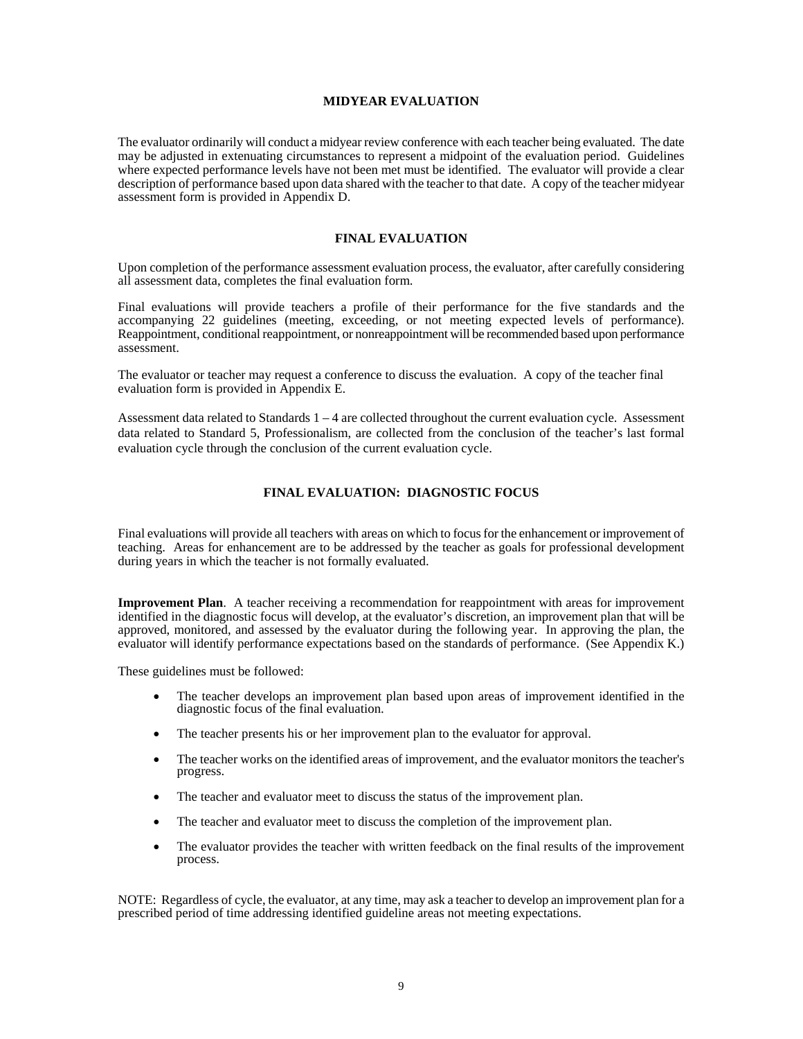## MIDYEAR EVALUATION

The evaluator ordinarily will conduct a midyear review conference with each teacher being evaluated. The date may be adjusted in extenuating circumstances to represent a midpoint of the evaluation period. Guidelines where expected performance levels have not been met must be identified. The evaluator will provide a clear description of performance based upon data shared with the teacher to that date. A copy of the teacher midyear assessment form is provided in Appendix D.

## FINAL EVALUATION

Upon completion of the performance assessment evaluation process, the evaluator, after carefully considering all assessment data, completes the final evaluation form.

Final evaluations will provide teachers a profile of their performance for the five standards and the accompanying 22 guidelines (meeting, exceeding, or not meeting expected levels of performance). Reappointment, conditional reappointment, or nonreappointment will be recommended based upon performance assessment.

The evaluator or teacher may request a conference to discuss the evaluation. A copy of the teacher final evaluation form is provided in Appendix E.

Assessment data related to Standards 1 – 4 are collected throughout the current evaluation cycle. Assessment data related to Standard 5, Professionalism, are collected from the conclusion of the teacher's last formal evaluation cycle through the conclusion of the current evaluation cycle.

## FINAL EVALUATION: DIAGNOSTIC FOCUS

Final evaluations will provide all teachers with areas on which to focus for the enhancement or improvement of teaching. Areas for enhancement are to be addressed by the teacher as goals for professional development during years in which the teacher is not formally evaluated.

**Improvement Plan**. A teacher receiving a recommendation for reappointment with areas for improvement identified in the diagnostic focus will develop, at the evaluator's discretion, an improvement plan that will be approved, monitored, and assessed by the evaluator during the following year. In approving the plan, the evaluator will identify performance expectations based on the standards of performance. (See Appendix K.)

These guidelines must be followed:

- The teacher develops an improvement plan based upon areas of improvement identified in the diagnostic focus of the final evaluation.
- The teacher presents his or her improvement plan to the evaluator for approval.
- The teacher works on the identified areas of improvement, and the evaluator monitors the teacher's progress.
- The teacher and evaluator meet to discuss the status of the improvement plan.
- The teacher and evaluator meet to discuss the completion of the improvement plan.
- The evaluator provides the teacher with written feedback on the final results of the improvement process.

NOTE: Regardless of cycle, the evaluator, at any time, may ask a teacher to develop an improvement plan for a prescribed period of time addressing identified guideline areas not meeting expectations.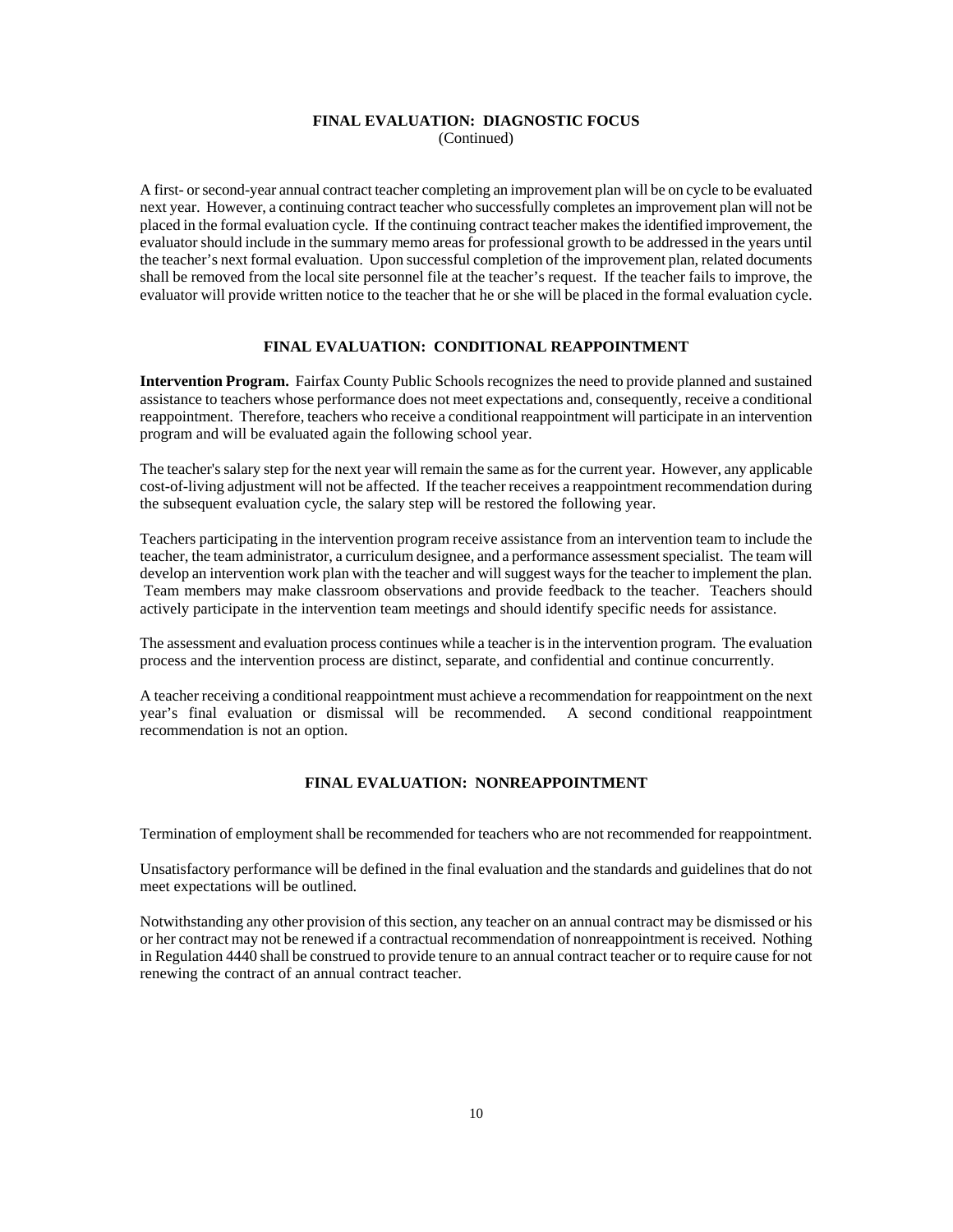## FINAL EVALUATION: DIAGNOSTIC FOCUS
(Continued)

A first- or second-year annual contract teacher completing an improvement plan will be on cycle to be evaluated next year. However, a continuing contract teacher who successfully completes an improvement plan will not be placed in the formal evaluation cycle. If the continuing contract teacher makes the identified improvement, the evaluator should include in the summary memo areas for professional growth to be addressed in the years until the teacher's next formal evaluation. Upon successful completion of the improvement plan, related documents shall be removed from the local site personnel file at the teacher's request. If the teacher fails to improve, the evaluator will provide written notice to the teacher that he or she will be placed in the formal evaluation cycle.

## FINAL EVALUATION: CONDITIONAL REAPPOINTMENT

**Intervention Program.** Fairfax County Public Schools recognizes the need to provide planned and sustained assistance to teachers whose performance does not meet expectations and, consequently, receive a conditional reappointment. Therefore, teachers who receive a conditional reappointment will participate in an intervention program and will be evaluated again the following school year.

The teacher's salary step for the next year will remain the same as for the current year. However, any applicable cost-of-living adjustment will not be affected. If the teacher receives a reappointment recommendation during the subsequent evaluation cycle, the salary step will be restored the following year.

Teachers participating in the intervention program receive assistance from an intervention team to include the teacher, the team administrator, a curriculum designee, and a performance assessment specialist. The team will develop an intervention work plan with the teacher and will suggest ways for the teacher to implement the plan. Team members may make classroom observations and provide feedback to the teacher. Teachers should actively participate in the intervention team meetings and should identify specific needs for assistance.

The assessment and evaluation process continues while a teacher is in the intervention program. The evaluation process and the intervention process are distinct, separate, and confidential and continue concurrently.

A teacher receiving a conditional reappointment must achieve a recommendation for reappointment on the next year's final evaluation or dismissal will be recommended. A second conditional reappointment recommendation is not an option.

## FINAL EVALUATION: NONREAPPOINTMENT

Termination of employment shall be recommended for teachers who are not recommended for reappointment.

Unsatisfactory performance will be defined in the final evaluation and the standards and guidelines that do not meet expectations will be outlined.

Notwithstanding any other provision of this section, any teacher on an annual contract may be dismissed or his or her contract may not be renewed if a contractual recommendation of nonreappointment is received. Nothing in Regulation 4440 shall be construed to provide tenure to an annual contract teacher or to require cause for not renewing the contract of an annual contract teacher.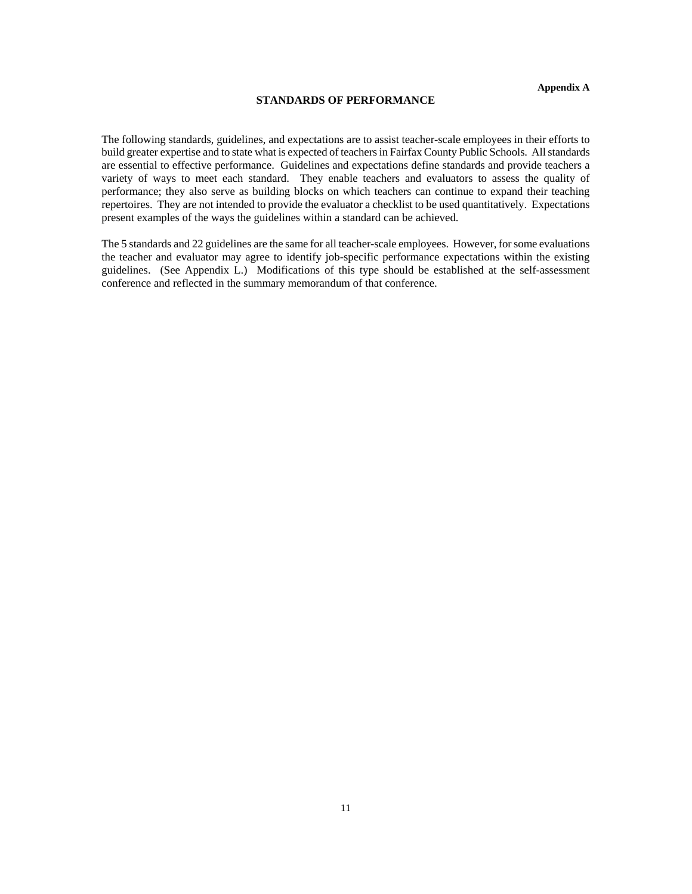**Appendix A**

# STANDARDS OF PERFORMANCE

The following standards, guidelines, and expectations are to assist teacher-scale employees in their efforts to build greater expertise and to state what is expected of teachers in Fairfax County Public Schools. All standards are essential to effective performance. Guidelines and expectations define standards and provide teachers a variety of ways to meet each standard. They enable teachers and evaluators to assess the quality of performance; they also serve as building blocks on which teachers can continue to expand their teaching repertoires. They are not intended to provide the evaluator a checklist to be used quantitatively. Expectations present examples of the ways the guidelines within a standard can be achieved.

The 5 standards and 22 guidelines are the same for all teacher-scale employees. However, for some evaluations the teacher and evaluator may agree to identify job-specific performance expectations within the existing guidelines. (See Appendix L.) Modifications of this type should be established at the self-assessment conference and reflected in the summary memorandum of that conference.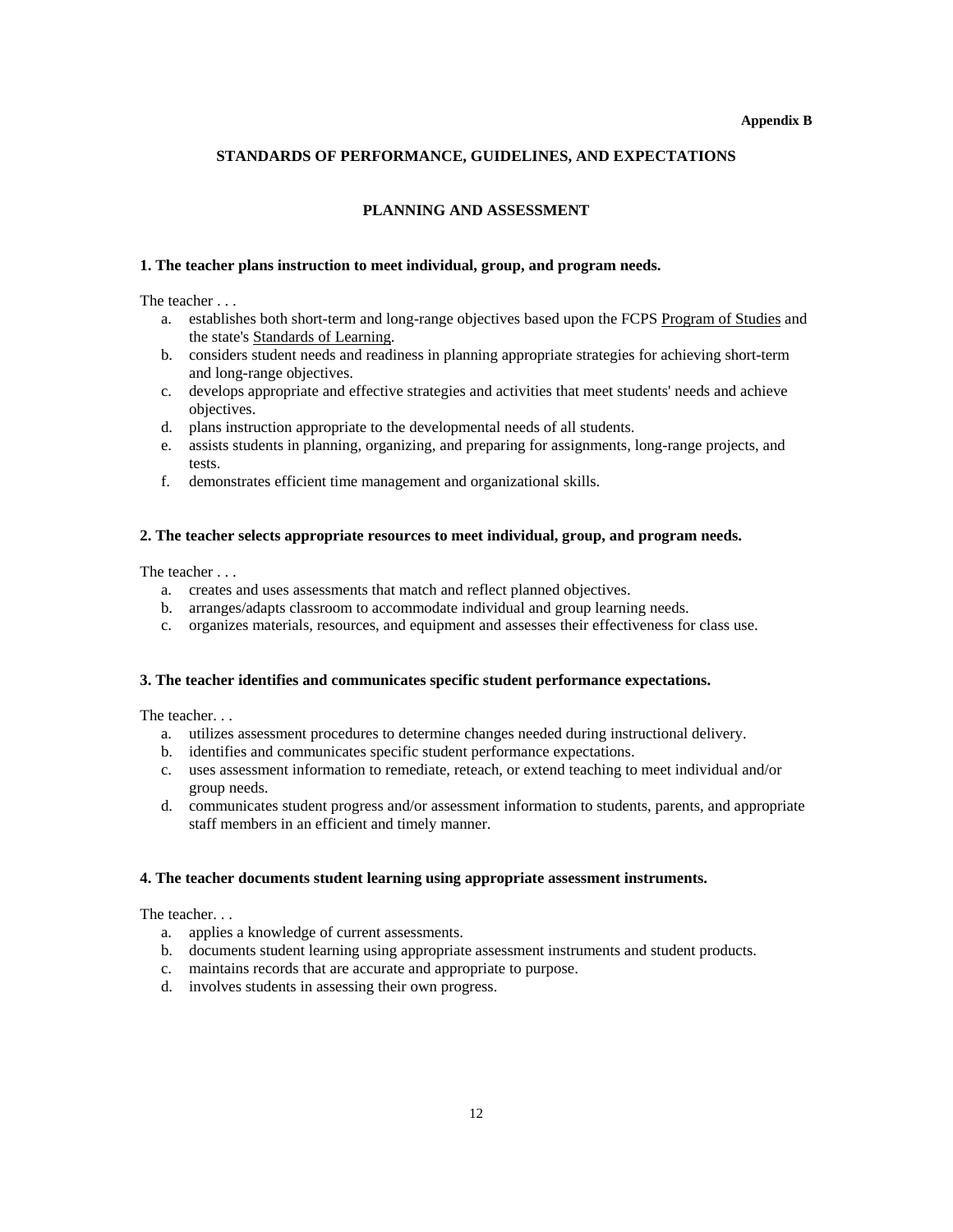**Appendix B**

## STANDARDS OF PERFORMANCE, GUIDELINES, AND EXPECTATIONS

### PLANNING AND ASSESSMENT

**1. The teacher plans instruction to meet individual, group, and program needs.**

The teacher . . .

a. establishes both short-term and long-range objectives based upon the FCPS Program of Studies and the state's Standards of Learning.
b. considers student needs and readiness in planning appropriate strategies for achieving short-term and long-range objectives.
c. develops appropriate and effective strategies and activities that meet students' needs and achieve objectives.
d. plans instruction appropriate to the developmental needs of all students.
e. assists students in planning, organizing, and preparing for assignments, long-range projects, and tests.
f. demonstrates efficient time management and organizational skills.

**2. The teacher selects appropriate resources to meet individual, group, and program needs.**

The teacher . . .

a. creates and uses assessments that match and reflect planned objectives.
b. arranges/adapts classroom to accommodate individual and group learning needs.
c. organizes materials, resources, and equipment and assesses their effectiveness for class use.

**3. The teacher identifies and communicates specific student performance expectations.**

The teacher. . .

a. utilizes assessment procedures to determine changes needed during instructional delivery.
b. identifies and communicates specific student performance expectations.
c. uses assessment information to remediate, reteach, or extend teaching to meet individual and/or group needs.
d. communicates student progress and/or assessment information to students, parents, and appropriate staff members in an efficient and timely manner.

**4. The teacher documents student learning using appropriate assessment instruments.**

The teacher. . .

a. applies a knowledge of current assessments.
b. documents student learning using appropriate assessment instruments and student products.
c. maintains records that are accurate and appropriate to purpose.
d. involves students in assessing their own progress.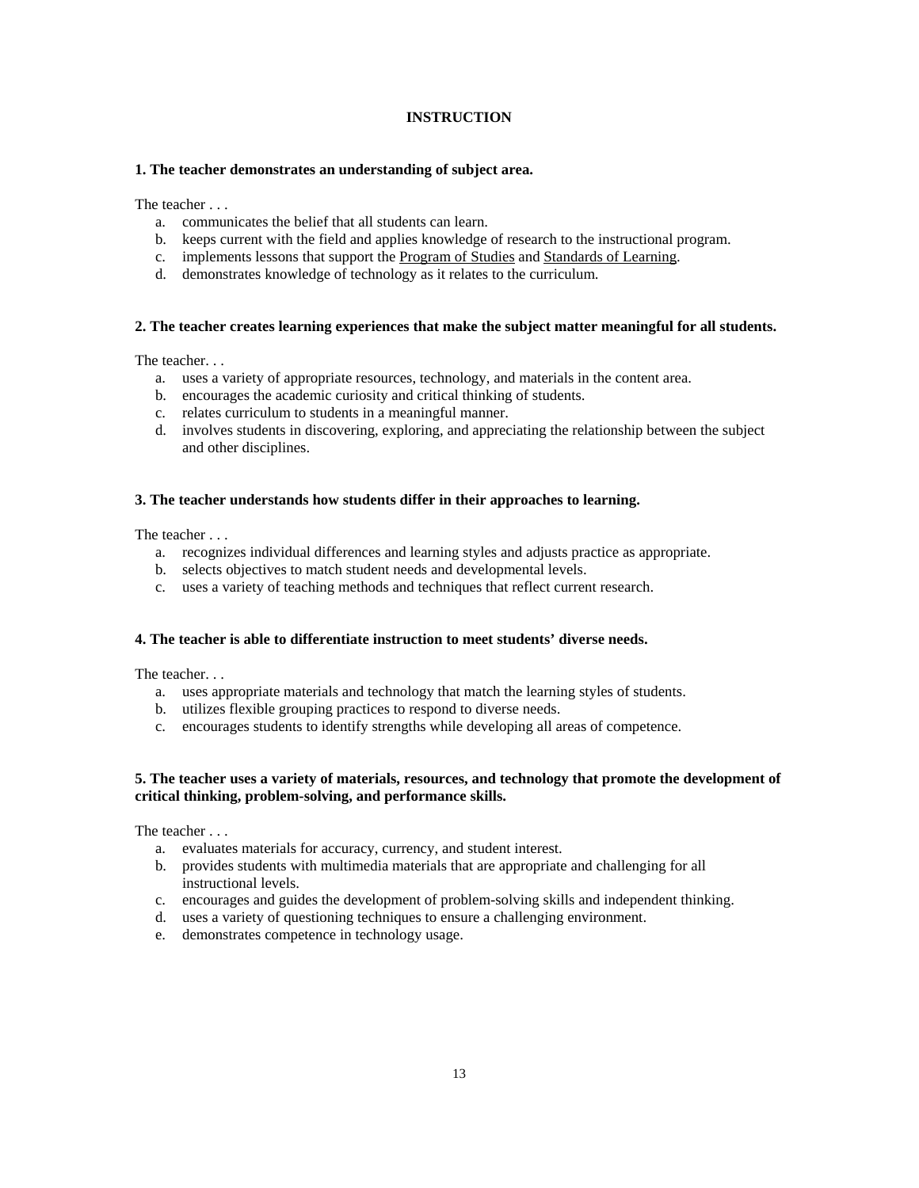## INSTRUCTION

**1. The teacher demonstrates an understanding of subject area.**

The teacher . . .

a. communicates the belief that all students can learn.
b. keeps current with the field and applies knowledge of research to the instructional program.
c. implements lessons that support the Program of Studies and Standards of Learning.
d. demonstrates knowledge of technology as it relates to the curriculum.

**2. The teacher creates learning experiences that make the subject matter meaningful for all students.**

The teacher. . .

a. uses a variety of appropriate resources, technology, and materials in the content area.
b. encourages the academic curiosity and critical thinking of students.
c. relates curriculum to students in a meaningful manner.
d. involves students in discovering, exploring, and appreciating the relationship between the subject and other disciplines.

**3. The teacher understands how students differ in their approaches to learning.**

The teacher . . .

a. recognizes individual differences and learning styles and adjusts practice as appropriate.
b. selects objectives to match student needs and developmental levels.
c. uses a variety of teaching methods and techniques that reflect current research.

**4. The teacher is able to differentiate instruction to meet students' diverse needs.**

The teacher. . .

a. uses appropriate materials and technology that match the learning styles of students.
b. utilizes flexible grouping practices to respond to diverse needs.
c. encourages students to identify strengths while developing all areas of competence.

**5. The teacher uses a variety of materials, resources, and technology that promote the development of critical thinking, problem-solving, and performance skills.**

The teacher . . .

a. evaluates materials for accuracy, currency, and student interest.
b. provides students with multimedia materials that are appropriate and challenging for all instructional levels.
c. encourages and guides the development of problem-solving skills and independent thinking.
d. uses a variety of questioning techniques to ensure a challenging environment.
e. demonstrates competence in technology usage.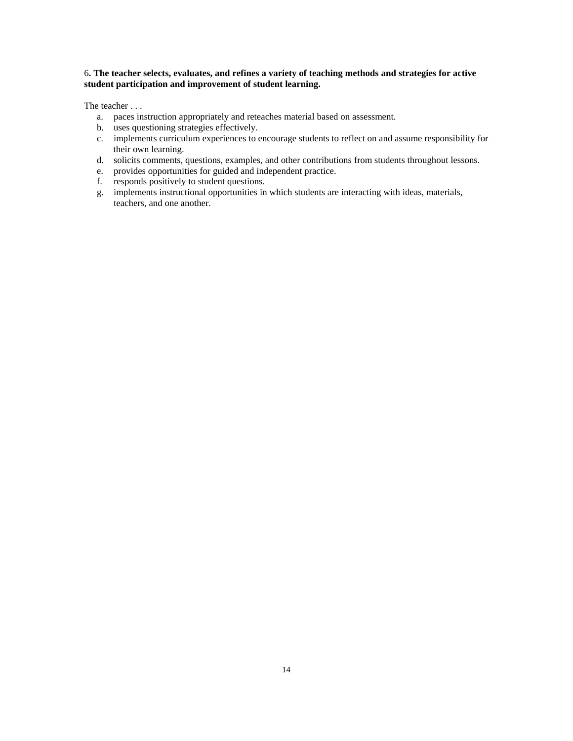6**. The teacher selects, evaluates, and refines a variety of teaching methods and strategies for active student participation and improvement of student learning.**

The teacher . . .

a. paces instruction appropriately and reteaches material based on assessment.
b. uses questioning strategies effectively.
c. implements curriculum experiences to encourage students to reflect on and assume responsibility for their own learning.
d. solicits comments, questions, examples, and other contributions from students throughout lessons.
e. provides opportunities for guided and independent practice.
f. responds positively to student questions.
g. implements instructional opportunities in which students are interacting with ideas, materials, teachers, and one another.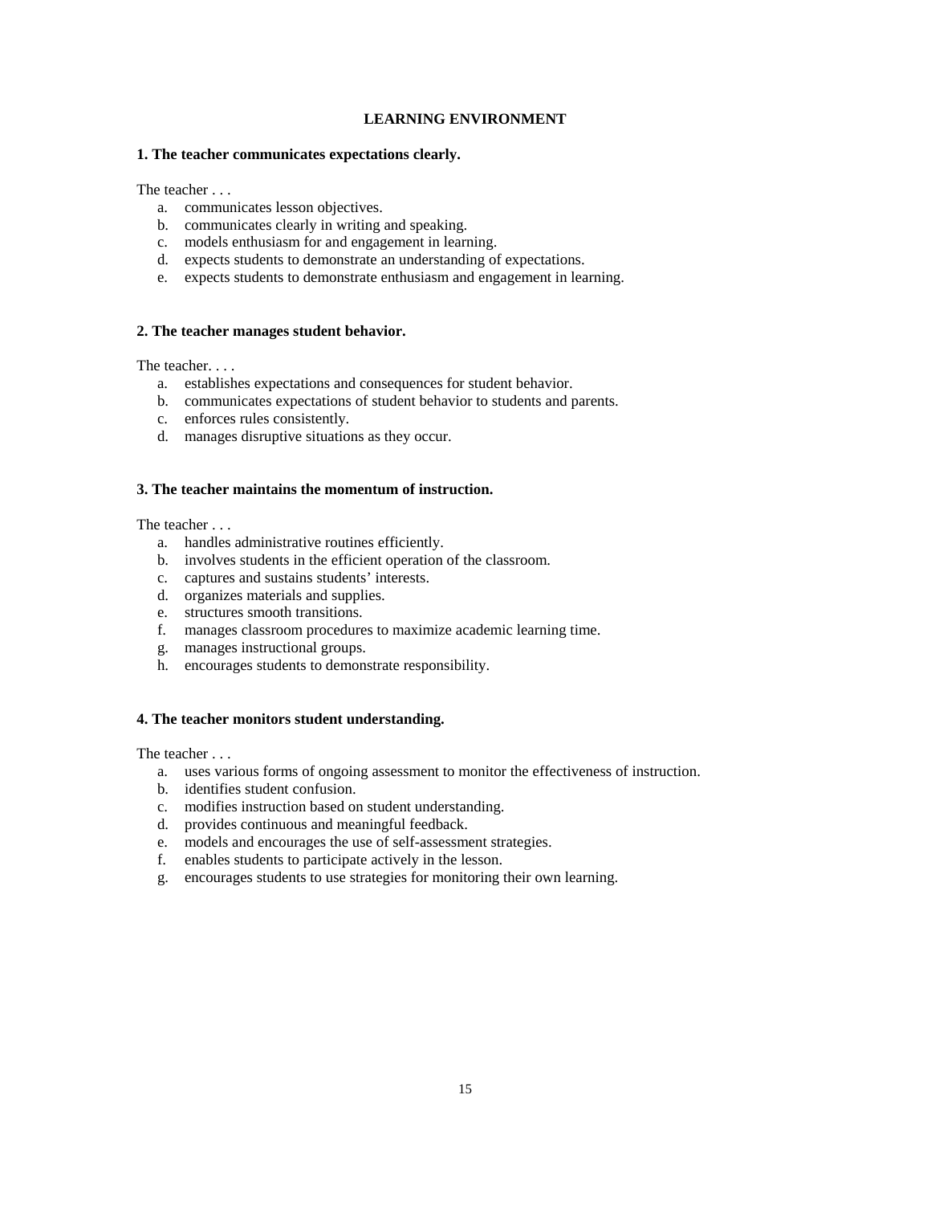## LEARNING ENVIRONMENT

**1. The teacher communicates expectations clearly.**

The teacher . . .

a. communicates lesson objectives.
b. communicates clearly in writing and speaking.
c. models enthusiasm for and engagement in learning.
d. expects students to demonstrate an understanding of expectations.
e. expects students to demonstrate enthusiasm and engagement in learning.

**2. The teacher manages student behavior.**

The teacher. . . .

a. establishes expectations and consequences for student behavior.
b. communicates expectations of student behavior to students and parents.
c. enforces rules consistently.
d. manages disruptive situations as they occur.

**3. The teacher maintains the momentum of instruction.**

The teacher . . .

a. handles administrative routines efficiently.
b. involves students in the efficient operation of the classroom.
c. captures and sustains students' interests.
d. organizes materials and supplies.
e. structures smooth transitions.
f. manages classroom procedures to maximize academic learning time.
g. manages instructional groups.
h. encourages students to demonstrate responsibility.

**4. The teacher monitors student understanding.**

The teacher . . .

a. uses various forms of ongoing assessment to monitor the effectiveness of instruction.
b. identifies student confusion.
c. modifies instruction based on student understanding.
d. provides continuous and meaningful feedback.
e. models and encourages the use of self-assessment strategies.
f. enables students to participate actively in the lesson.
g. encourages students to use strategies for monitoring their own learning.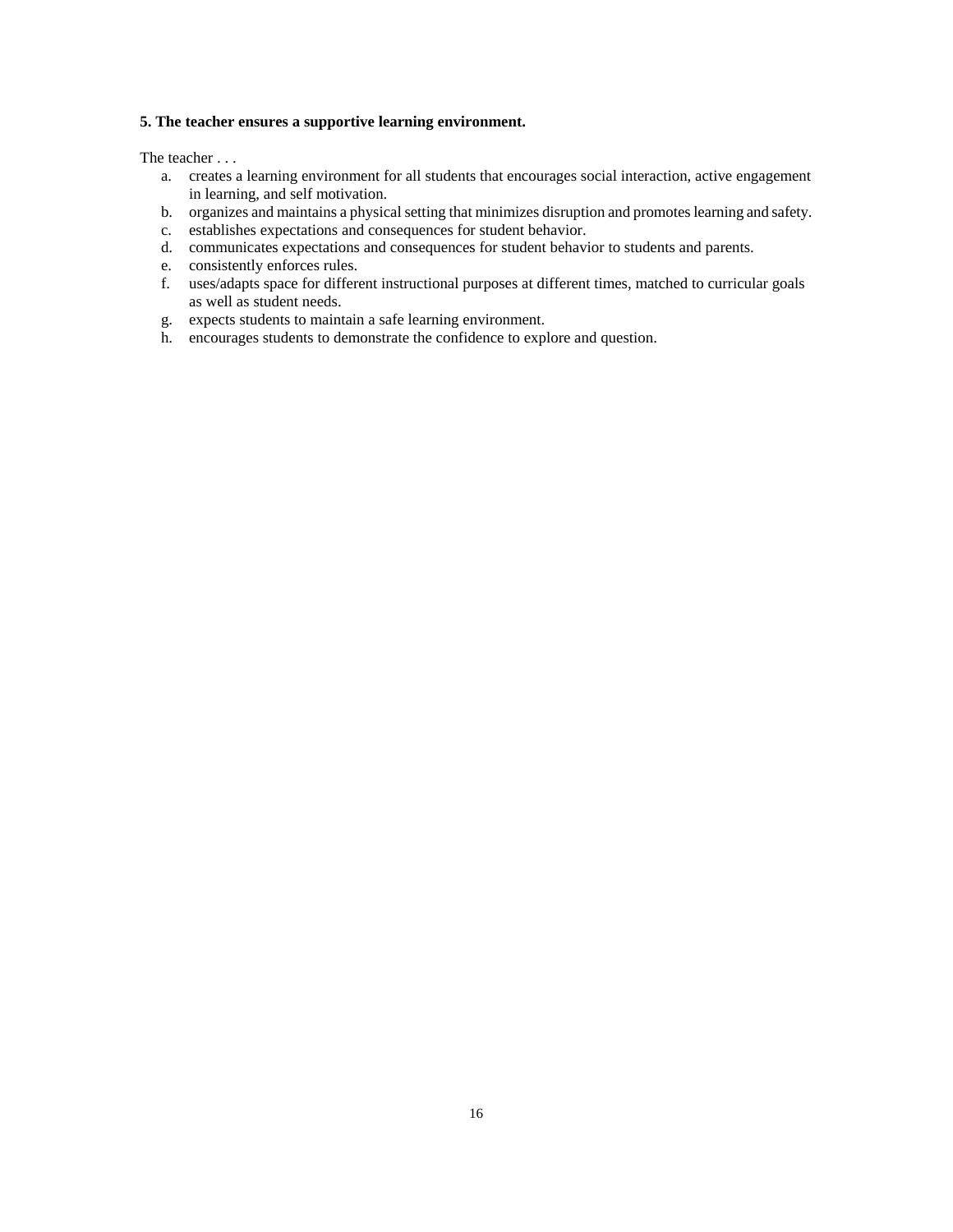**5. The teacher ensures a supportive learning environment.**

The teacher . . .

a. creates a learning environment for all students that encourages social interaction, active engagement in learning, and self motivation.
b. organizes and maintains a physical setting that minimizes disruption and promotes learning and safety.
c. establishes expectations and consequences for student behavior.
d. communicates expectations and consequences for student behavior to students and parents.
e. consistently enforces rules.
f. uses/adapts space for different instructional purposes at different times, matched to curricular goals as well as student needs.
g. expects students to maintain a safe learning environment.
h. encourages students to demonstrate the confidence to explore and question.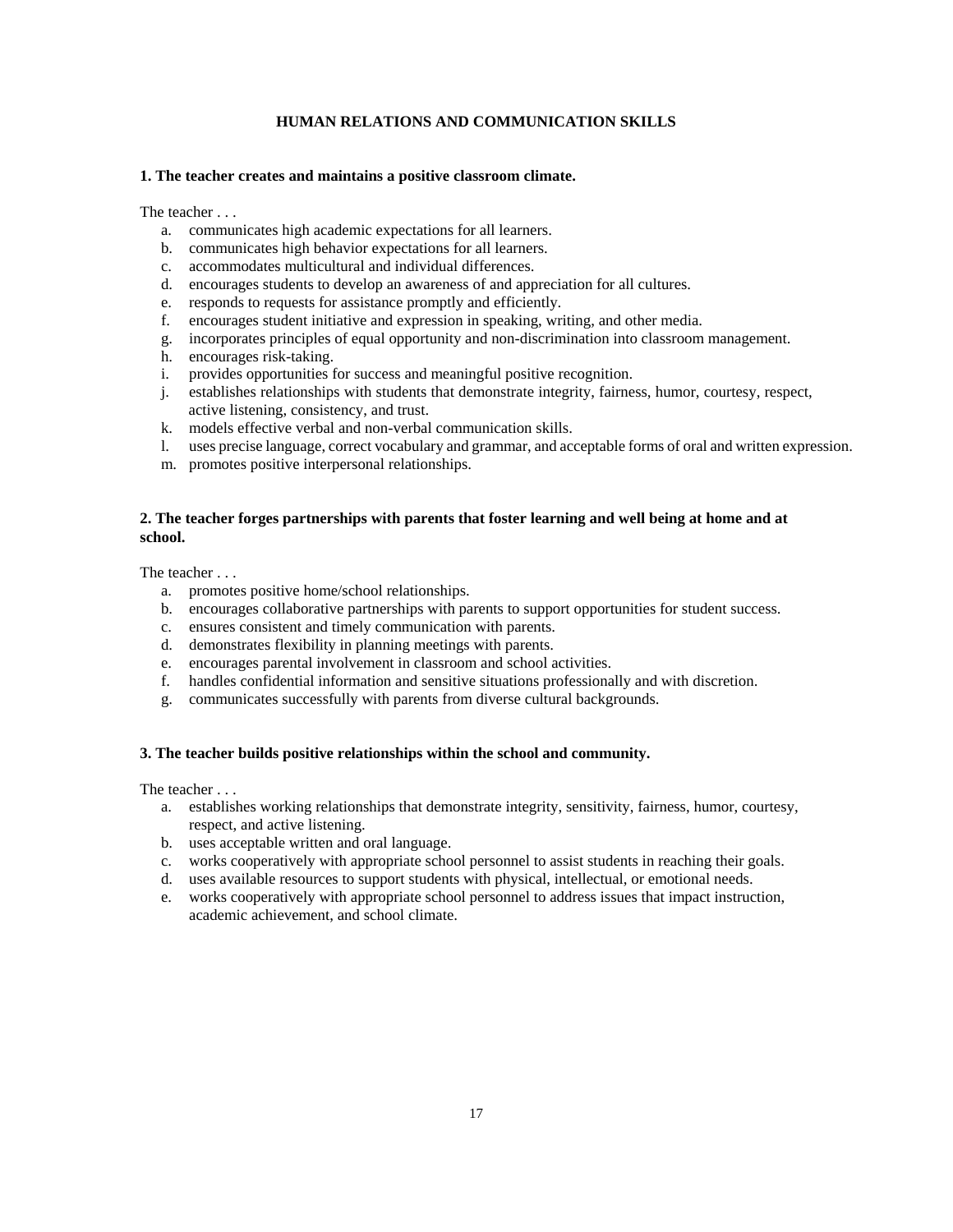# HUMAN RELATIONS AND COMMUNICATION SKILLS

### 1. The teacher creates and maintains a positive classroom climate.

The teacher . . .

a. communicates high academic expectations for all learners.
b. communicates high behavior expectations for all learners.
c. accommodates multicultural and individual differences.
d. encourages students to develop an awareness of and appreciation for all cultures.
e. responds to requests for assistance promptly and efficiently.
f. encourages student initiative and expression in speaking, writing, and other media.
g. incorporates principles of equal opportunity and non-discrimination into classroom management.
h. encourages risk-taking.
i. provides opportunities for success and meaningful positive recognition.
j. establishes relationships with students that demonstrate integrity, fairness, humor, courtesy, respect, active listening, consistency, and trust.
k. models effective verbal and non-verbal communication skills.
l. uses precise language, correct vocabulary and grammar, and acceptable forms of oral and written expression.
m. promotes positive interpersonal relationships.

### 2. The teacher forges partnerships with parents that foster learning and well being at home and at school.

The teacher . . .

a. promotes positive home/school relationships.
b. encourages collaborative partnerships with parents to support opportunities for student success.
c. ensures consistent and timely communication with parents.
d. demonstrates flexibility in planning meetings with parents.
e. encourages parental involvement in classroom and school activities.
f. handles confidential information and sensitive situations professionally and with discretion.
g. communicates successfully with parents from diverse cultural backgrounds.

### 3. The teacher builds positive relationships within the school and community.

The teacher . . .

a. establishes working relationships that demonstrate integrity, sensitivity, fairness, humor, courtesy, respect, and active listening.
b. uses acceptable written and oral language.
c. works cooperatively with appropriate school personnel to assist students in reaching their goals.
d. uses available resources to support students with physical, intellectual, or emotional needs.
e. works cooperatively with appropriate school personnel to address issues that impact instruction, academic achievement, and school climate.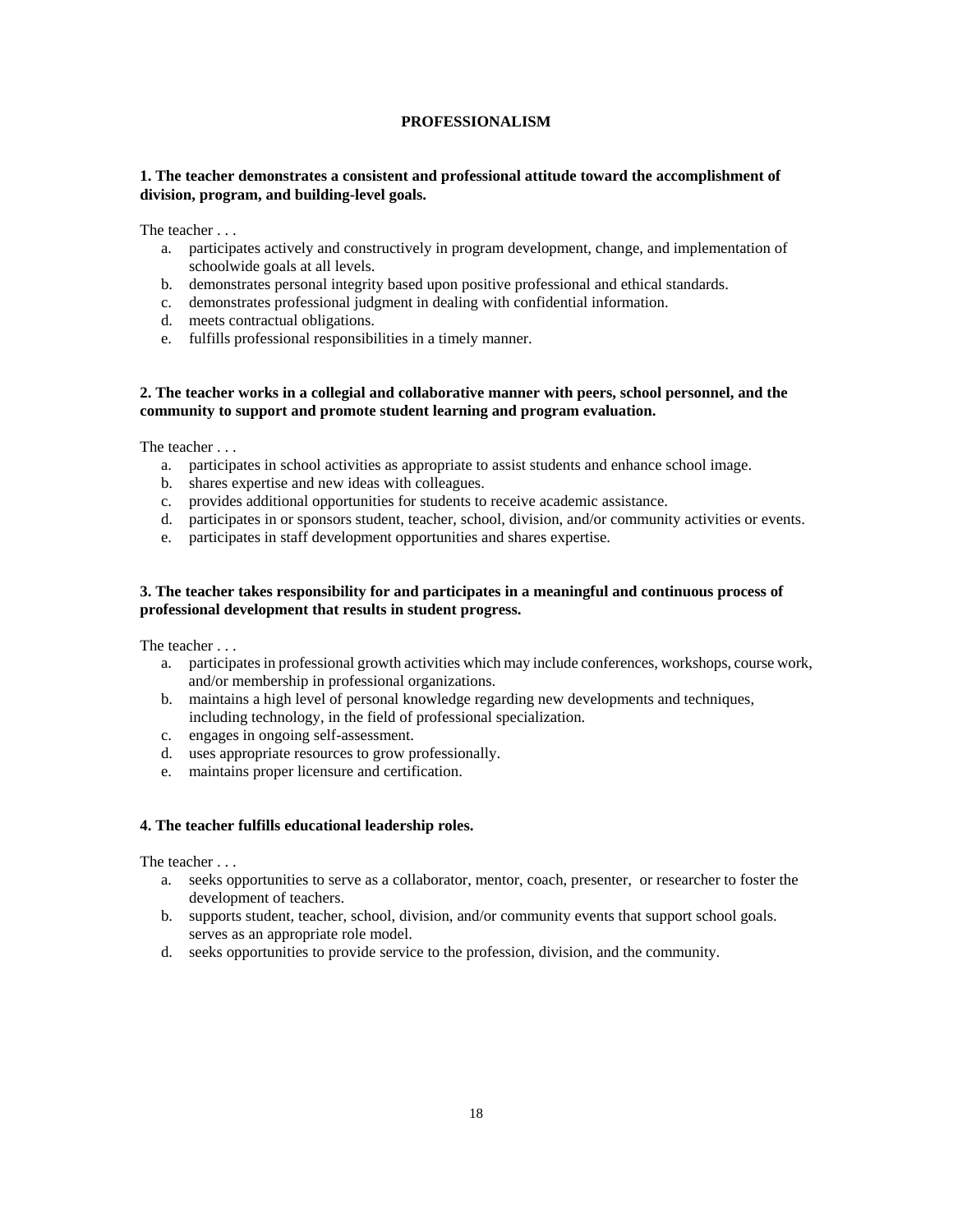## PROFESSIONALISM

**1. The teacher demonstrates a consistent and professional attitude toward the accomplishment of division, program, and building-level goals.**

The teacher . . .

a. participates actively and constructively in program development, change, and implementation of schoolwide goals at all levels.
b. demonstrates personal integrity based upon positive professional and ethical standards.
c. demonstrates professional judgment in dealing with confidential information.
d. meets contractual obligations.
e. fulfills professional responsibilities in a timely manner.

**2. The teacher works in a collegial and collaborative manner with peers, school personnel, and the community to support and promote student learning and program evaluation.**

The teacher . . .

a. participates in school activities as appropriate to assist students and enhance school image.
b. shares expertise and new ideas with colleagues.
c. provides additional opportunities for students to receive academic assistance.
d. participates in or sponsors student, teacher, school, division, and/or community activities or events.
e. participates in staff development opportunities and shares expertise.

**3. The teacher takes responsibility for and participates in a meaningful and continuous process of professional development that results in student progress.**

The teacher . . .

a. participates in professional growth activities which may include conferences, workshops, course work, and/or membership in professional organizations.
b. maintains a high level of personal knowledge regarding new developments and techniques, including technology, in the field of professional specialization.
c. engages in ongoing self-assessment.
d. uses appropriate resources to grow professionally.
e. maintains proper licensure and certification.

**4. The teacher fulfills educational leadership roles.**

The teacher . . .

a. seeks opportunities to serve as a collaborator, mentor, coach, presenter, or researcher to foster the development of teachers.
b. supports student, teacher, school, division, and/or community events that support school goals.
serves as an appropriate role model.
d. seeks opportunities to provide service to the profession, division, and the community.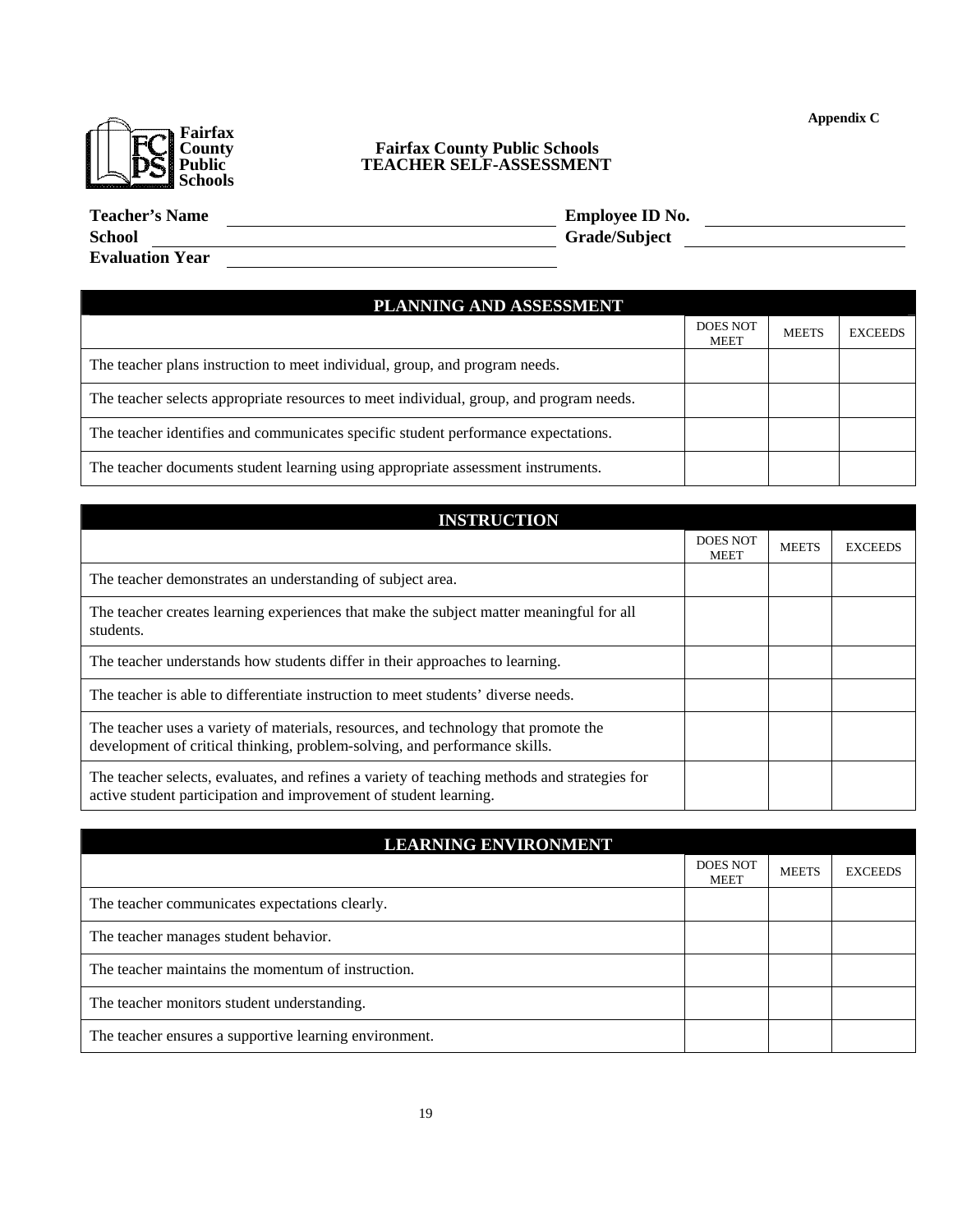Appendix C

**Fairfax County Public Schools**

# Fairfax County Public Schools
# TEACHER SELF-ASSESSMENT

**Teacher's Name** ______________________ **Employee ID No.** ______________________

**School** ______________________ **Grade/Subject** ______________________

**Evaluation Year** ______________________

| PLANNING AND ASSESSMENT | DOES NOT MEET | MEETS | EXCEEDS |
|---|---|---|---|
| The teacher plans instruction to meet individual, group, and program needs. | | | |
| The teacher selects appropriate resources to meet individual, group, and program needs. | | | |
| The teacher identifies and communicates specific student performance expectations. | | | |
| The teacher documents student learning using appropriate assessment instruments. | | | |

| INSTRUCTION | DOES NOT MEET | MEETS | EXCEEDS |
|---|---|---|---|
| The teacher demonstrates an understanding of subject area. | | | |
| The teacher creates learning experiences that make the subject matter meaningful for all students. | | | |
| The teacher understands how students differ in their approaches to learning. | | | |
| The teacher is able to differentiate instruction to meet students' diverse needs. | | | |
| The teacher uses a variety of materials, resources, and technology that promote the development of critical thinking, problem-solving, and performance skills. | | | |
| The teacher selects, evaluates, and refines a variety of teaching methods and strategies for active student participation and improvement of student learning. | | | |

| LEARNING ENVIRONMENT | DOES NOT MEET | MEETS | EXCEEDS |
|---|---|---|---|
| The teacher communicates expectations clearly. | | | |
| The teacher manages student behavior. | | | |
| The teacher maintains the momentum of instruction. | | | |
| The teacher monitors student understanding. | | | |
| The teacher ensures a supportive learning environment. | | | |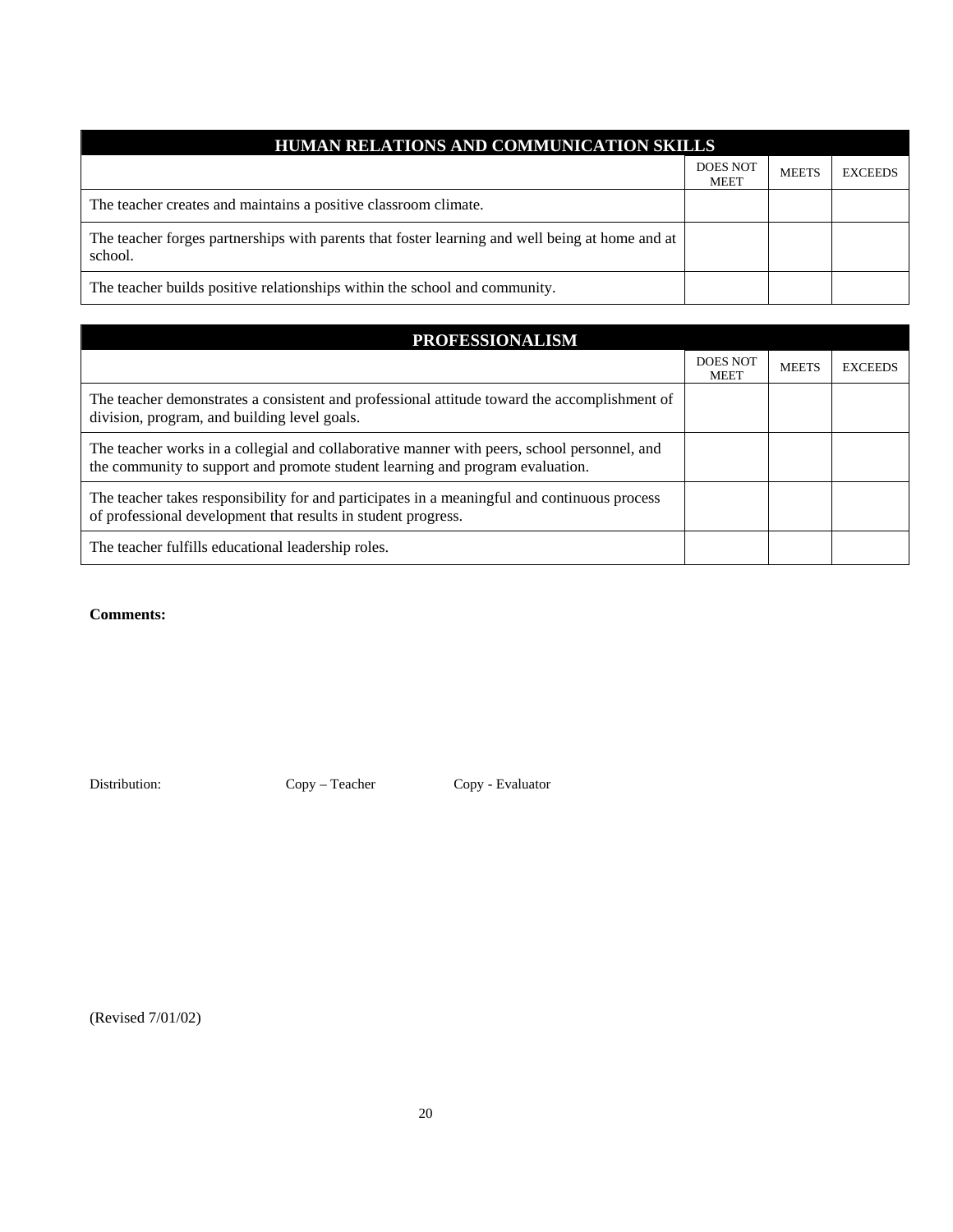| HUMAN RELATIONS AND COMMUNICATION SKILLS | DOES NOT MEET | MEETS | EXCEEDS |
|---|---|---|---|
| The teacher creates and maintains a positive classroom climate. | | | |
| The teacher forges partnerships with parents that foster learning and well being at home and at school. | | | |
| The teacher builds positive relationships within the school and community. | | | |

| PROFESSIONALISM | DOES NOT MEET | MEETS | EXCEEDS |
|---|---|---|---|
| The teacher demonstrates a consistent and professional attitude toward the accomplishment of division, program, and building level goals. | | | |
| The teacher works in a collegial and collaborative manner with peers, school personnel, and the community to support and promote student learning and program evaluation. | | | |
| The teacher takes responsibility for and participates in a meaningful and continuous process of professional development that results in student progress. | | | |
| The teacher fulfills educational leadership roles. | | | |

**Comments:**

Distribution: Copy – Teacher Copy - Evaluator

(Revised 7/01/02)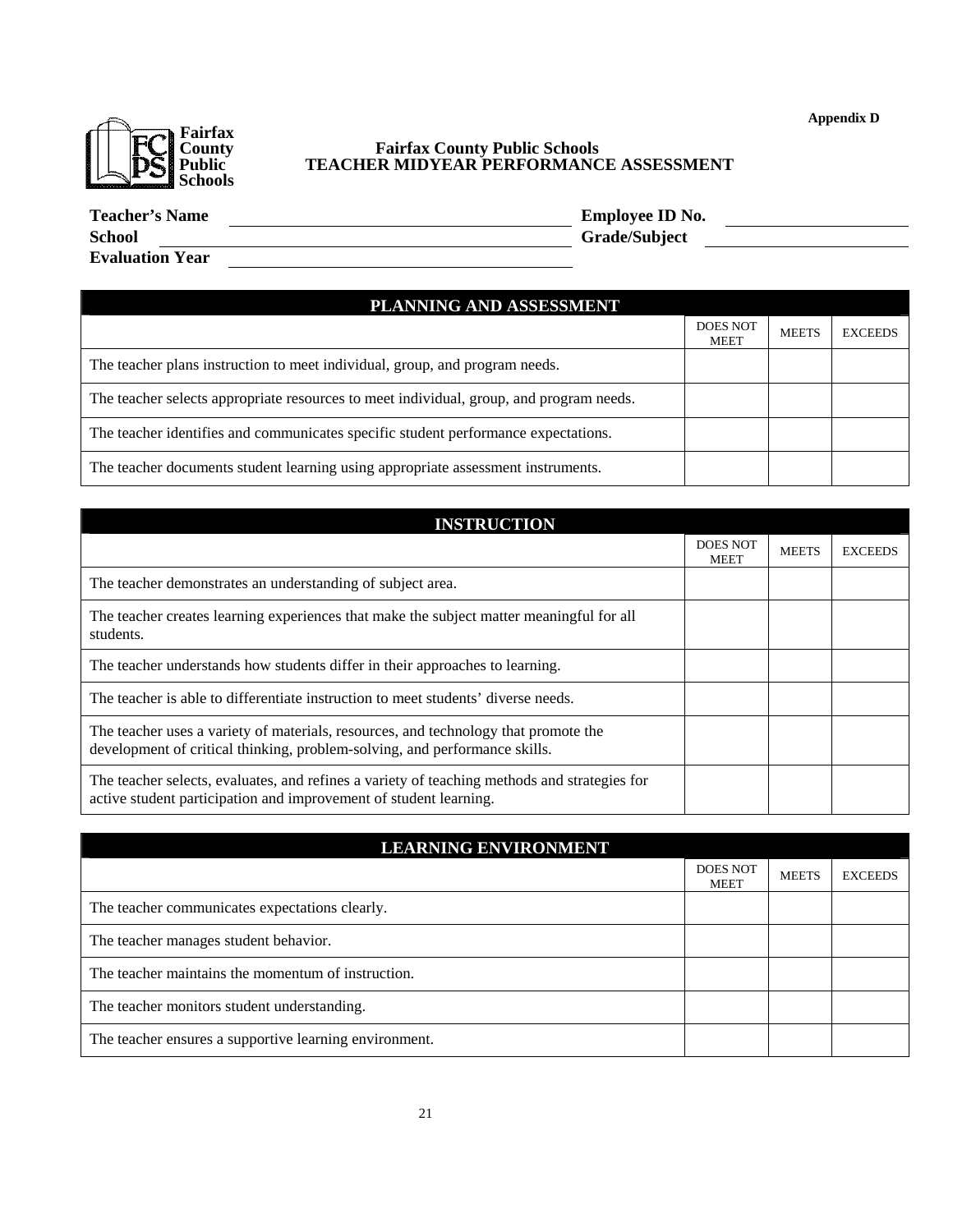Appendix D

**Fairfax County Public Schools**

# Fairfax County Public Schools
## TEACHER MIDYEAR PERFORMANCE ASSESSMENT

**Teacher's Name** ______________________ **Employee ID No.** ______________________

**School** ______________________ **Grade/Subject** ______________________

**Evaluation Year** ______________________

| PLANNING AND ASSESSMENT | DOES NOT MEET | MEETS | EXCEEDS |
|---|---|---|---|
| The teacher plans instruction to meet individual, group, and program needs. | | | |
| The teacher selects appropriate resources to meet individual, group, and program needs. | | | |
| The teacher identifies and communicates specific student performance expectations. | | | |
| The teacher documents student learning using appropriate assessment instruments. | | | |

| INSTRUCTION | DOES NOT MEET | MEETS | EXCEEDS |
|---|---|---|---|
| The teacher demonstrates an understanding of subject area. | | | |
| The teacher creates learning experiences that make the subject matter meaningful for all students. | | | |
| The teacher understands how students differ in their approaches to learning. | | | |
| The teacher is able to differentiate instruction to meet students' diverse needs. | | | |
| The teacher uses a variety of materials, resources, and technology that promote the development of critical thinking, problem-solving, and performance skills. | | | |
| The teacher selects, evaluates, and refines a variety of teaching methods and strategies for active student participation and improvement of student learning. | | | |

| LEARNING ENVIRONMENT | DOES NOT MEET | MEETS | EXCEEDS |
|---|---|---|---|
| The teacher communicates expectations clearly. | | | |
| The teacher manages student behavior. | | | |
| The teacher maintains the momentum of instruction. | | | |
| The teacher monitors student understanding. | | | |
| The teacher ensures a supportive learning environment. | | | |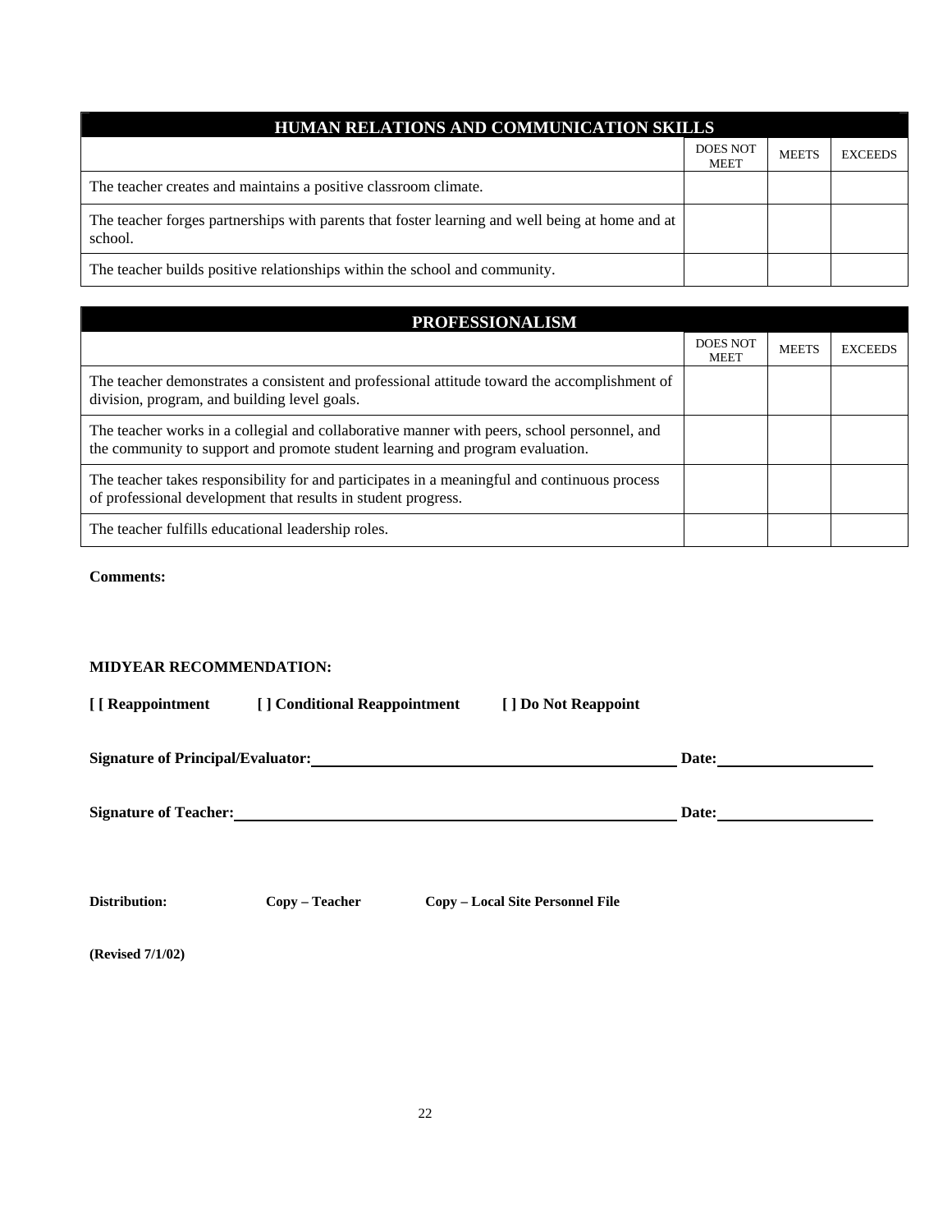| HUMAN RELATIONS AND COMMUNICATION SKILLS | | | |
|---|---|---|---|
| | DOES NOT MEET | MEETS | EXCEEDS |
| The teacher creates and maintains a positive classroom climate. | | | |
| The teacher forges partnerships with parents that foster learning and well being at home and at school. | | | |
| The teacher builds positive relationships within the school and community. | | | |

| PROFESSIONALISM | | | |
|---|---|---|---|
| | DOES NOT MEET | MEETS | EXCEEDS |
| The teacher demonstrates a consistent and professional attitude toward the accomplishment of division, program, and building level goals. | | | |
| The teacher works in a collegial and collaborative manner with peers, school personnel, and the community to support and promote student learning and program evaluation. | | | |
| The teacher takes responsibility for and participates in a meaningful and continuous process of professional development that results in student progress. | | | |
| The teacher fulfills educational leadership roles. | | | |

**Comments:**

**MIDYEAR RECOMMENDATION:**

**[ [ Reappointment     [ ] Conditional Reappointment     [ ] Do Not Reappoint**

**Signature of Principal/Evaluator:** ______________________________ **Date:** ______________

**Signature of Teacher:** ______________________________ **Date:** ______________

**Distribution:     Copy – Teacher     Copy – Local Site Personnel File**

**(Revised 7/1/02)**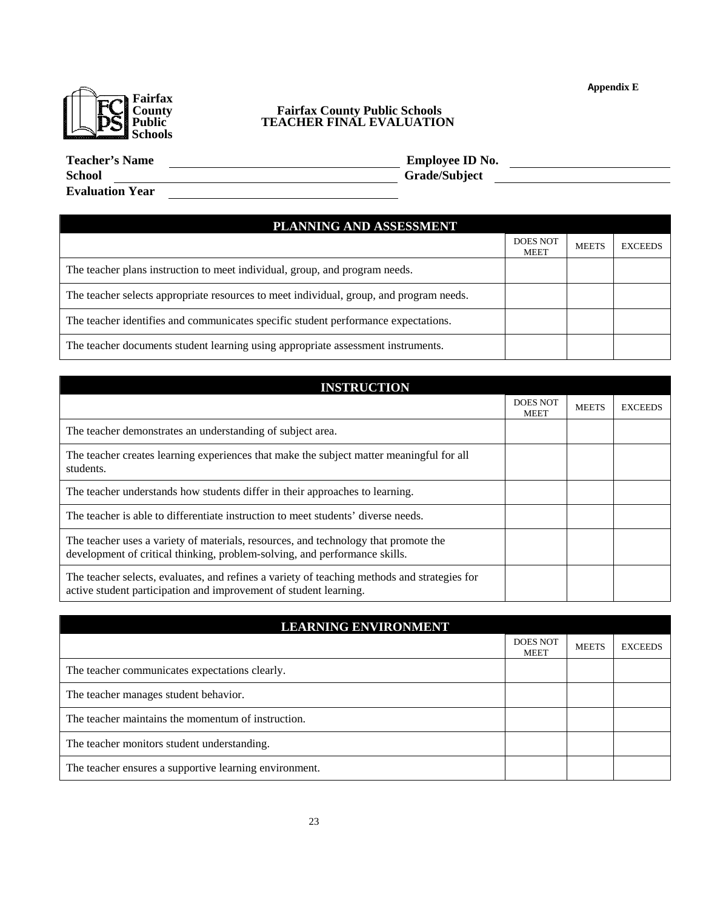Appendix E

**Fairfax County Public Schools**

# Fairfax County Public Schools
# TEACHER FINAL EVALUATION

**Teacher's Name** \_\_\_\_\_\_\_\_\_\_\_\_\_\_\_\_\_\_\_\_ **Employee ID No.** \_\_\_\_\_\_\_\_\_\_\_\_\_\_\_\_\_\_\_\_

**School** \_\_\_\_\_\_\_\_\_\_\_\_\_\_\_\_\_\_\_\_ **Grade/Subject** \_\_\_\_\_\_\_\_\_\_\_\_\_\_\_\_\_\_\_\_

**Evaluation Year** \_\_\_\_\_\_\_\_\_\_\_\_\_\_\_\_\_\_\_\_

| PLANNING AND ASSESSMENT | DOES NOT MEET | MEETS | EXCEEDS |
|---|---|---|---|
| The teacher plans instruction to meet individual, group, and program needs. | | | |
| The teacher selects appropriate resources to meet individual, group, and program needs. | | | |
| The teacher identifies and communicates specific student performance expectations. | | | |
| The teacher documents student learning using appropriate assessment instruments. | | | |

| INSTRUCTION | DOES NOT MEET | MEETS | EXCEEDS |
|---|---|---|---|
| The teacher demonstrates an understanding of subject area. | | | |
| The teacher creates learning experiences that make the subject matter meaningful for all students. | | | |
| The teacher understands how students differ in their approaches to learning. | | | |
| The teacher is able to differentiate instruction to meet students' diverse needs. | | | |
| The teacher uses a variety of materials, resources, and technology that promote the development of critical thinking, problem-solving, and performance skills. | | | |
| The teacher selects, evaluates, and refines a variety of teaching methods and strategies for active student participation and improvement of student learning. | | | |

| LEARNING ENVIRONMENT | DOES NOT MEET | MEETS | EXCEEDS |
|---|---|---|---|
| The teacher communicates expectations clearly. | | | |
| The teacher manages student behavior. | | | |
| The teacher maintains the momentum of instruction. | | | |
| The teacher monitors student understanding. | | | |
| The teacher ensures a supportive learning environment. | | | |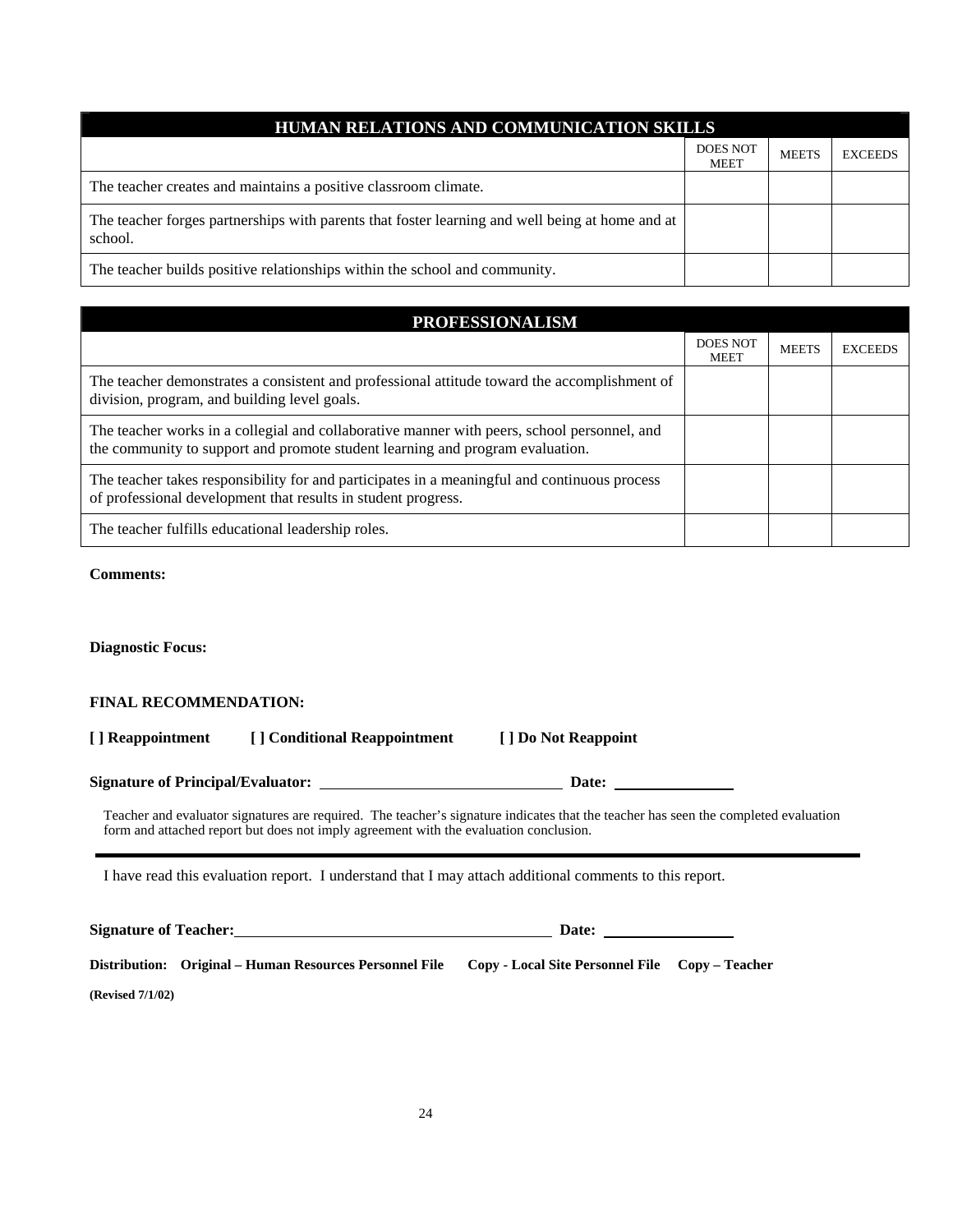| HUMAN RELATIONS AND COMMUNICATION SKILLS | | | |
|---|---|---|---|
| | DOES NOT MEET | MEETS | EXCEEDS |
| The teacher creates and maintains a positive classroom climate. | | | |
| The teacher forges partnerships with parents that foster learning and well being at home and at school. | | | |
| The teacher builds positive relationships within the school and community. | | | |

| PROFESSIONALISM | | | |
|---|---|---|---|
| | DOES NOT MEET | MEETS | EXCEEDS |
| The teacher demonstrates a consistent and professional attitude toward the accomplishment of division, program, and building level goals. | | | |
| The teacher works in a collegial and collaborative manner with peers, school personnel, and the community to support and promote student learning and program evaluation. | | | |
| The teacher takes responsibility for and participates in a meaningful and continuous process of professional development that results in student progress. | | | |
| The teacher fulfills educational leadership roles. | | | |

**Comments:**

**Diagnostic Focus:**

**FINAL RECOMMENDATION:**

**[ ] Reappointment** **[ ] Conditional Reappointment** **[ ] Do Not Reappoint**

**Signature of Principal/Evaluator:** ______________________________ **Date:** ______________

Teacher and evaluator signatures are required. The teacher's signature indicates that the teacher has seen the completed evaluation form and attached report but does not imply agreement with the evaluation conclusion.

---

I have read this evaluation report. I understand that I may attach additional comments to this report.

**Signature of Teacher:** ________________________________________ **Date:** ________________

**Distribution: Original – Human Resources Personnel File Copy - Local Site Personnel File Copy – Teacher**

**(Revised 7/1/02)**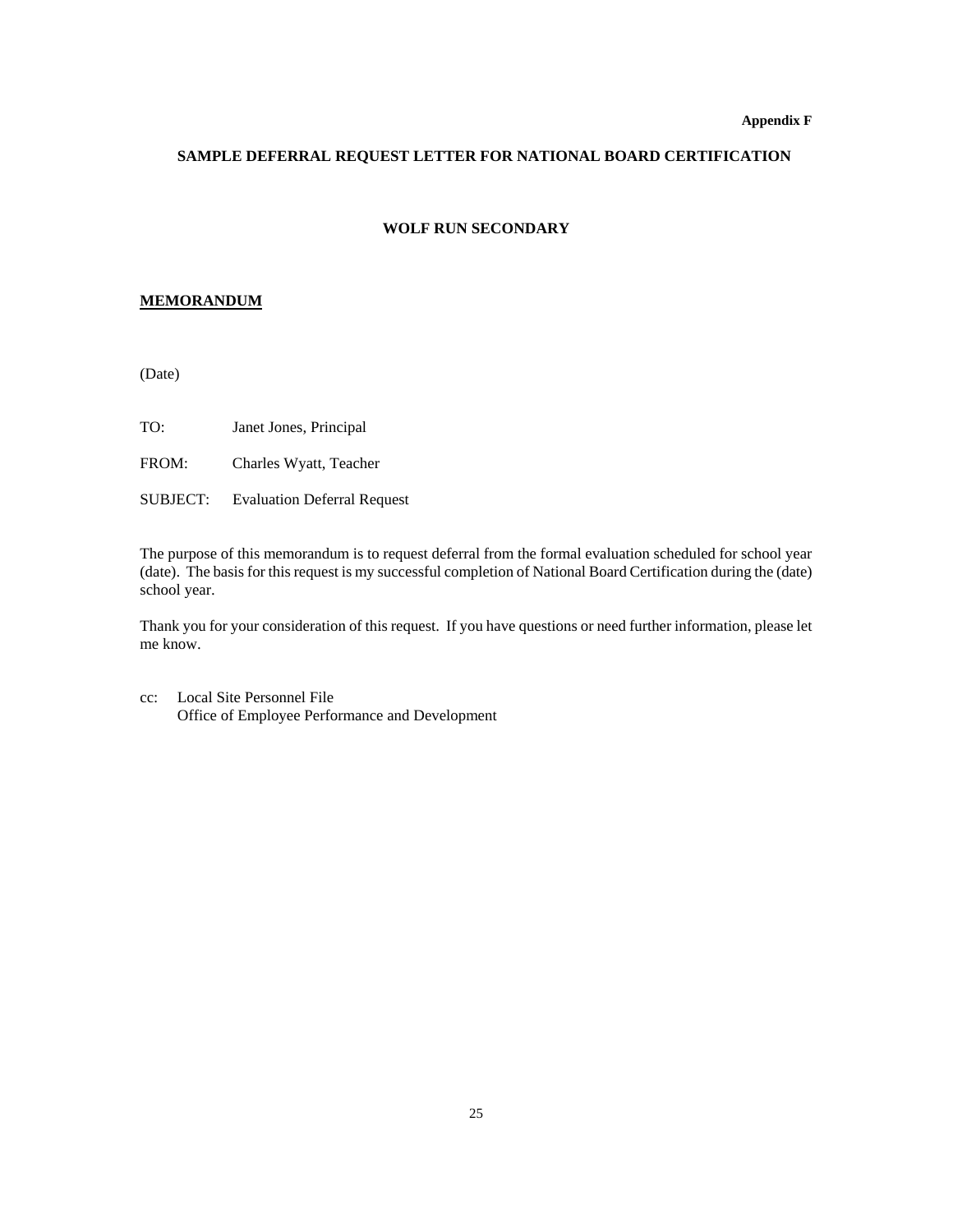**Appendix F**

## SAMPLE DEFERRAL REQUEST LETTER FOR NATIONAL BOARD CERTIFICATION

### WOLF RUN SECONDARY

**MEMORANDUM**

(Date)

TO: Janet Jones, Principal

FROM: Charles Wyatt, Teacher

SUBJECT: Evaluation Deferral Request

The purpose of this memorandum is to request deferral from the formal evaluation scheduled for school year (date). The basis for this request is my successful completion of National Board Certification during the (date) school year.

Thank you for your consideration of this request. If you have questions or need further information, please let me know.

cc: Local Site Personnel File
Office of Employee Performance and Development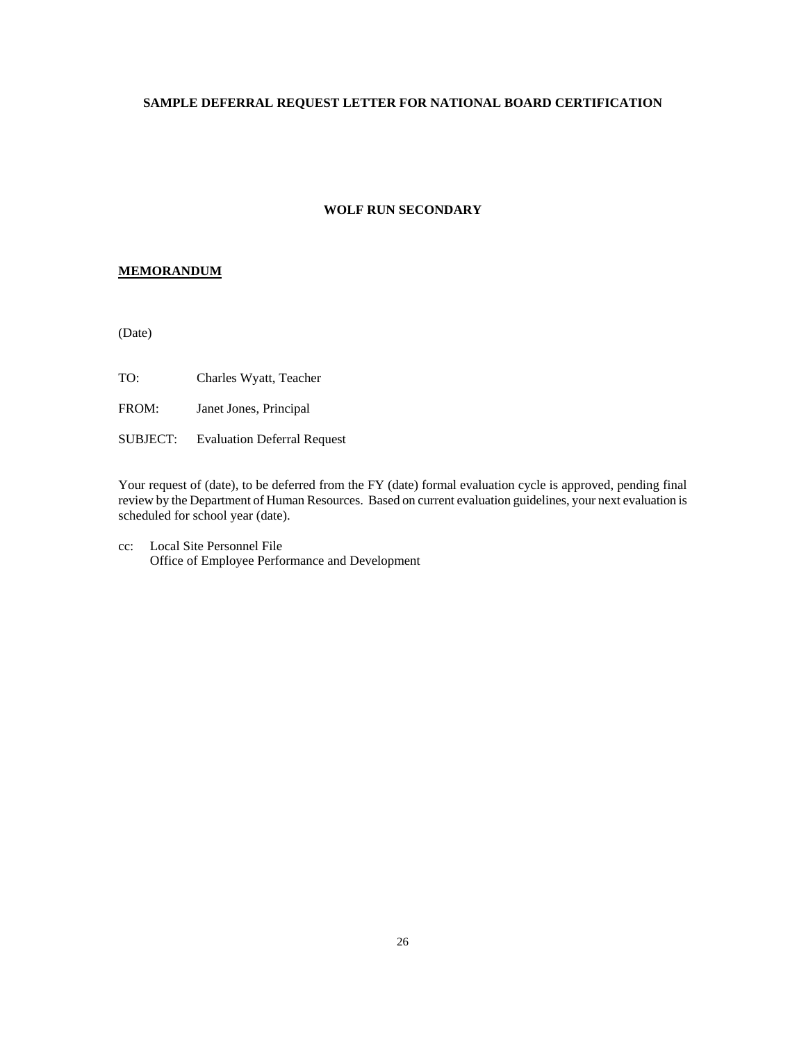**SAMPLE DEFERRAL REQUEST LETTER FOR NATIONAL BOARD CERTIFICATION**

**WOLF RUN SECONDARY**

**MEMORANDUM**

(Date)

TO: Charles Wyatt, Teacher

FROM: Janet Jones, Principal

SUBJECT: Evaluation Deferral Request

Your request of (date), to be deferred from the FY (date) formal evaluation cycle is approved, pending final review by the Department of Human Resources. Based on current evaluation guidelines, your next evaluation is scheduled for school year (date).

cc: Local Site Personnel File
Office of Employee Performance and Development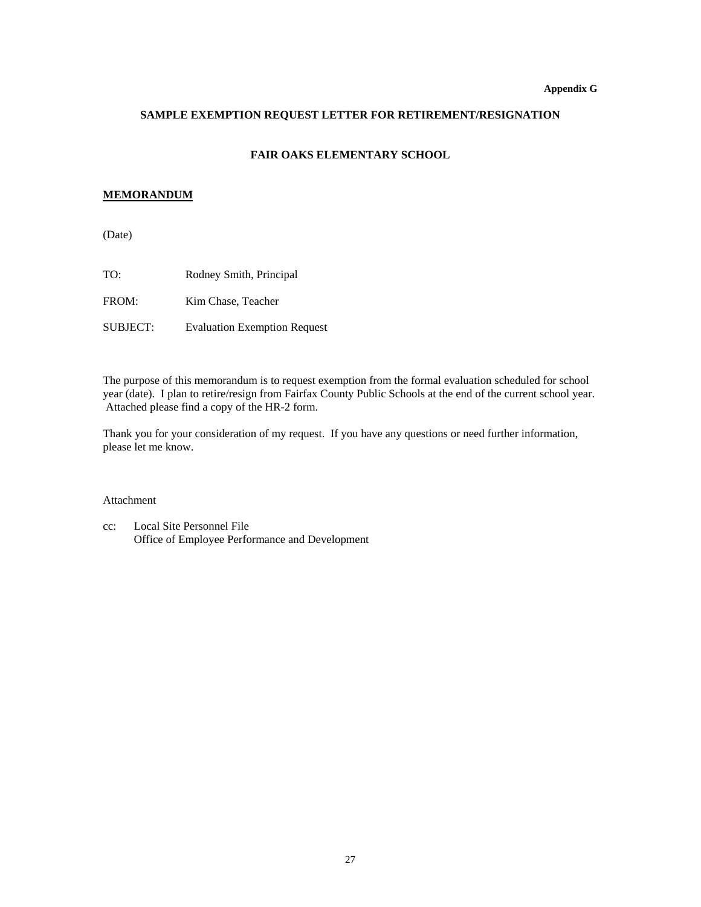**Appendix G**

## SAMPLE EXEMPTION REQUEST LETTER FOR RETIREMENT/RESIGNATION

### FAIR OAKS ELEMENTARY SCHOOL

**<u>MEMORANDUM</u>**

(Date)

TO: Rodney Smith, Principal

FROM: Kim Chase, Teacher

SUBJECT: Evaluation Exemption Request

The purpose of this memorandum is to request exemption from the formal evaluation scheduled for school year (date). I plan to retire/resign from Fairfax County Public Schools at the end of the current school year. Attached please find a copy of the HR-2 form.

Thank you for your consideration of my request. If you have any questions or need further information, please let me know.

Attachment

cc: Local Site Personnel File
Office of Employee Performance and Development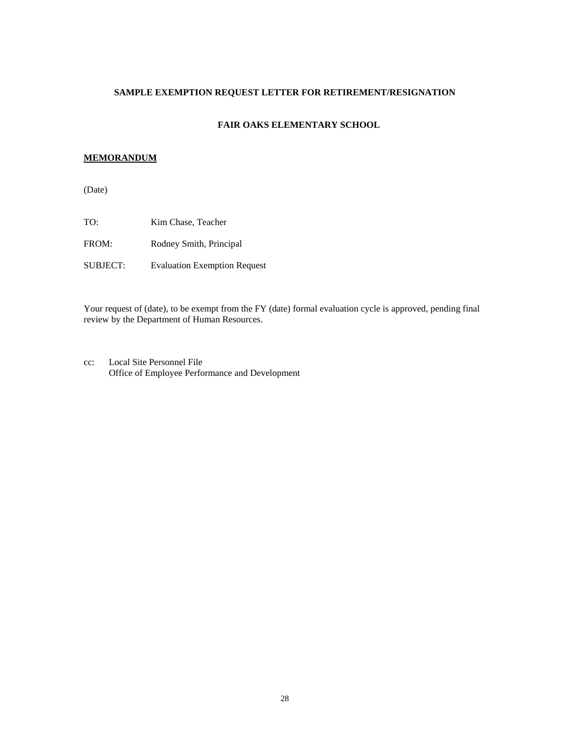**SAMPLE EXEMPTION REQUEST LETTER FOR RETIREMENT/RESIGNATION**

**FAIR OAKS ELEMENTARY SCHOOL**

**MEMORANDUM**

(Date)

TO: Kim Chase, Teacher

FROM: Rodney Smith, Principal

SUBJECT: Evaluation Exemption Request

Your request of (date), to be exempt from the FY (date) formal evaluation cycle is approved, pending final review by the Department of Human Resources.

cc: Local Site Personnel File
Office of Employee Performance and Development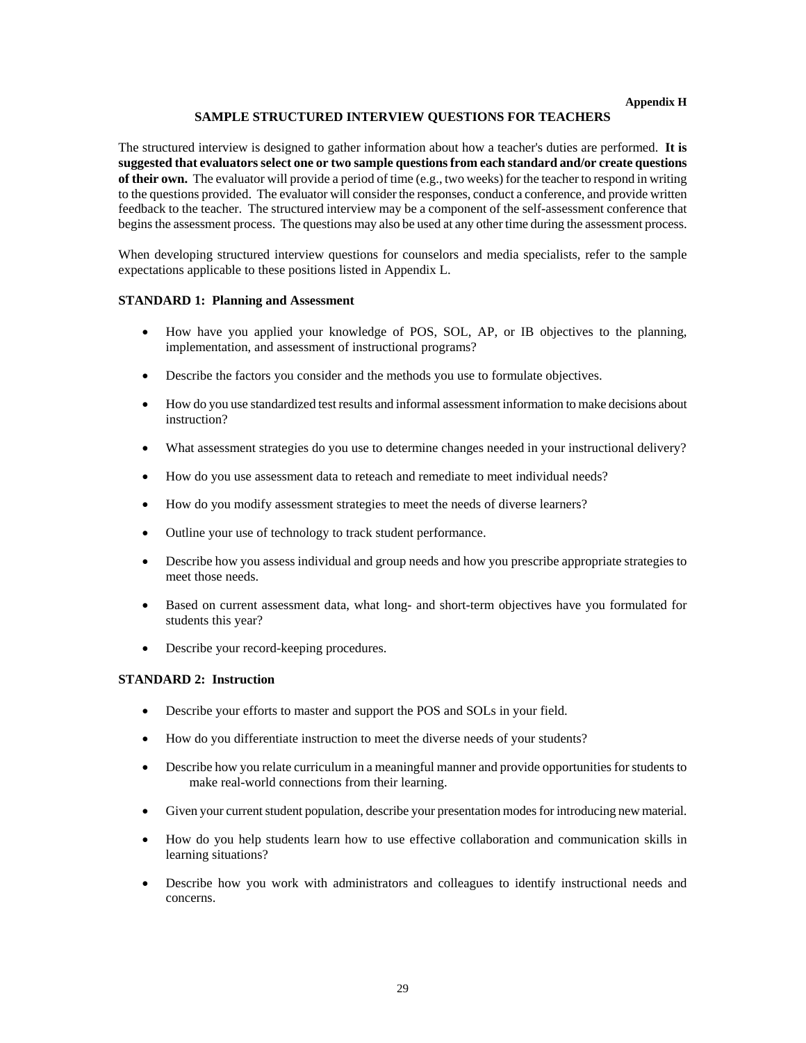Appendix H

## SAMPLE STRUCTURED INTERVIEW QUESTIONS FOR TEACHERS

The structured interview is designed to gather information about how a teacher's duties are performed. **It is suggested that evaluators select one or two sample questions from each standard and/or create questions of their own.** The evaluator will provide a period of time (e.g., two weeks) for the teacher to respond in writing to the questions provided. The evaluator will consider the responses, conduct a conference, and provide written feedback to the teacher. The structured interview may be a component of the self-assessment conference that begins the assessment process. The questions may also be used at any other time during the assessment process.

When developing structured interview questions for counselors and media specialists, refer to the sample expectations applicable to these positions listed in Appendix L.

### STANDARD 1: Planning and Assessment

- How have you applied your knowledge of POS, SOL, AP, or IB objectives to the planning, implementation, and assessment of instructional programs?
- Describe the factors you consider and the methods you use to formulate objectives.
- How do you use standardized test results and informal assessment information to make decisions about instruction?
- What assessment strategies do you use to determine changes needed in your instructional delivery?
- How do you use assessment data to reteach and remediate to meet individual needs?
- How do you modify assessment strategies to meet the needs of diverse learners?
- Outline your use of technology to track student performance.
- Describe how you assess individual and group needs and how you prescribe appropriate strategies to meet those needs.
- Based on current assessment data, what long- and short-term objectives have you formulated for students this year?
- Describe your record-keeping procedures.

### STANDARD 2: Instruction

- Describe your efforts to master and support the POS and SOLs in your field.
- How do you differentiate instruction to meet the diverse needs of your students?
- Describe how you relate curriculum in a meaningful manner and provide opportunities for students to make real-world connections from their learning.
- Given your current student population, describe your presentation modes for introducing new material.
- How do you help students learn how to use effective collaboration and communication skills in learning situations?
- Describe how you work with administrators and colleagues to identify instructional needs and concerns.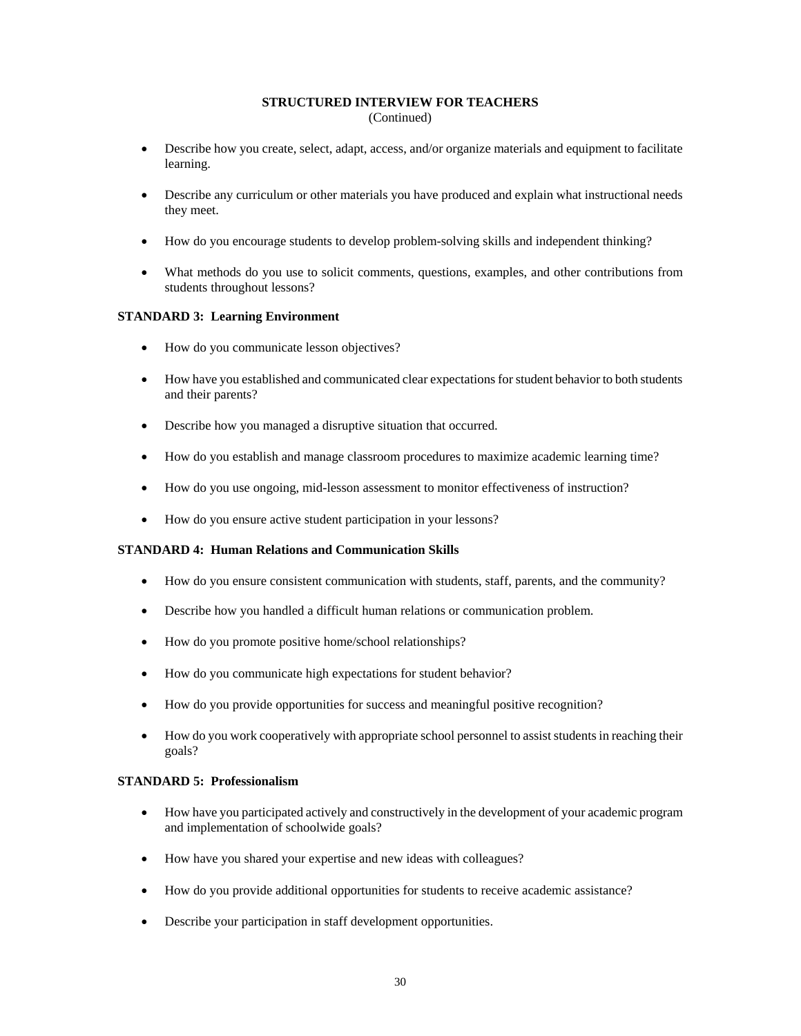**STRUCTURED INTERVIEW FOR TEACHERS**
(Continued)

- Describe how you create, select, adapt, access, and/or organize materials and equipment to facilitate learning.
- Describe any curriculum or other materials you have produced and explain what instructional needs they meet.
- How do you encourage students to develop problem-solving skills and independent thinking?
- What methods do you use to solicit comments, questions, examples, and other contributions from students throughout lessons?

**STANDARD 3: Learning Environment**

- How do you communicate lesson objectives?
- How have you established and communicated clear expectations for student behavior to both students and their parents?
- Describe how you managed a disruptive situation that occurred.
- How do you establish and manage classroom procedures to maximize academic learning time?
- How do you use ongoing, mid-lesson assessment to monitor effectiveness of instruction?
- How do you ensure active student participation in your lessons?

**STANDARD 4: Human Relations and Communication Skills**

- How do you ensure consistent communication with students, staff, parents, and the community?
- Describe how you handled a difficult human relations or communication problem.
- How do you promote positive home/school relationships?
- How do you communicate high expectations for student behavior?
- How do you provide opportunities for success and meaningful positive recognition?
- How do you work cooperatively with appropriate school personnel to assist students in reaching their goals?

**STANDARD 5: Professionalism**

- How have you participated actively and constructively in the development of your academic program and implementation of schoolwide goals?
- How have you shared your expertise and new ideas with colleagues?
- How do you provide additional opportunities for students to receive academic assistance?
- Describe your participation in staff development opportunities.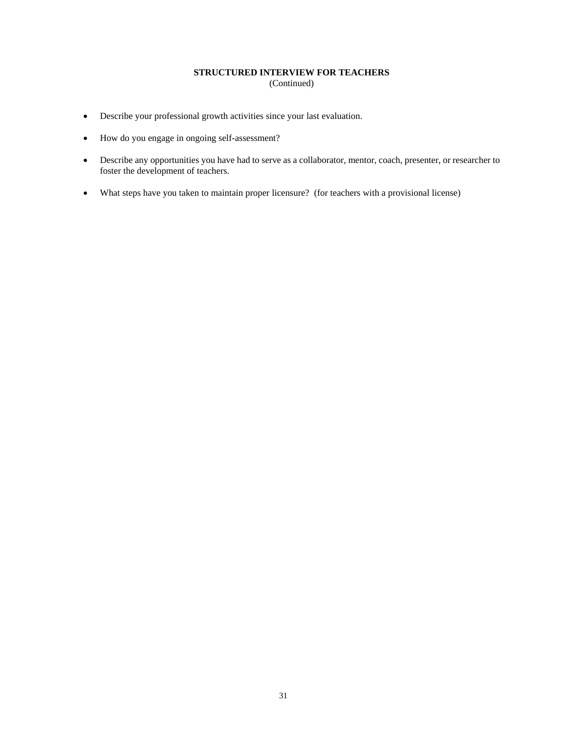**STRUCTURED INTERVIEW FOR TEACHERS**
(Continued)

- Describe your professional growth activities since your last evaluation.
- How do you engage in ongoing self-assessment?
- Describe any opportunities you have had to serve as a collaborator, mentor, coach, presenter, or researcher to foster the development of teachers.
- What steps have you taken to maintain proper licensure? (for teachers with a provisional license)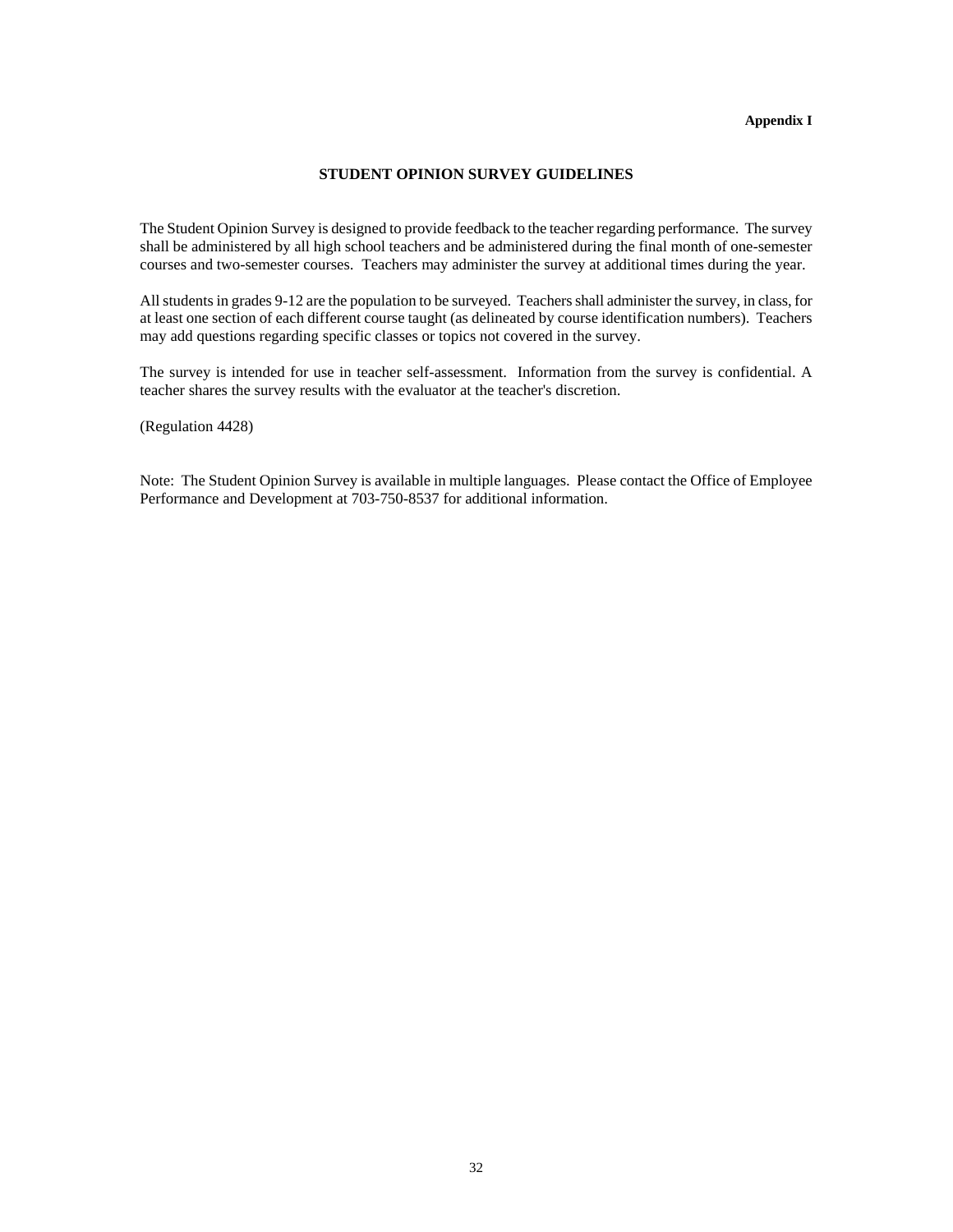**Appendix I**

## STUDENT OPINION SURVEY GUIDELINES

The Student Opinion Survey is designed to provide feedback to the teacher regarding performance. The survey shall be administered by all high school teachers and be administered during the final month of one-semester courses and two-semester courses. Teachers may administer the survey at additional times during the year.

All students in grades 9-12 are the population to be surveyed. Teachers shall administer the survey, in class, for at least one section of each different course taught (as delineated by course identification numbers). Teachers may add questions regarding specific classes or topics not covered in the survey.

The survey is intended for use in teacher self-assessment. Information from the survey is confidential. A teacher shares the survey results with the evaluator at the teacher's discretion.

(Regulation 4428)

Note: The Student Opinion Survey is available in multiple languages. Please contact the Office of Employee Performance and Development at 703-750-8537 for additional information.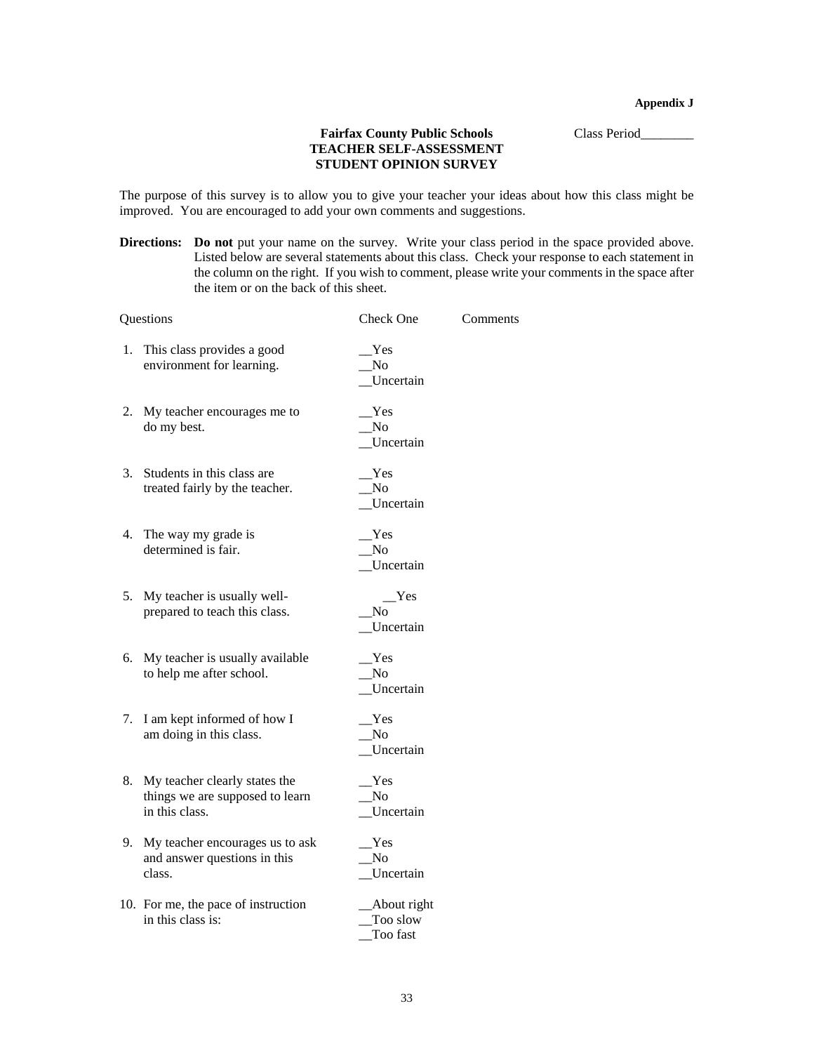**Appendix J**

**Fairfax County Public Schools**
**TEACHER SELF-ASSESSMENT**
**STUDENT OPINION SURVEY**

Class Period________

The purpose of this survey is to allow you to give your teacher your ideas about how this class might be improved. You are encouraged to add your own comments and suggestions.

**Directions:** **Do not** put your name on the survey. Write your class period in the space provided above. Listed below are several statements about this class. Check your response to each statement in the column on the right. If you wish to comment, please write your comments in the space after the item or on the back of this sheet.

| Questions | Check One | Comments |
|---|---|---|
| 1. This class provides a good environment for learning. | __Yes<br>__No<br>__Uncertain | |
| 2. My teacher encourages me to do my best. | __Yes<br>__No<br>__Uncertain | |
| 3. Students in this class are treated fairly by the teacher. | __Yes<br>__No<br>__Uncertain | |
| 4. The way my grade is determined is fair. | __Yes<br>__No<br>__Uncertain | |
| 5. My teacher is usually well-prepared to teach this class. | __Yes<br>__No<br>__Uncertain | |
| 6. My teacher is usually available to help me after school. | __Yes<br>__No<br>__Uncertain | |
| 7. I am kept informed of how I am doing in this class. | __Yes<br>__No<br>__Uncertain | |
| 8. My teacher clearly states the things we are supposed to learn in this class. | __Yes<br>__No<br>__Uncertain | |
| 9. My teacher encourages us to ask and answer questions in this class. | __Yes<br>__No<br>__Uncertain | |
| 10. For me, the pace of instruction in this class is: | __About right<br>__Too slow<br>__Too fast | |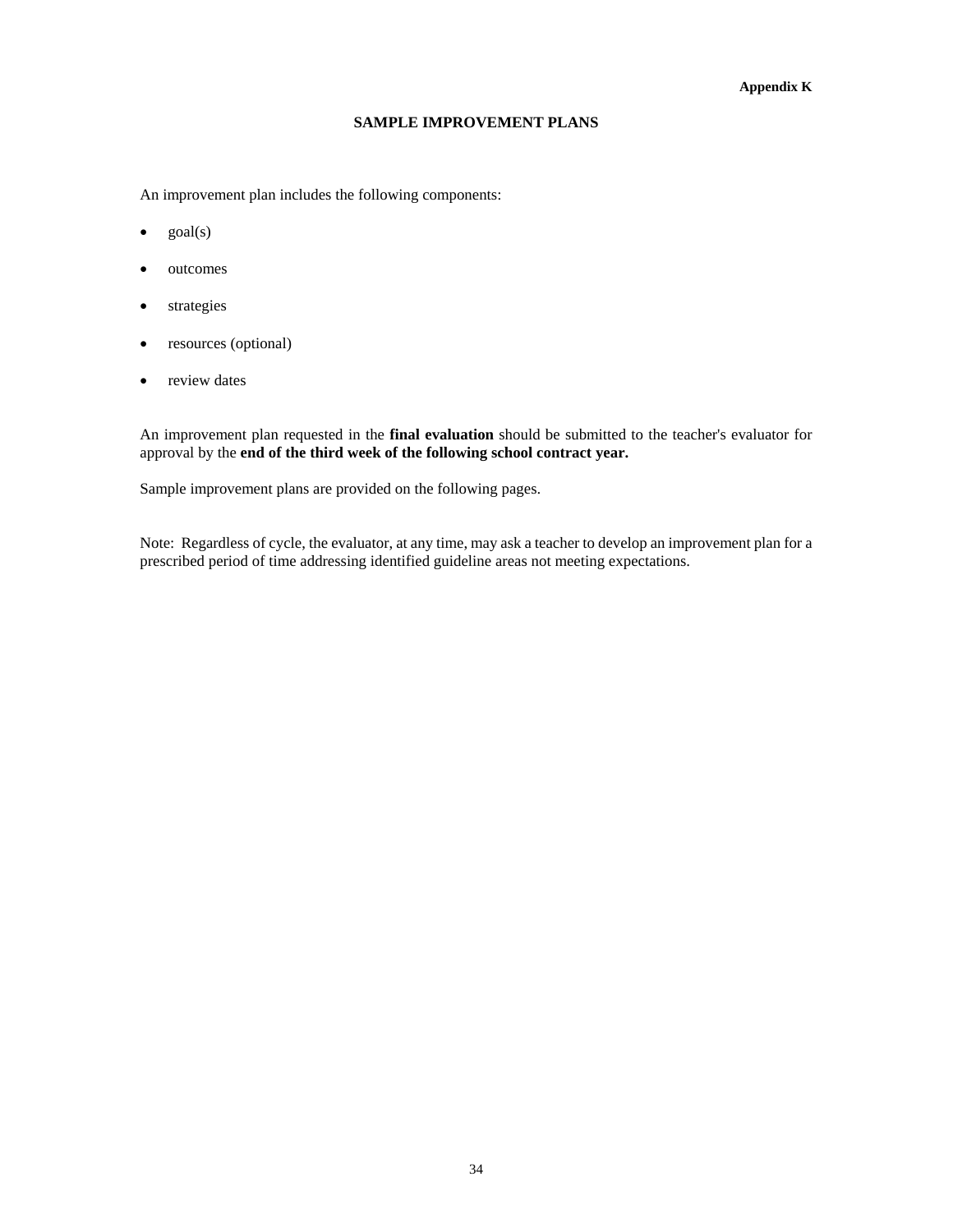**Appendix K**

## SAMPLE IMPROVEMENT PLANS

An improvement plan includes the following components:

- goal(s)
- outcomes
- strategies
- resources (optional)
- review dates

An improvement plan requested in the **final evaluation** should be submitted to the teacher's evaluator for approval by the **end of the third week of the following school contract year.**

Sample improvement plans are provided on the following pages.

Note: Regardless of cycle, the evaluator, at any time, may ask a teacher to develop an improvement plan for a prescribed period of time addressing identified guideline areas not meeting expectations.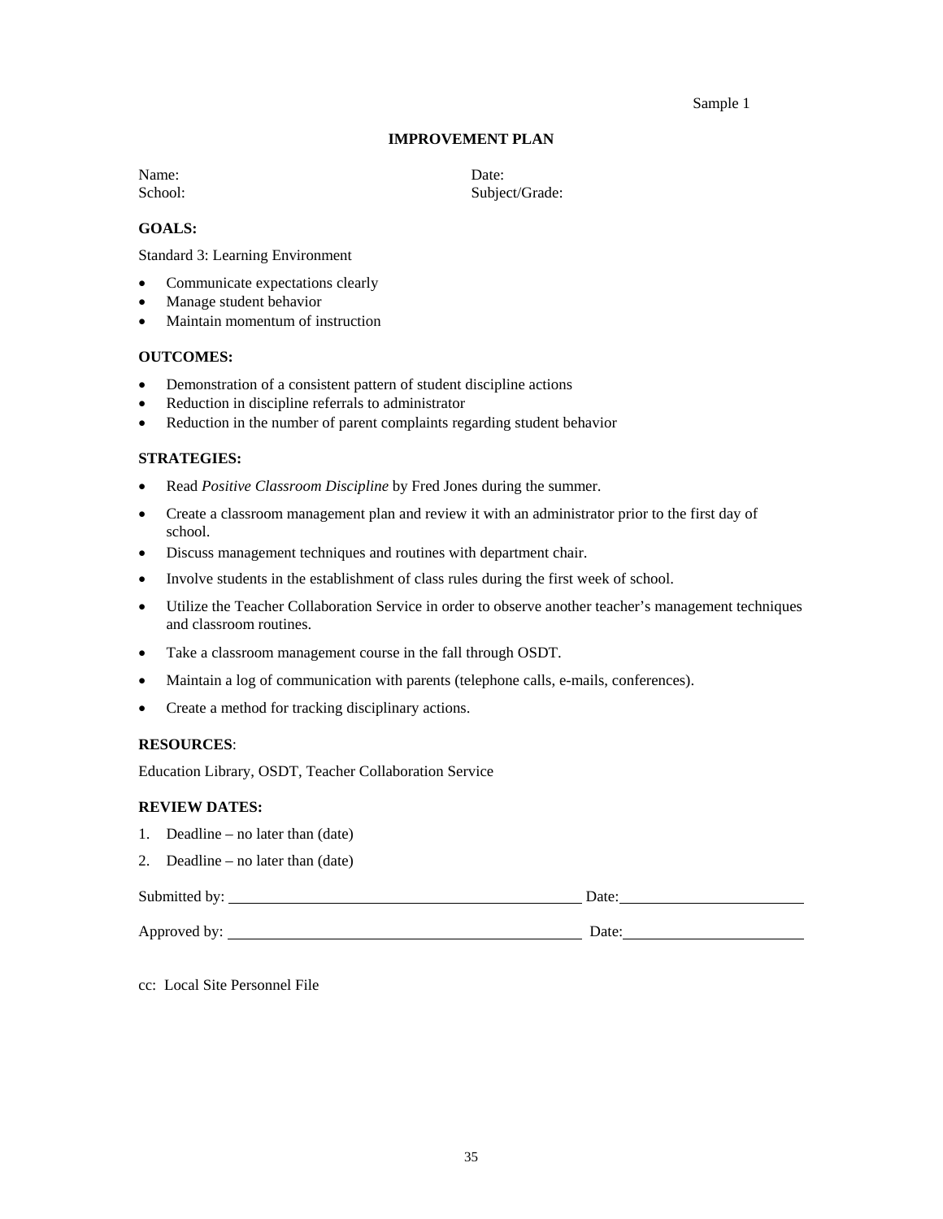Sample 1

## IMPROVEMENT PLAN

Name:  
School:  
Date:  
Subject/Grade:

**GOALS:**

Standard 3: Learning Environment

- Communicate expectations clearly
- Manage student behavior
- Maintain momentum of instruction

**OUTCOMES:**

- Demonstration of a consistent pattern of student discipline actions
- Reduction in discipline referrals to administrator
- Reduction in the number of parent complaints regarding student behavior

**STRATEGIES:**

- Read *Positive Classroom Discipline* by Fred Jones during the summer.
- Create a classroom management plan and review it with an administrator prior to the first day of school.
- Discuss management techniques and routines with department chair.
- Involve students in the establishment of class rules during the first week of school.
- Utilize the Teacher Collaboration Service in order to observe another teacher's management techniques and classroom routines.
- Take a classroom management course in the fall through OSDT.
- Maintain a log of communication with parents (telephone calls, e-mails, conferences).
- Create a method for tracking disciplinary actions.

**RESOURCES**:

Education Library, OSDT, Teacher Collaboration Service

**REVIEW DATES:**

1. Deadline – no later than (date)
2. Deadline – no later than (date)

Submitted by: ______________________________ Date: ________________

Approved by: ______________________________ Date: ________________

cc: Local Site Personnel File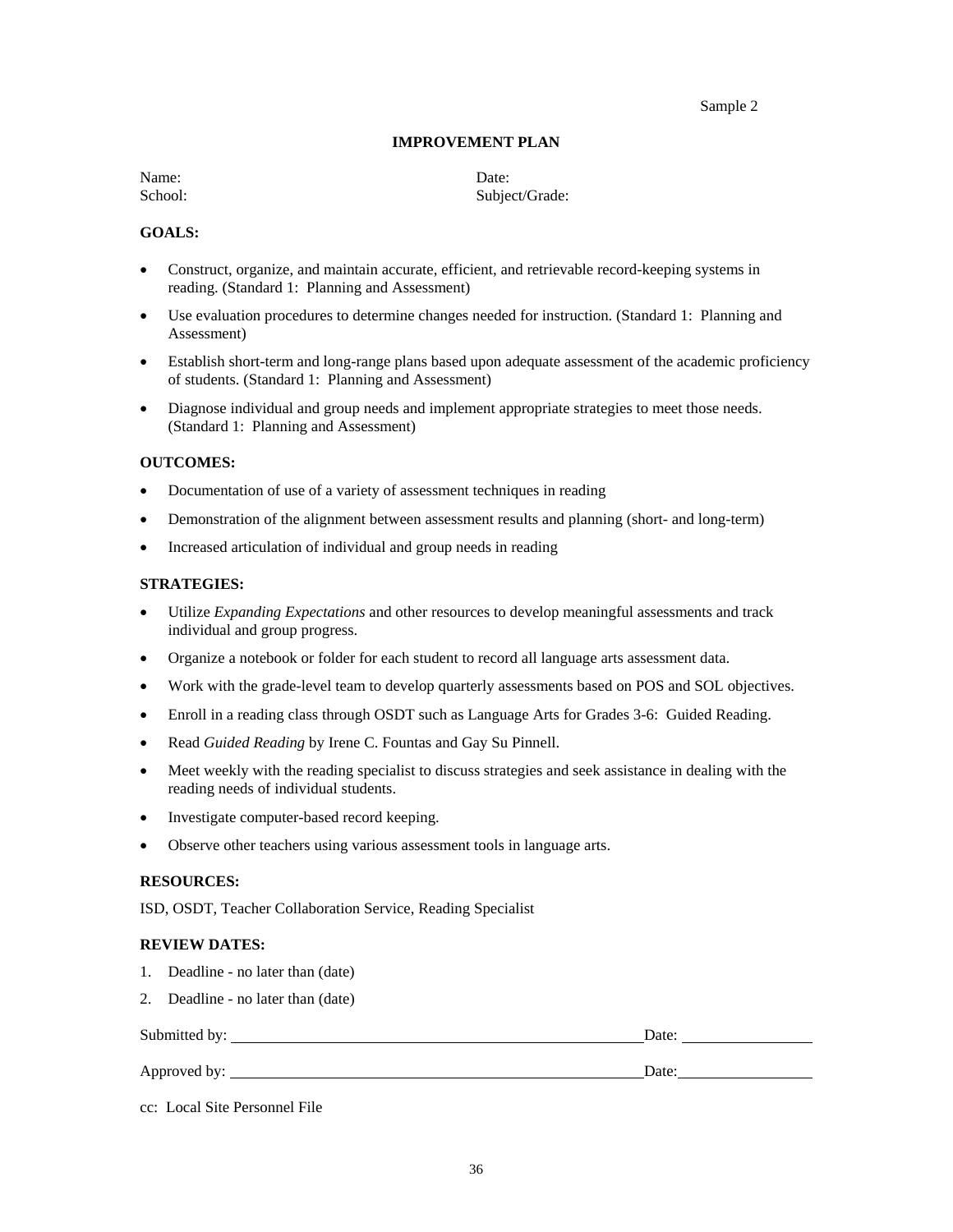Sample 2

## IMPROVEMENT PLAN

Name: 
Date: 
School: 
Subject/Grade:

**GOALS:**

- Construct, organize, and maintain accurate, efficient, and retrievable record-keeping systems in reading. (Standard 1: Planning and Assessment)
- Use evaluation procedures to determine changes needed for instruction. (Standard 1: Planning and Assessment)
- Establish short-term and long-range plans based upon adequate assessment of the academic proficiency of students. (Standard 1: Planning and Assessment)
- Diagnose individual and group needs and implement appropriate strategies to meet those needs. (Standard 1: Planning and Assessment)

**OUTCOMES:**

- Documentation of use of a variety of assessment techniques in reading
- Demonstration of the alignment between assessment results and planning (short- and long-term)
- Increased articulation of individual and group needs in reading

**STRATEGIES:**

- Utilize *Expanding Expectations* and other resources to develop meaningful assessments and track individual and group progress.
- Organize a notebook or folder for each student to record all language arts assessment data.
- Work with the grade-level team to develop quarterly assessments based on POS and SOL objectives.
- Enroll in a reading class through OSDT such as Language Arts for Grades 3-6: Guided Reading.
- Read *Guided Reading* by Irene C. Fountas and Gay Su Pinnell.
- Meet weekly with the reading specialist to discuss strategies and seek assistance in dealing with the reading needs of individual students.
- Investigate computer-based record keeping.
- Observe other teachers using various assessment tools in language arts.

**RESOURCES:**

ISD, OSDT, Teacher Collaboration Service, Reading Specialist

**REVIEW DATES:**

1. Deadline - no later than (date)
2. Deadline - no later than (date)

Submitted by: ______________________________ Date: ____________

Approved by: ______________________________ Date: ____________

cc: Local Site Personnel File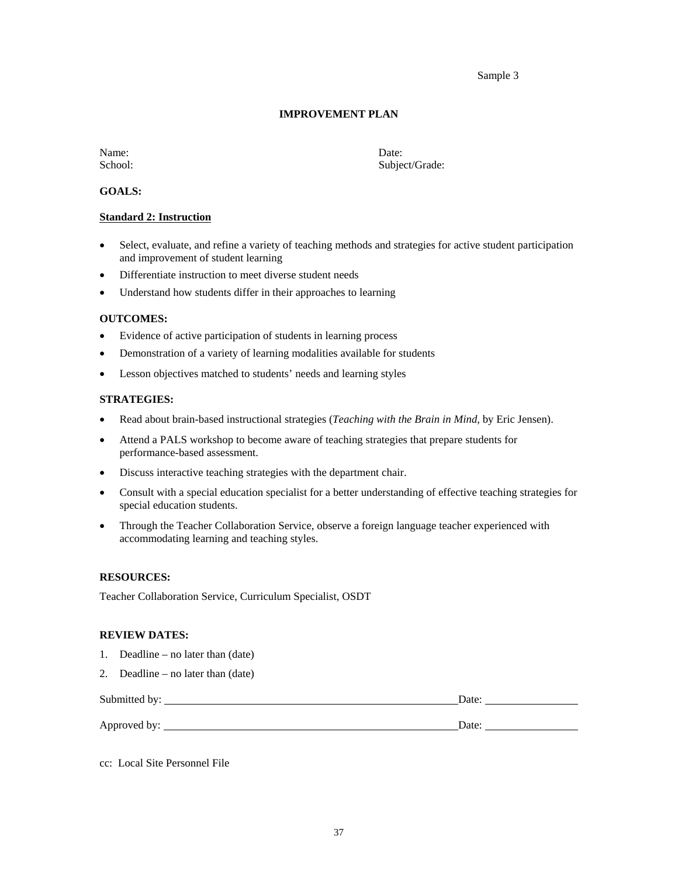Sample 3

# IMPROVEMENT PLAN

Name: 
School: 

Date: 
Subject/Grade: 

**GOALS:**

**Standard 2: Instruction**

- Select, evaluate, and refine a variety of teaching methods and strategies for active student participation and improvement of student learning
- Differentiate instruction to meet diverse student needs
- Understand how students differ in their approaches to learning

**OUTCOMES:**

- Evidence of active participation of students in learning process
- Demonstration of a variety of learning modalities available for students
- Lesson objectives matched to students' needs and learning styles

**STRATEGIES:**

- Read about brain-based instructional strategies (*Teaching with the Brain in Mind,* by Eric Jensen).
- Attend a PALS workshop to become aware of teaching strategies that prepare students for performance-based assessment.
- Discuss interactive teaching strategies with the department chair.
- Consult with a special education specialist for a better understanding of effective teaching strategies for special education students.
- Through the Teacher Collaboration Service, observe a foreign language teacher experienced with accommodating learning and teaching styles.

**RESOURCES:**

Teacher Collaboration Service, Curriculum Specialist, OSDT

**REVIEW DATES:**

1. Deadline – no later than (date)
2. Deadline – no later than (date)

Submitted by: ______________________________ Date: ____________

Approved by: ______________________________ Date: ____________

cc: Local Site Personnel File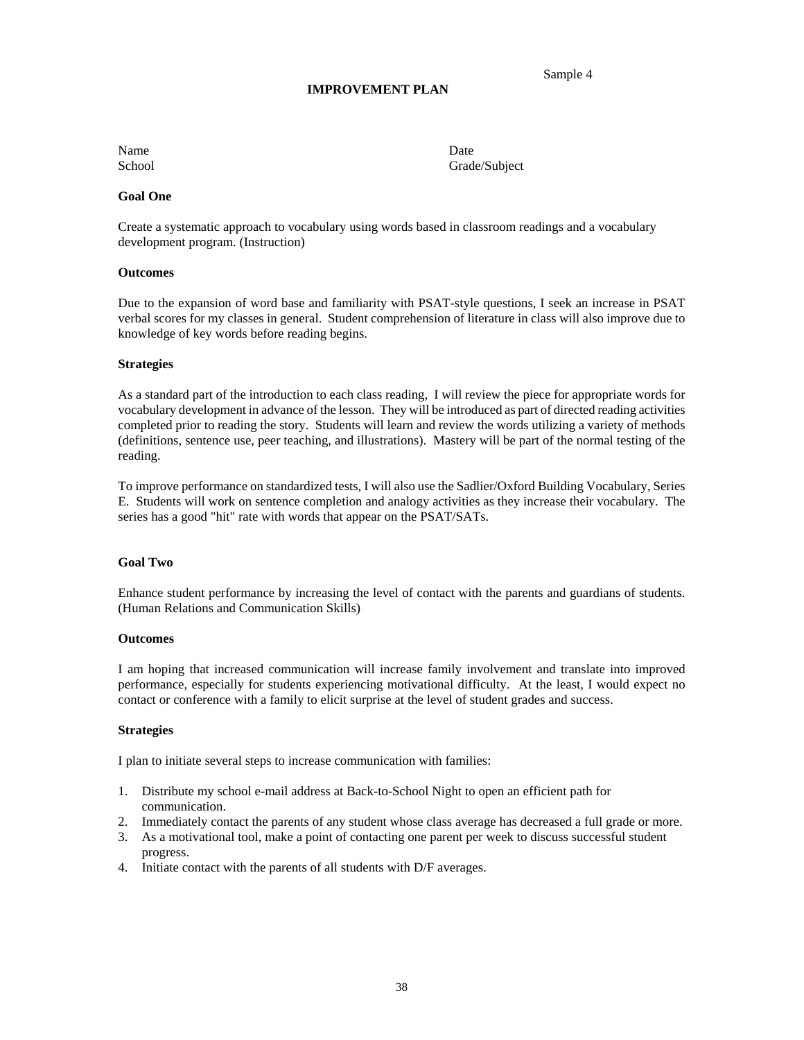Sample 4

# IMPROVEMENT PLAN

Name | Date
School | Grade/Subject

**Goal One**

Create a systematic approach to vocabulary using words based in classroom readings and a vocabulary development program. (Instruction)

**Outcomes**

Due to the expansion of word base and familiarity with PSAT-style questions, I seek an increase in PSAT verbal scores for my classes in general. Student comprehension of literature in class will also improve due to knowledge of key words before reading begins.

**Strategies**

As a standard part of the introduction to each class reading, I will review the piece for appropriate words for vocabulary development in advance of the lesson. They will be introduced as part of directed reading activities completed prior to reading the story. Students will learn and review the words utilizing a variety of methods (definitions, sentence use, peer teaching, and illustrations). Mastery will be part of the normal testing of the reading.

To improve performance on standardized tests, I will also use the Sadlier/Oxford Building Vocabulary, Series E. Students will work on sentence completion and analogy activities as they increase their vocabulary. The series has a good "hit" rate with words that appear on the PSAT/SATs.

**Goal Two**

Enhance student performance by increasing the level of contact with the parents and guardians of students. (Human Relations and Communication Skills)

**Outcomes**

I am hoping that increased communication will increase family involvement and translate into improved performance, especially for students experiencing motivational difficulty. At the least, I would expect no contact or conference with a family to elicit surprise at the level of student grades and success.

**Strategies**

I plan to initiate several steps to increase communication with families:

1. Distribute my school e-mail address at Back-to-School Night to open an efficient path for communication.
2. Immediately contact the parents of any student whose class average has decreased a full grade or more.
3. As a motivational tool, make a point of contacting one parent per week to discuss successful student progress.
4. Initiate contact with the parents of all students with D/F averages.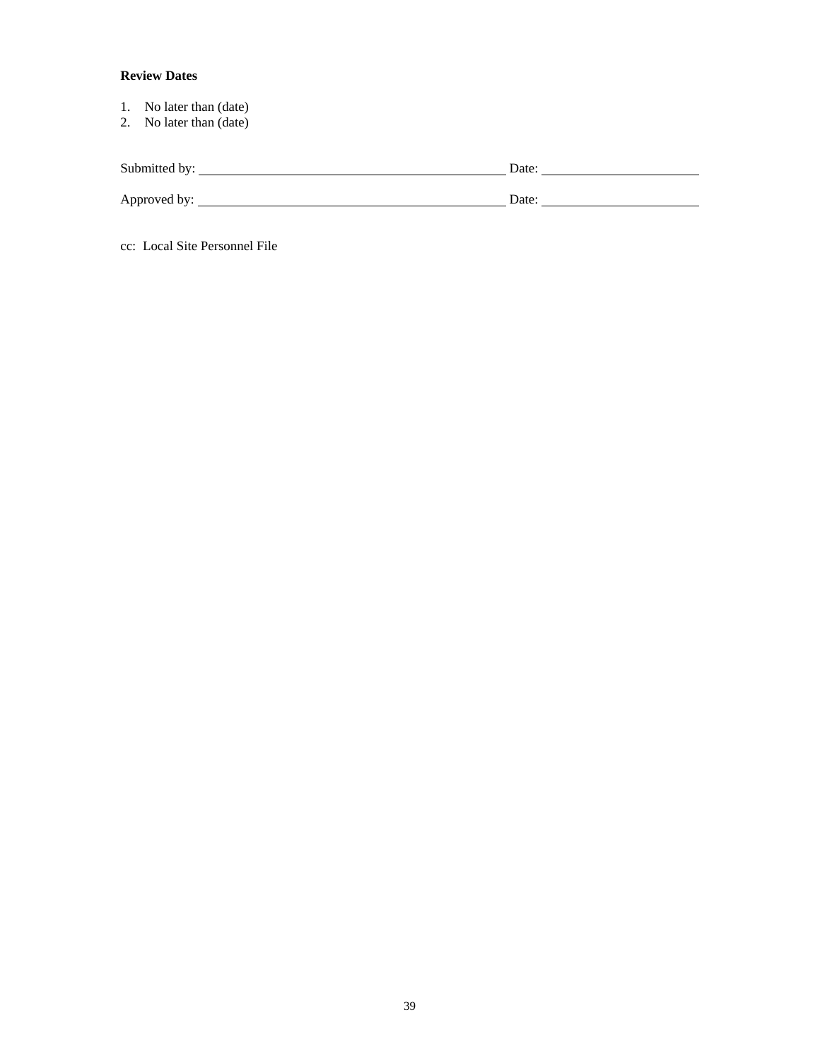**Review Dates**

1. No later than (date)
2. No later than (date)

Submitted by: ____________________________________________ Date: ______________________

Approved by: ____________________________________________ Date: ______________________

cc: Local Site Personnel File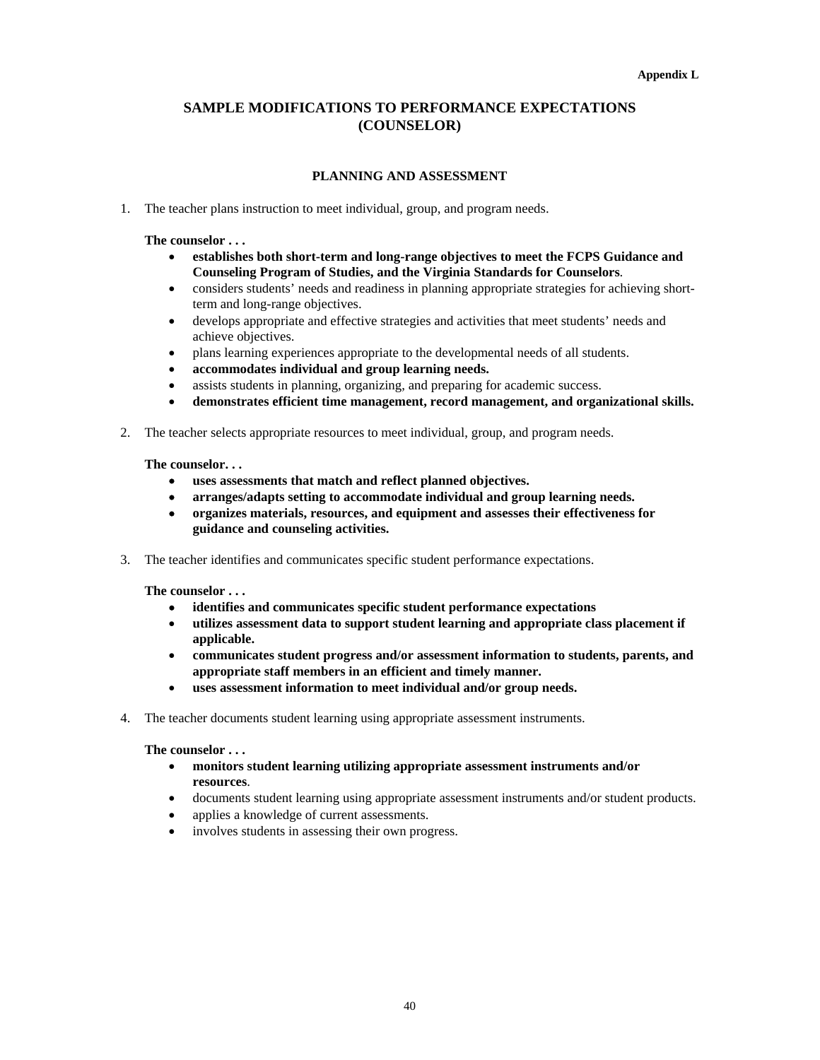Appendix L

# SAMPLE MODIFICATIONS TO PERFORMANCE EXPECTATIONS (COUNSELOR)

## PLANNING AND ASSESSMENT

1. The teacher plans instruction to meet individual, group, and program needs.

   **The counselor . . .**
   - **establishes both short-term and long-range objectives to meet the FCPS Guidance and Counseling Program of Studies, and the Virginia Standards for Counselors**.
   - considers students' needs and readiness in planning appropriate strategies for achieving short-term and long-range objectives.
   - develops appropriate and effective strategies and activities that meet students' needs and achieve objectives.
   - plans learning experiences appropriate to the developmental needs of all students.
   - **accommodates individual and group learning needs.**
   - assists students in planning, organizing, and preparing for academic success.
   - **demonstrates efficient time management, record management, and organizational skills.**

2. The teacher selects appropriate resources to meet individual, group, and program needs.

   **The counselor. . .**
   - **uses assessments that match and reflect planned objectives.**
   - **arranges/adapts setting to accommodate individual and group learning needs.**
   - **organizes materials, resources, and equipment and assesses their effectiveness for guidance and counseling activities.**

3. The teacher identifies and communicates specific student performance expectations.

   **The counselor . . .**
   - **identifies and communicates specific student performance expectations**
   - **utilizes assessment data to support student learning and appropriate class placement if applicable.**
   - **communicates student progress and/or assessment information to students, parents, and appropriate staff members in an efficient and timely manner.**
   - **uses assessment information to meet individual and/or group needs.**

4. The teacher documents student learning using appropriate assessment instruments.

   **The counselor . . .**
   - **monitors student learning utilizing appropriate assessment instruments and/or resources**.
   - documents student learning using appropriate assessment instruments and/or student products.
   - applies a knowledge of current assessments.
   - involves students in assessing their own progress.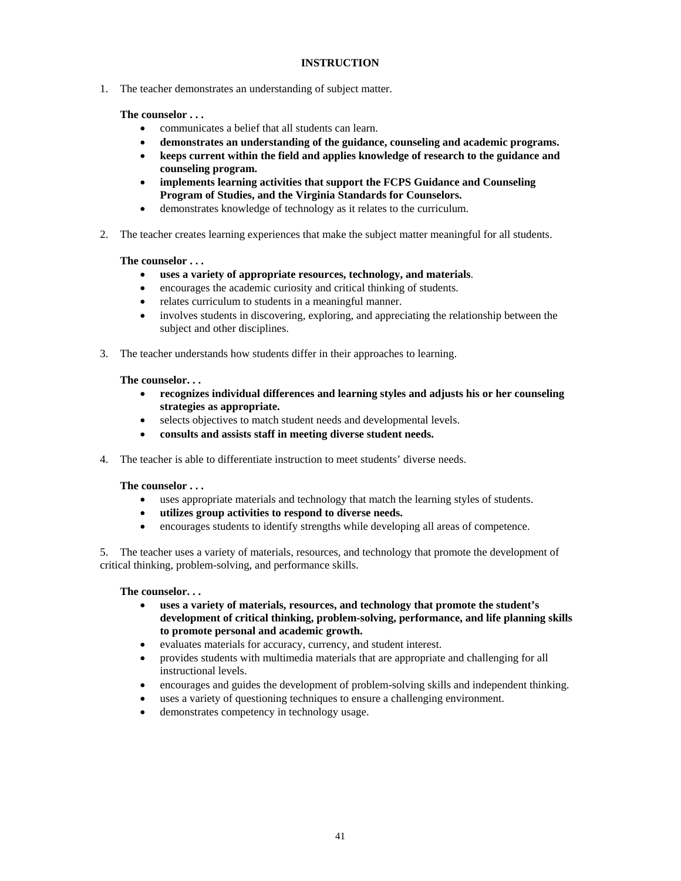## INSTRUCTION

1. The teacher demonstrates an understanding of subject matter.

   **The counselor . . .**

   - communicates a belief that all students can learn.
   - **demonstrates an understanding of the guidance, counseling and academic programs.**
   - **keeps current within the field and applies knowledge of research to the guidance and counseling program.**
   - **implements learning activities that support the FCPS Guidance and Counseling Program of Studies, and the Virginia Standards for Counselors.**
   - demonstrates knowledge of technology as it relates to the curriculum.

2. The teacher creates learning experiences that make the subject matter meaningful for all students.

   **The counselor . . .**

   - **uses a variety of appropriate resources, technology, and materials**.
   - encourages the academic curiosity and critical thinking of students.
   - relates curriculum to students in a meaningful manner.
   - involves students in discovering, exploring, and appreciating the relationship between the subject and other disciplines.

3. The teacher understands how students differ in their approaches to learning.

   **The counselor. . .**

   - **recognizes individual differences and learning styles and adjusts his or her counseling strategies as appropriate.**
   - selects objectives to match student needs and developmental levels.
   - **consults and assists staff in meeting diverse student needs.**

4. The teacher is able to differentiate instruction to meet students' diverse needs.

   **The counselor . . .**

   - uses appropriate materials and technology that match the learning styles of students.
   - **utilizes group activities to respond to diverse needs.**
   - encourages students to identify strengths while developing all areas of competence.

5. The teacher uses a variety of materials, resources, and technology that promote the development of critical thinking, problem-solving, and performance skills.

   **The counselor. . .**

   - **uses a variety of materials, resources, and technology that promote the student's development of critical thinking, problem-solving, performance, and life planning skills to promote personal and academic growth.**
   - evaluates materials for accuracy, currency, and student interest.
   - provides students with multimedia materials that are appropriate and challenging for all instructional levels.
   - encourages and guides the development of problem-solving skills and independent thinking.
   - uses a variety of questioning techniques to ensure a challenging environment.
   - demonstrates competency in technology usage.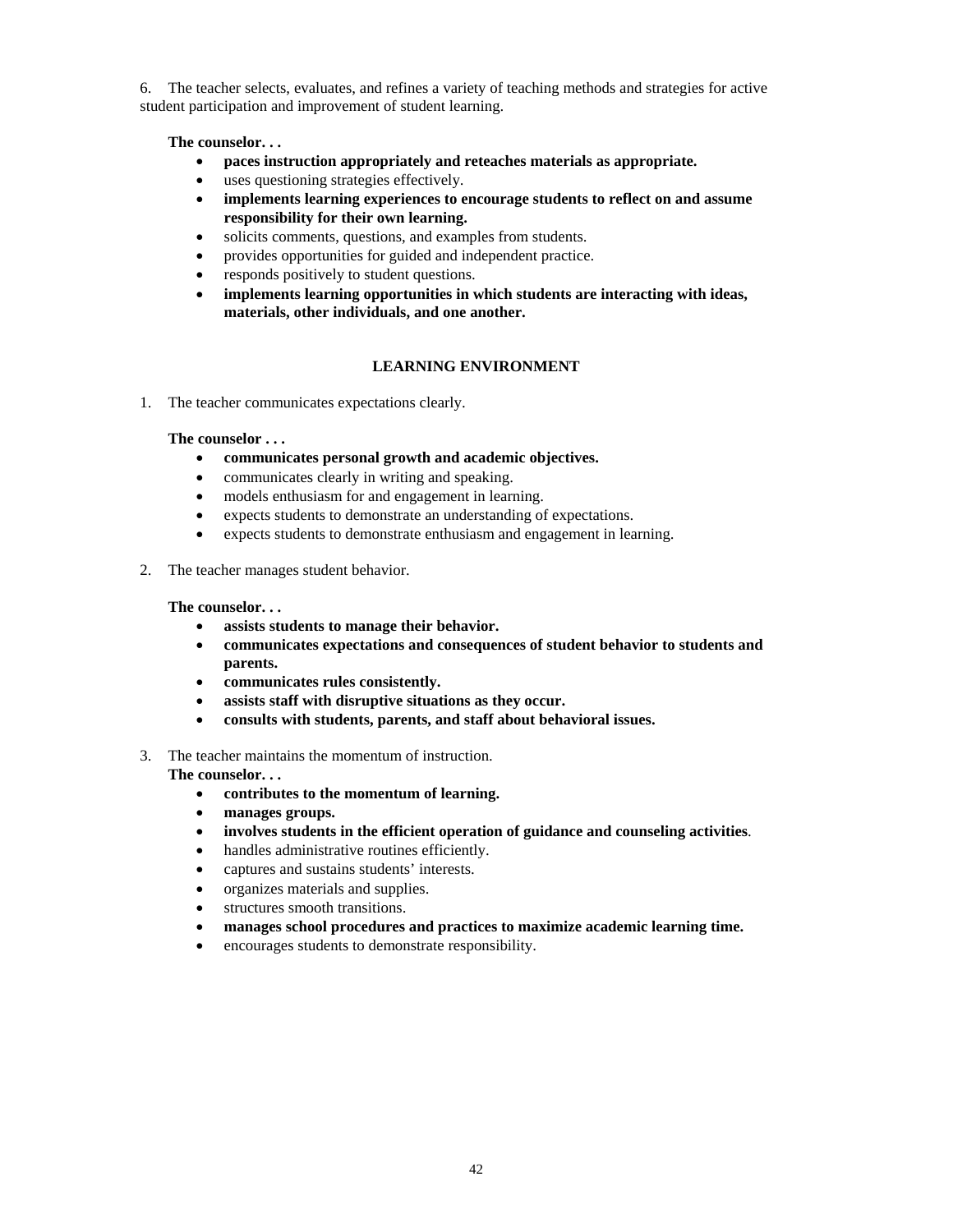6. The teacher selects, evaluates, and refines a variety of teaching methods and strategies for active student participation and improvement of student learning.

**The counselor. . .**

- **paces instruction appropriately and reteaches materials as appropriate.**
- uses questioning strategies effectively.
- **implements learning experiences to encourage students to reflect on and assume responsibility for their own learning.**
- solicits comments, questions, and examples from students.
- provides opportunities for guided and independent practice.
- responds positively to student questions.
- **implements learning opportunities in which students are interacting with ideas, materials, other individuals, and one another.**

## LEARNING ENVIRONMENT

1. The teacher communicates expectations clearly.

**The counselor . . .**

- **communicates personal growth and academic objectives.**
- communicates clearly in writing and speaking.
- models enthusiasm for and engagement in learning.
- expects students to demonstrate an understanding of expectations.
- expects students to demonstrate enthusiasm and engagement in learning.

2. The teacher manages student behavior.

**The counselor. . .**

- **assists students to manage their behavior.**
- **communicates expectations and consequences of student behavior to students and parents.**
- **communicates rules consistently.**
- **assists staff with disruptive situations as they occur.**
- **consults with students, parents, and staff about behavioral issues.**

3. The teacher maintains the momentum of instruction.

**The counselor. . .**

- **contributes to the momentum of learning.**
- **manages groups.**
- **involves students in the efficient operation of guidance and counseling activities**.
- handles administrative routines efficiently.
- captures and sustains students' interests.
- organizes materials and supplies.
- structures smooth transitions.
- **manages school procedures and practices to maximize academic learning time.**
- encourages students to demonstrate responsibility.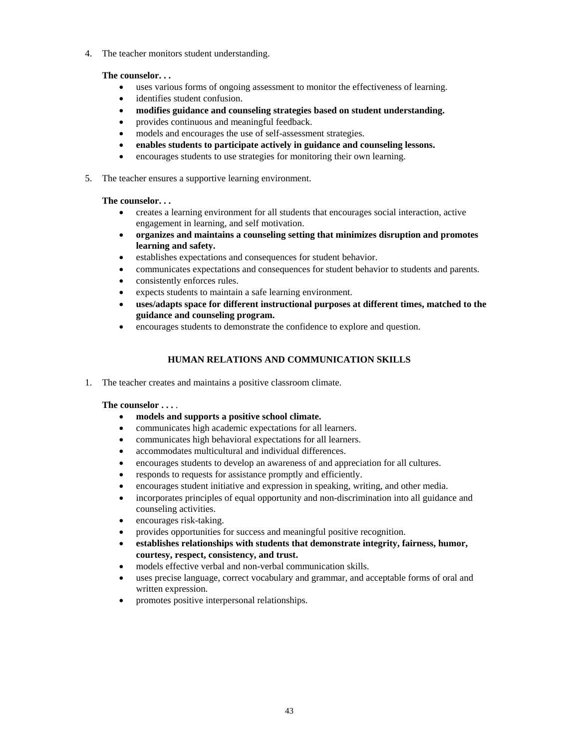4. The teacher monitors student understanding.

   **The counselor. . .**
   - uses various forms of ongoing assessment to monitor the effectiveness of learning.
   - identifies student confusion.
   - **modifies guidance and counseling strategies based on student understanding.**
   - provides continuous and meaningful feedback.
   - models and encourages the use of self-assessment strategies.
   - **enables students to participate actively in guidance and counseling lessons.**
   - encourages students to use strategies for monitoring their own learning.

5. The teacher ensures a supportive learning environment.

   **The counselor. . .**
   - creates a learning environment for all students that encourages social interaction, active engagement in learning, and self motivation.
   - **organizes and maintains a counseling setting that minimizes disruption and promotes learning and safety.**
   - establishes expectations and consequences for student behavior.
   - communicates expectations and consequences for student behavior to students and parents.
   - consistently enforces rules.
   - expects students to maintain a safe learning environment.
   - **uses/adapts space for different instructional purposes at different times, matched to the guidance and counseling program.**
   - encourages students to demonstrate the confidence to explore and question.

## HUMAN RELATIONS AND COMMUNICATION SKILLS

1. The teacher creates and maintains a positive classroom climate.

   **The counselor . . . .**
   - **models and supports a positive school climate.**
   - communicates high academic expectations for all learners.
   - communicates high behavioral expectations for all learners.
   - accommodates multicultural and individual differences.
   - encourages students to develop an awareness of and appreciation for all cultures.
   - responds to requests for assistance promptly and efficiently.
   - encourages student initiative and expression in speaking, writing, and other media.
   - incorporates principles of equal opportunity and non-discrimination into all guidance and counseling activities.
   - encourages risk-taking.
   - provides opportunities for success and meaningful positive recognition.
   - **establishes relationships with students that demonstrate integrity, fairness, humor, courtesy, respect, consistency, and trust.**
   - models effective verbal and non-verbal communication skills.
   - uses precise language, correct vocabulary and grammar, and acceptable forms of oral and written expression.
   - promotes positive interpersonal relationships.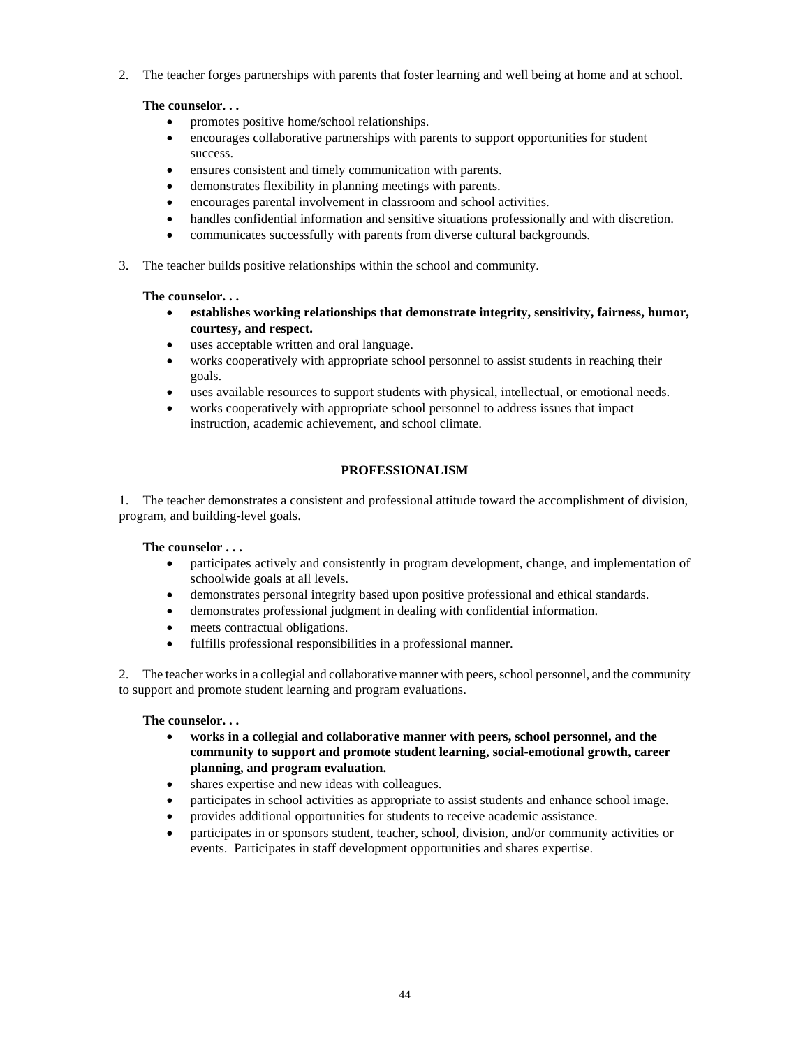2. The teacher forges partnerships with parents that foster learning and well being at home and at school.

**The counselor. . .**

- promotes positive home/school relationships.
- encourages collaborative partnerships with parents to support opportunities for student success.
- ensures consistent and timely communication with parents.
- demonstrates flexibility in planning meetings with parents.
- encourages parental involvement in classroom and school activities.
- handles confidential information and sensitive situations professionally and with discretion.
- communicates successfully with parents from diverse cultural backgrounds.

3. The teacher builds positive relationships within the school and community.

**The counselor. . .**

- **establishes working relationships that demonstrate integrity, sensitivity, fairness, humor, courtesy, and respect.**
- uses acceptable written and oral language.
- works cooperatively with appropriate school personnel to assist students in reaching their goals.
- uses available resources to support students with physical, intellectual, or emotional needs.
- works cooperatively with appropriate school personnel to address issues that impact instruction, academic achievement, and school climate.

## PROFESSIONALISM

1. The teacher demonstrates a consistent and professional attitude toward the accomplishment of division, program, and building-level goals.

**The counselor . . .**

- participates actively and consistently in program development, change, and implementation of schoolwide goals at all levels.
- demonstrates personal integrity based upon positive professional and ethical standards.
- demonstrates professional judgment in dealing with confidential information.
- meets contractual obligations.
- fulfills professional responsibilities in a professional manner.

2. The teacher works in a collegial and collaborative manner with peers, school personnel, and the community to support and promote student learning and program evaluations.

**The counselor. . .**

- **works in a collegial and collaborative manner with peers, school personnel, and the community to support and promote student learning, social-emotional growth, career planning, and program evaluation.**
- shares expertise and new ideas with colleagues.
- participates in school activities as appropriate to assist students and enhance school image.
- provides additional opportunities for students to receive academic assistance.
- participates in or sponsors student, teacher, school, division, and/or community activities or events. Participates in staff development opportunities and shares expertise.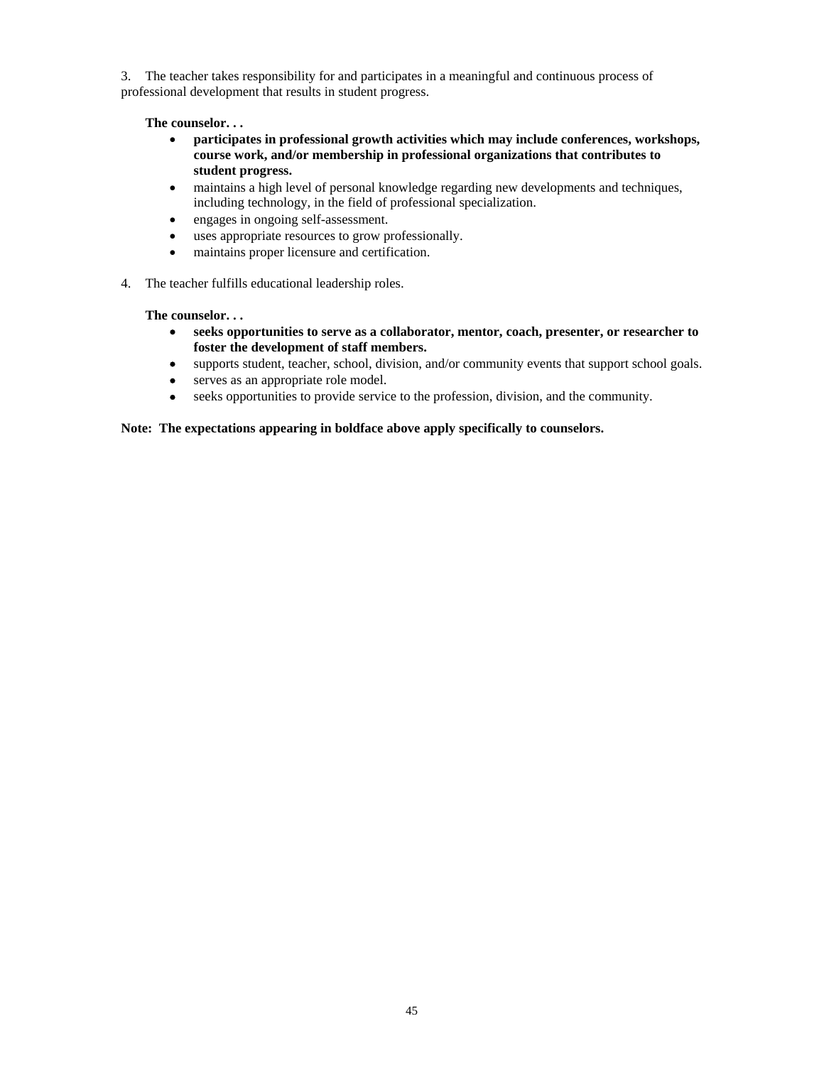3. The teacher takes responsibility for and participates in a meaningful and continuous process of professional development that results in student progress.

**The counselor. . .**

- **participates in professional growth activities which may include conferences, workshops, course work, and/or membership in professional organizations that contributes to student progress.**
- maintains a high level of personal knowledge regarding new developments and techniques, including technology, in the field of professional specialization.
- engages in ongoing self-assessment.
- uses appropriate resources to grow professionally.
- maintains proper licensure and certification.

4. The teacher fulfills educational leadership roles.

**The counselor. . .**

- **seeks opportunities to serve as a collaborator, mentor, coach, presenter, or researcher to foster the development of staff members.**
- supports student, teacher, school, division, and/or community events that support school goals.
- serves as an appropriate role model.
- seeks opportunities to provide service to the profession, division, and the community.

**Note: The expectations appearing in boldface above apply specifically to counselors.**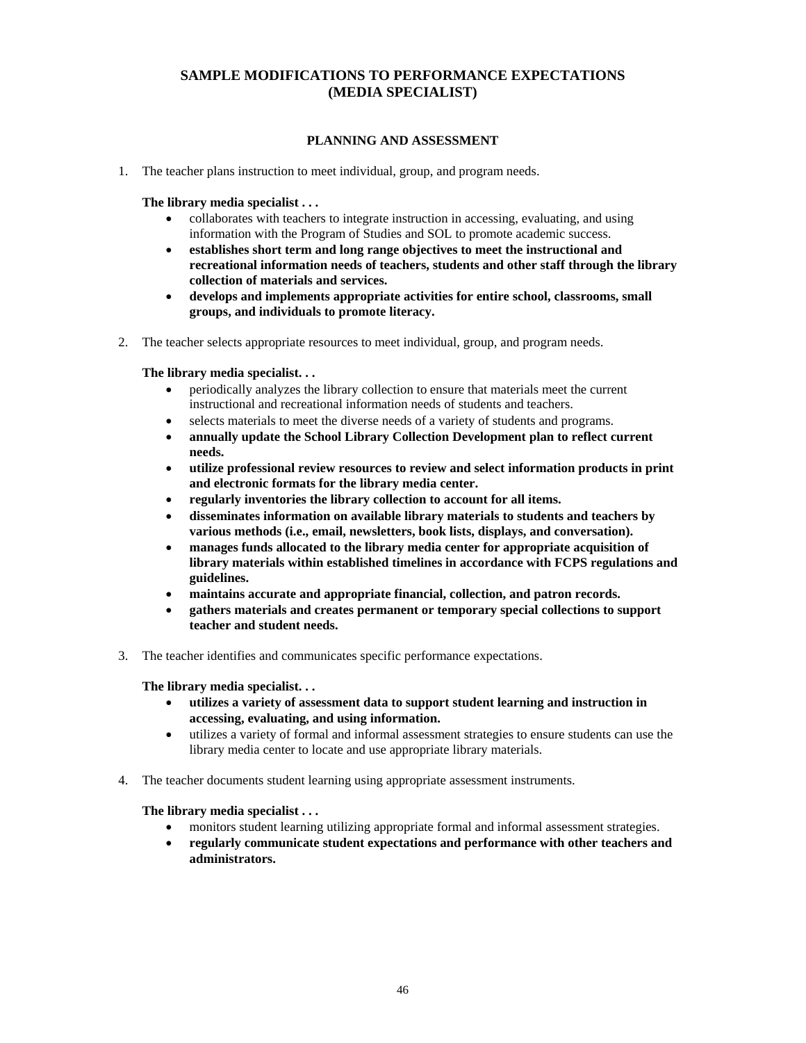## SAMPLE MODIFICATIONS TO PERFORMANCE EXPECTATIONS (MEDIA SPECIALIST)

### PLANNING AND ASSESSMENT

1. The teacher plans instruction to meet individual, group, and program needs.

   **The library media specialist . . .**

   - collaborates with teachers to integrate instruction in accessing, evaluating, and using information with the Program of Studies and SOL to promote academic success.
   - **establishes short term and long range objectives to meet the instructional and recreational information needs of teachers, students and other staff through the library collection of materials and services.**
   - **develops and implements appropriate activities for entire school, classrooms, small groups, and individuals to promote literacy.**

2. The teacher selects appropriate resources to meet individual, group, and program needs.

   **The library media specialist. . .**

   - periodically analyzes the library collection to ensure that materials meet the current instructional and recreational information needs of students and teachers.
   - selects materials to meet the diverse needs of a variety of students and programs.
   - **annually update the School Library Collection Development plan to reflect current needs.**
   - **utilize professional review resources to review and select information products in print and electronic formats for the library media center.**
   - **regularly inventories the library collection to account for all items.**
   - **disseminates information on available library materials to students and teachers by various methods (i.e., email, newsletters, book lists, displays, and conversation).**
   - **manages funds allocated to the library media center for appropriate acquisition of library materials within established timelines in accordance with FCPS regulations and guidelines.**
   - **maintains accurate and appropriate financial, collection, and patron records.**
   - **gathers materials and creates permanent or temporary special collections to support teacher and student needs.**

3. The teacher identifies and communicates specific performance expectations.

   **The library media specialist. . .**

   - **utilizes a variety of assessment data to support student learning and instruction in accessing, evaluating, and using information.**
   - utilizes a variety of formal and informal assessment strategies to ensure students can use the library media center to locate and use appropriate library materials.

4. The teacher documents student learning using appropriate assessment instruments.

   **The library media specialist . . .**

   - monitors student learning utilizing appropriate formal and informal assessment strategies.
   - **regularly communicate student expectations and performance with other teachers and administrators.**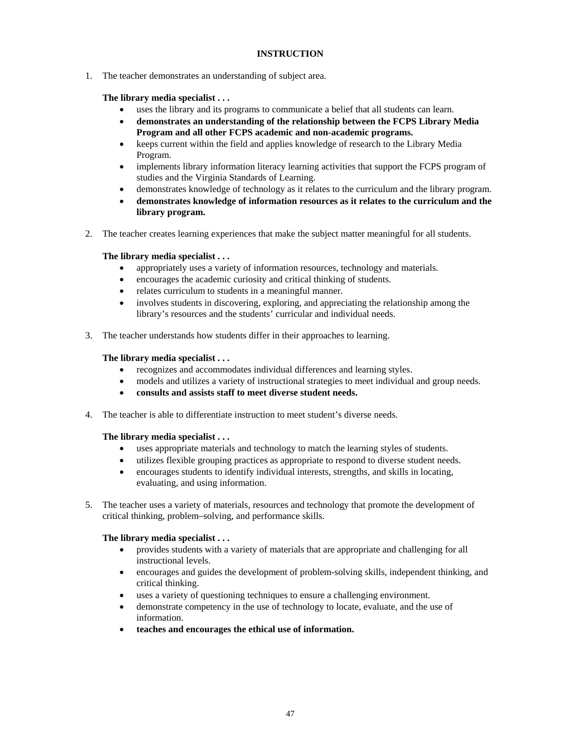## INSTRUCTION

1. The teacher demonstrates an understanding of subject area.

   **The library media specialist . . .**
   - uses the library and its programs to communicate a belief that all students can learn.
   - **demonstrates an understanding of the relationship between the FCPS Library Media Program and all other FCPS academic and non-academic programs.**
   - keeps current within the field and applies knowledge of research to the Library Media Program.
   - implements library information literacy learning activities that support the FCPS program of studies and the Virginia Standards of Learning.
   - demonstrates knowledge of technology as it relates to the curriculum and the library program.
   - **demonstrates knowledge of information resources as it relates to the curriculum and the library program.**

2. The teacher creates learning experiences that make the subject matter meaningful for all students.

   **The library media specialist . . .**
   - appropriately uses a variety of information resources, technology and materials.
   - encourages the academic curiosity and critical thinking of students.
   - relates curriculum to students in a meaningful manner.
   - involves students in discovering, exploring, and appreciating the relationship among the library's resources and the students' curricular and individual needs.

3. The teacher understands how students differ in their approaches to learning.

   **The library media specialist . . .**
   - recognizes and accommodates individual differences and learning styles.
   - models and utilizes a variety of instructional strategies to meet individual and group needs.
   - **consults and assists staff to meet diverse student needs.**

4. The teacher is able to differentiate instruction to meet student's diverse needs.

   **The library media specialist . . .**
   - uses appropriate materials and technology to match the learning styles of students.
   - utilizes flexible grouping practices as appropriate to respond to diverse student needs.
   - encourages students to identify individual interests, strengths, and skills in locating, evaluating, and using information.

5. The teacher uses a variety of materials, resources and technology that promote the development of critical thinking, problem–solving, and performance skills.

   **The library media specialist . . .**
   - provides students with a variety of materials that are appropriate and challenging for all instructional levels.
   - encourages and guides the development of problem-solving skills, independent thinking, and critical thinking.
   - uses a variety of questioning techniques to ensure a challenging environment.
   - demonstrate competency in the use of technology to locate, evaluate, and the use of information.
   - **teaches and encourages the ethical use of information.**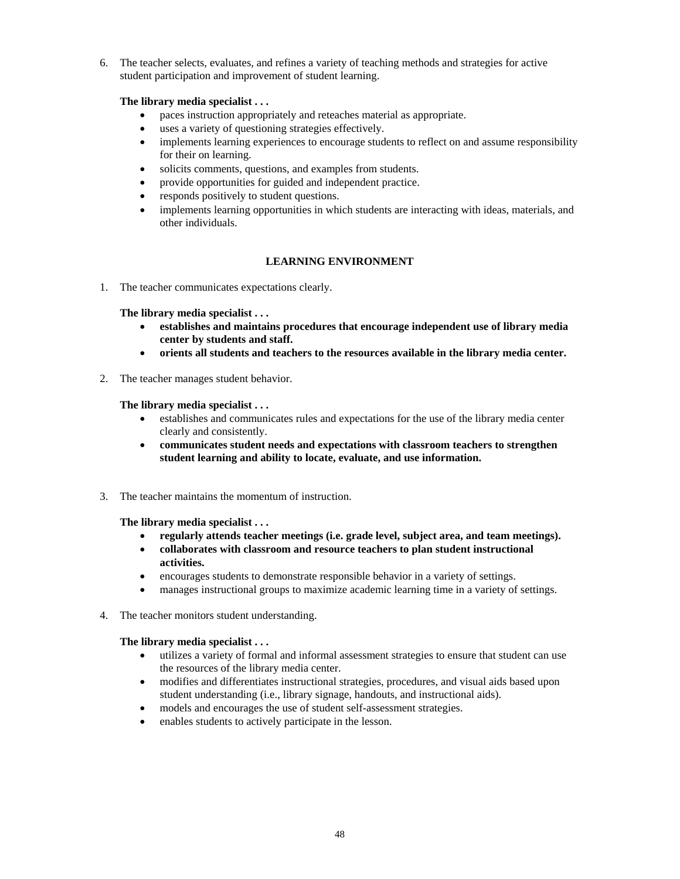6. The teacher selects, evaluates, and refines a variety of teaching methods and strategies for active student participation and improvement of student learning.

   **The library media specialist . . .**
   - paces instruction appropriately and reteaches material as appropriate.
   - uses a variety of questioning strategies effectively.
   - implements learning experiences to encourage students to reflect on and assume responsibility for their on learning.
   - solicits comments, questions, and examples from students.
   - provide opportunities for guided and independent practice.
   - responds positively to student questions.
   - implements learning opportunities in which students are interacting with ideas, materials, and other individuals.

## LEARNING ENVIRONMENT

1. The teacher communicates expectations clearly.

   **The library media specialist . . .**
   - **establishes and maintains procedures that encourage independent use of library media center by students and staff.**
   - **orients all students and teachers to the resources available in the library media center.**

2. The teacher manages student behavior.

   **The library media specialist . . .**
   - establishes and communicates rules and expectations for the use of the library media center clearly and consistently.
   - **communicates student needs and expectations with classroom teachers to strengthen student learning and ability to locate, evaluate, and use information.**

3. The teacher maintains the momentum of instruction.

   **The library media specialist . . .**
   - **regularly attends teacher meetings (i.e. grade level, subject area, and team meetings).**
   - **collaborates with classroom and resource teachers to plan student instructional activities.**
   - encourages students to demonstrate responsible behavior in a variety of settings.
   - manages instructional groups to maximize academic learning time in a variety of settings.

4. The teacher monitors student understanding.

   **The library media specialist . . .**
   - utilizes a variety of formal and informal assessment strategies to ensure that student can use the resources of the library media center.
   - modifies and differentiates instructional strategies, procedures, and visual aids based upon student understanding (i.e., library signage, handouts, and instructional aids).
   - models and encourages the use of student self-assessment strategies.
   - enables students to actively participate in the lesson.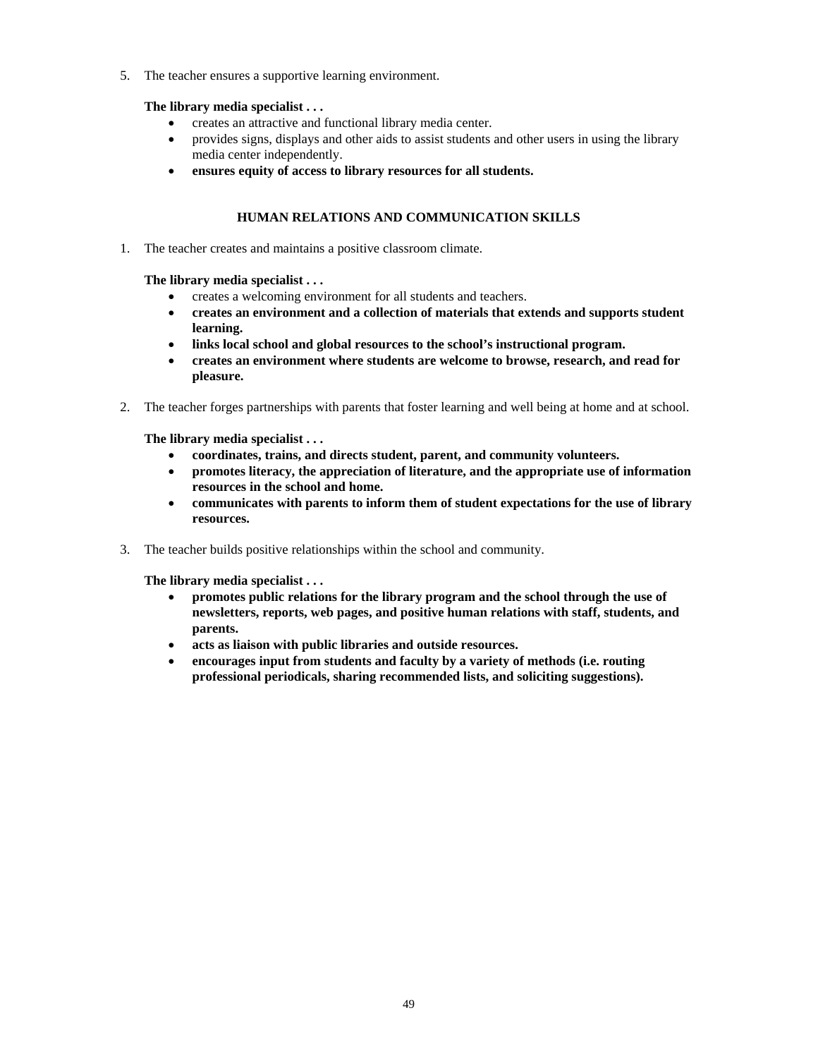5. The teacher ensures a supportive learning environment.

   **The library media specialist . . .**

   - creates an attractive and functional library media center.
   - provides signs, displays and other aids to assist students and other users in using the library media center independently.
   - **ensures equity of access to library resources for all students.**

## HUMAN RELATIONS AND COMMUNICATION SKILLS

1. The teacher creates and maintains a positive classroom climate.

   **The library media specialist . . .**

   - creates a welcoming environment for all students and teachers.
   - **creates an environment and a collection of materials that extends and supports student learning.**
   - **links local school and global resources to the school's instructional program.**
   - **creates an environment where students are welcome to browse, research, and read for pleasure.**

2. The teacher forges partnerships with parents that foster learning and well being at home and at school.

   **The library media specialist . . .**

   - **coordinates, trains, and directs student, parent, and community volunteers.**
   - **promotes literacy, the appreciation of literature, and the appropriate use of information resources in the school and home.**
   - **communicates with parents to inform them of student expectations for the use of library resources.**

3. The teacher builds positive relationships within the school and community.

   **The library media specialist . . .**

   - **promotes public relations for the library program and the school through the use of newsletters, reports, web pages, and positive human relations with staff, students, and parents.**
   - **acts as liaison with public libraries and outside resources.**
   - **encourages input from students and faculty by a variety of methods (i.e. routing professional periodicals, sharing recommended lists, and soliciting suggestions).**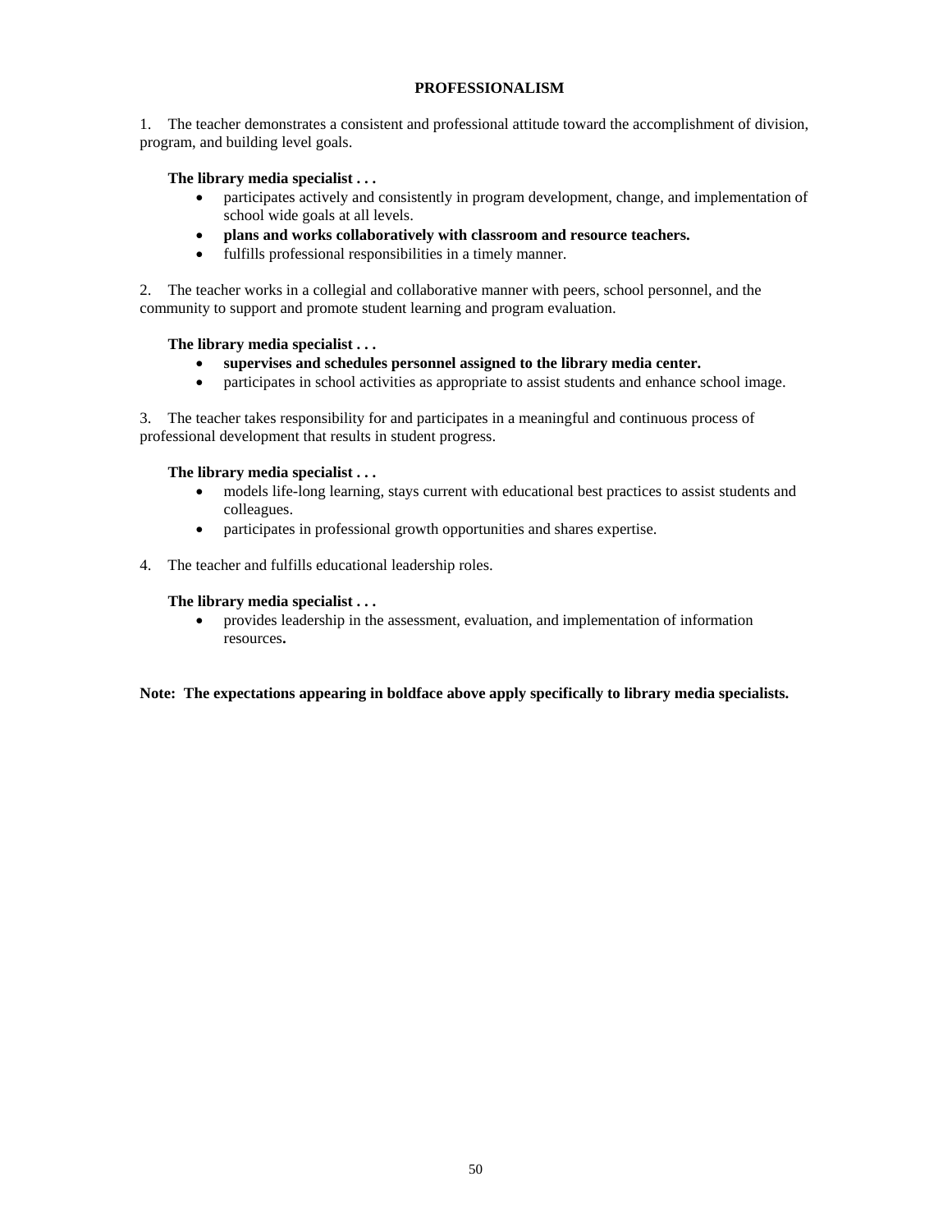## PROFESSIONALISM

1. The teacher demonstrates a consistent and professional attitude toward the accomplishment of division, program, and building level goals.

**The library media specialist . . .**

- participates actively and consistently in program development, change, and implementation of school wide goals at all levels.
- **plans and works collaboratively with classroom and resource teachers.**
- fulfills professional responsibilities in a timely manner.

2. The teacher works in a collegial and collaborative manner with peers, school personnel, and the community to support and promote student learning and program evaluation.

**The library media specialist . . .**

- **supervises and schedules personnel assigned to the library media center.**
- participates in school activities as appropriate to assist students and enhance school image.

3. The teacher takes responsibility for and participates in a meaningful and continuous process of professional development that results in student progress.

**The library media specialist . . .**

- models life-long learning, stays current with educational best practices to assist students and colleagues.
- participates in professional growth opportunities and shares expertise.

4. The teacher and fulfills educational leadership roles.

**The library media specialist . . .**

- provides leadership in the assessment, evaluation, and implementation of information resources**.**

**Note: The expectations appearing in boldface above apply specifically to library media specialists.**